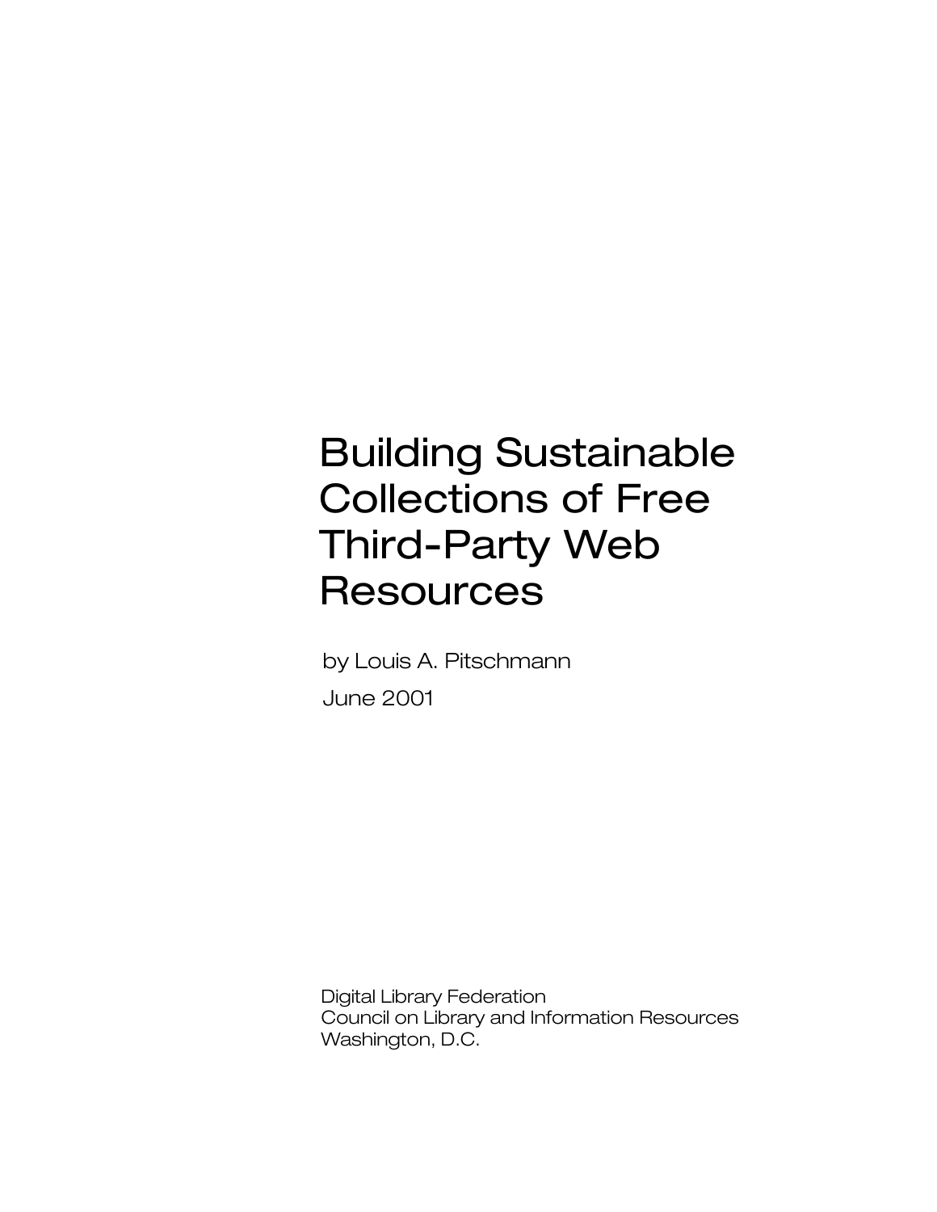# Building Sustainable Collections of Free Third-Party Web Resources

by Louis A. Pitschmann

June 2001

Digital Library Federation
Council on Library and Information Resources
Washington, D.C.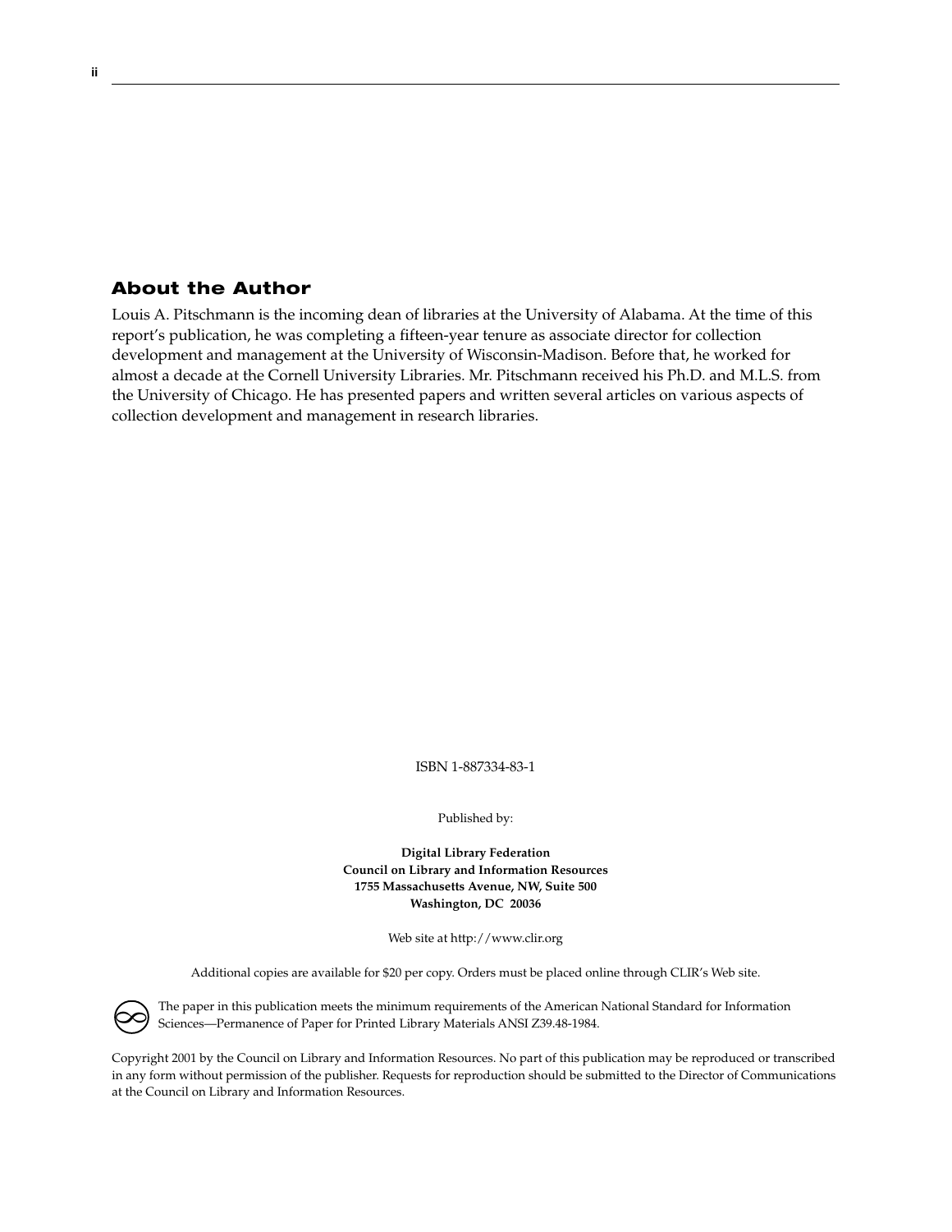## About the Author

Louis A. Pitschmann is the incoming dean of libraries at the University of Alabama. At the time of this report's publication, he was completing a fifteen-year tenure as associate director for collection development and management at the University of Wisconsin-Madison. Before that, he worked for almost a decade at the Cornell University Libraries. Mr. Pitschmann received his Ph.D. and M.L.S. from the University of Chicago. He has presented papers and written several articles on various aspects of collection development and management in research libraries.

ISBN 1-887334-83-1

Published by:

**Digital Library Federation**
**Council on Library and Information Resources**
**1755 Massachusetts Avenue, NW, Suite 500**
**Washington, DC 20036**

Web site at http://www.clir.org

Additional copies are available for $20 per copy. Orders must be placed online through CLIR's Web site.

The paper in this publication meets the minimum requirements of the American National Standard for Information Sciences—Permanence of Paper for Printed Library Materials ANSI Z39.48-1984.

Copyright 2001 by the Council on Library and Information Resources. No part of this publication may be reproduced or transcribed in any form without permission of the publisher. Requests for reproduction should be submitted to the Director of Communications at the Council on Library and Information Resources.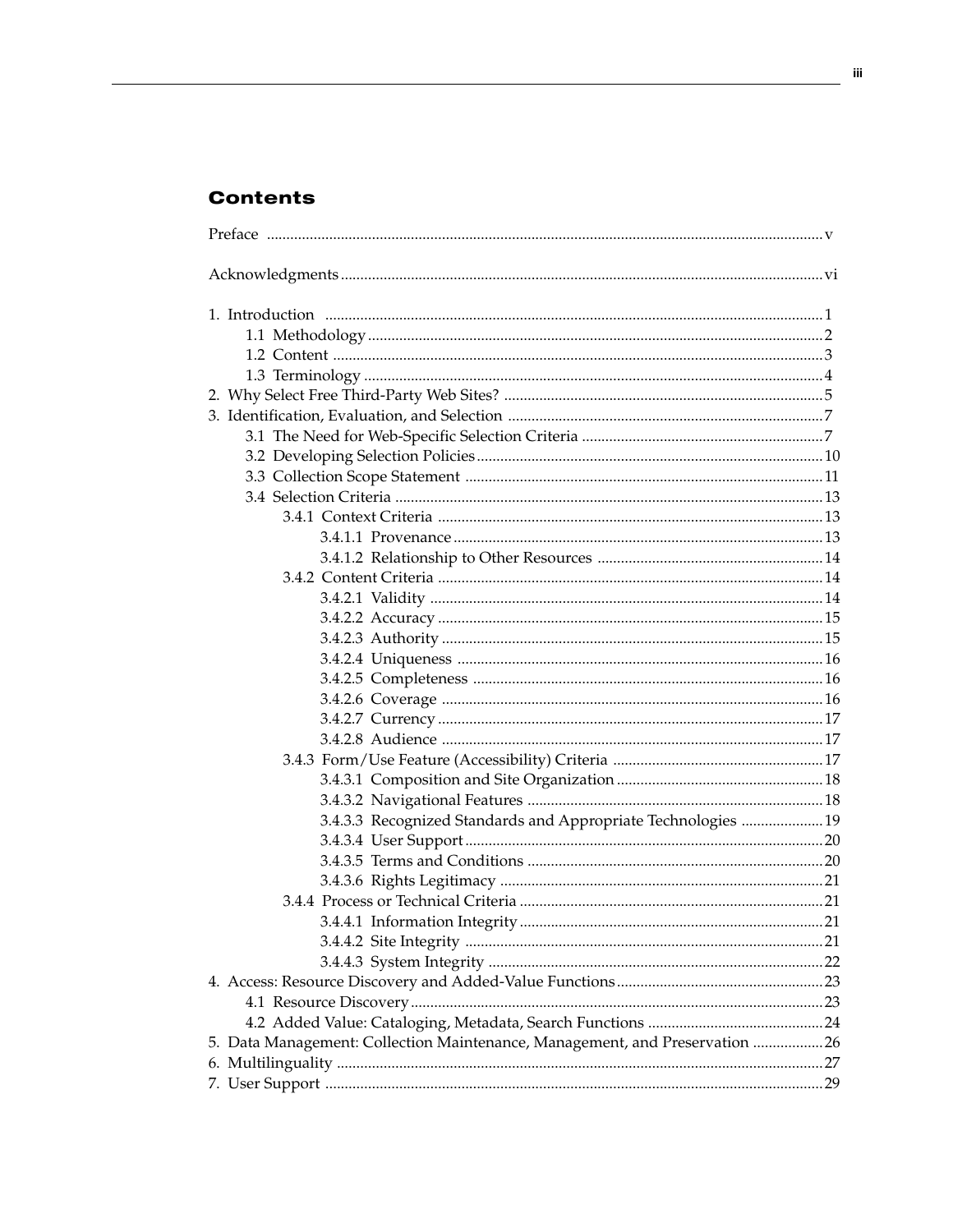## Contents

Preface ........ v

Acknowledgments ........ vi

1. Introduction ........ 1
   - 1.1 Methodology ........ 2
   - 1.2 Content ........ 3
   - 1.3 Terminology ........ 4
2. Why Select Free Third-Party Web Sites? ........ 5
3. Identification, Evaluation, and Selection ........ 7
   - 3.1 The Need for Web-Specific Selection Criteria ........ 7
   - 3.2 Developing Selection Policies ........ 10
   - 3.3 Collection Scope Statement ........ 11
   - 3.4 Selection Criteria ........ 13
     - 3.4.1 Context Criteria ........ 13
       - 3.4.1.1 Provenance ........ 13
       - 3.4.1.2 Relationship to Other Resources ........ 14
     - 3.4.2 Content Criteria ........ 14
       - 3.4.2.1 Validity ........ 14
       - 3.4.2.2 Accuracy ........ 15
       - 3.4.2.3 Authority ........ 15
       - 3.4.2.4 Uniqueness ........ 16
       - 3.4.2.5 Completeness ........ 16
       - 3.4.2.6 Coverage ........ 16
       - 3.4.2.7 Currency ........ 17
       - 3.4.2.8 Audience ........ 17
     - 3.4.3 Form/Use Feature (Accessibility) Criteria ........ 17
       - 3.4.3.1 Composition and Site Organization ........ 18
       - 3.4.3.2 Navigational Features ........ 18
       - 3.4.3.3 Recognized Standards and Appropriate Technologies ........ 19
       - 3.4.3.4 User Support ........ 20
       - 3.4.3.5 Terms and Conditions ........ 20
       - 3.4.3.6 Rights Legitimacy ........ 21
     - 3.4.4 Process or Technical Criteria ........ 21
       - 3.4.4.1 Information Integrity ........ 21
       - 3.4.4.2 Site Integrity ........ 21
       - 3.4.4.3 System Integrity ........ 22
4. Access: Resource Discovery and Added-Value Functions ........ 23
   - 4.1 Resource Discovery ........ 23
   - 4.2 Added Value: Cataloging, Metadata, Search Functions ........ 24
5. Data Management: Collection Maintenance, Management, and Preservation ........ 26
6. Multilinguality ........ 27
7. User Support ........ 29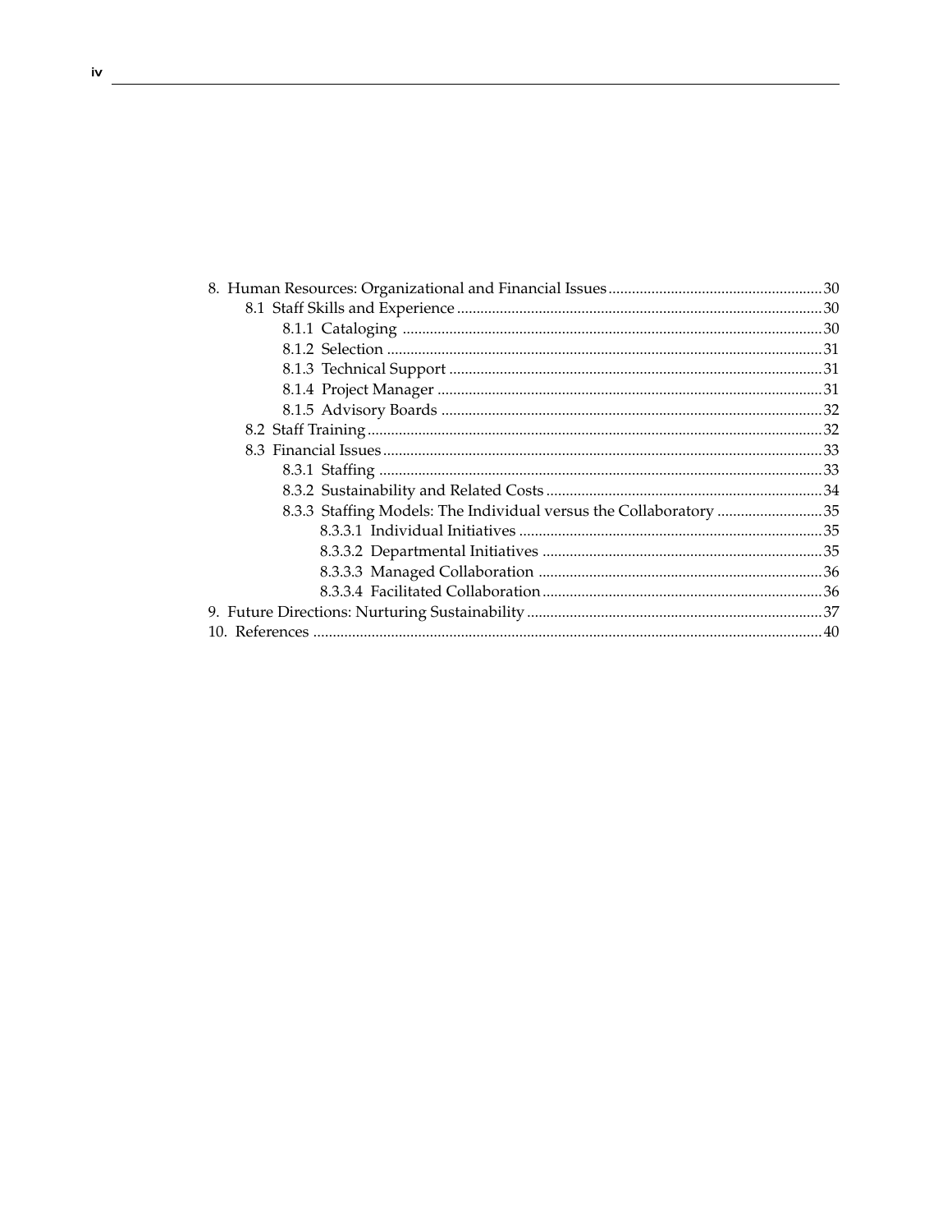- 8. Human Resources: Organizational and Financial Issues ........ 30
  - 8.1 Staff Skills and Experience ........ 30
    - 8.1.1 Cataloging ........ 30
    - 8.1.2 Selection ........ 31
    - 8.1.3 Technical Support ........ 31
    - 8.1.4 Project Manager ........ 31
    - 8.1.5 Advisory Boards ........ 32
  - 8.2 Staff Training ........ 32
  - 8.3 Financial Issues ........ 33
    - 8.3.1 Staffing ........ 33
    - 8.3.2 Sustainability and Related Costs ........ 34
    - 8.3.3 Staffing Models: The Individual versus the Collaboratory ........ 35
      - 8.3.3.1 Individual Initiatives ........ 35
      - 8.3.3.2 Departmental Initiatives ........ 35
      - 8.3.3.3 Managed Collaboration ........ 36
      - 8.3.3.4 Facilitated Collaboration ........ 36
- 9. Future Directions: Nurturing Sustainability ........ 37
- 10. References ........ 40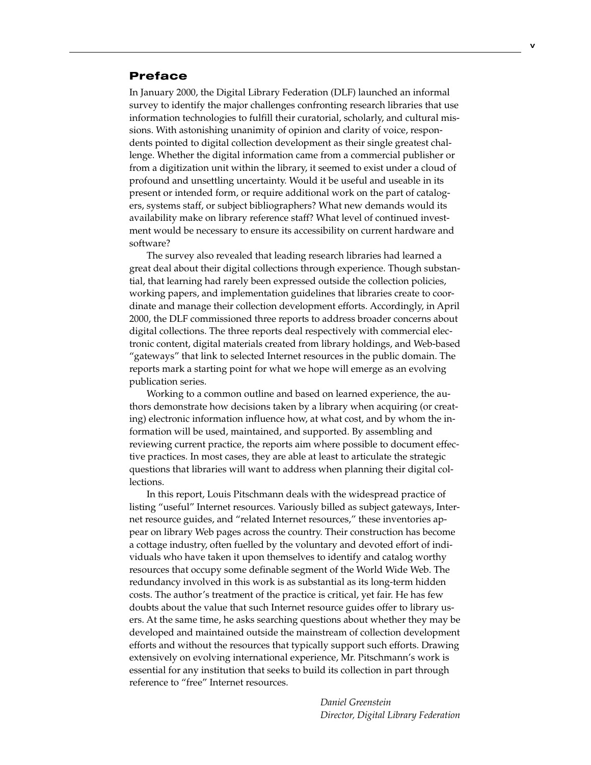## Preface

In January 2000, the Digital Library Federation (DLF) launched an informal survey to identify the major challenges confronting research libraries that use information technologies to fulfill their curatorial, scholarly, and cultural missions. With astonishing unanimity of opinion and clarity of voice, respondents pointed to digital collection development as their single greatest challenge. Whether the digital information came from a commercial publisher or from a digitization unit within the library, it seemed to exist under a cloud of profound and unsettling uncertainty. Would it be useful and useable in its present or intended form, or require additional work on the part of catalogers, systems staff, or subject bibliographers? What new demands would its availability make on library reference staff? What level of continued investment would be necessary to ensure its accessibility on current hardware and software?

The survey also revealed that leading research libraries had learned a great deal about their digital collections through experience. Though substantial, that learning had rarely been expressed outside the collection policies, working papers, and implementation guidelines that libraries create to coordinate and manage their collection development efforts. Accordingly, in April 2000, the DLF commissioned three reports to address broader concerns about digital collections. The three reports deal respectively with commercial electronic content, digital materials created from library holdings, and Web-based "gateways" that link to selected Internet resources in the public domain. The reports mark a starting point for what we hope will emerge as an evolving publication series.

Working to a common outline and based on learned experience, the authors demonstrate how decisions taken by a library when acquiring (or creating) electronic information influence how, at what cost, and by whom the information will be used, maintained, and supported. By assembling and reviewing current practice, the reports aim where possible to document effective practices. In most cases, they are able at least to articulate the strategic questions that libraries will want to address when planning their digital collections.

In this report, Louis Pitschmann deals with the widespread practice of listing "useful" Internet resources. Variously billed as subject gateways, Internet resource guides, and "related Internet resources," these inventories appear on library Web pages across the country. Their construction has become a cottage industry, often fuelled by the voluntary and devoted effort of individuals who have taken it upon themselves to identify and catalog worthy resources that occupy some definable segment of the World Wide Web. The redundancy involved in this work is as substantial as its long-term hidden costs. The author's treatment of the practice is critical, yet fair. He has few doubts about the value that such Internet resource guides offer to library users. At the same time, he asks searching questions about whether they may be developed and maintained outside the mainstream of collection development efforts and without the resources that typically support such efforts. Drawing extensively on evolving international experience, Mr. Pitschmann's work is essential for any institution that seeks to build its collection in part through reference to "free" Internet resources.

*Daniel Greenstein*
*Director, Digital Library Federation*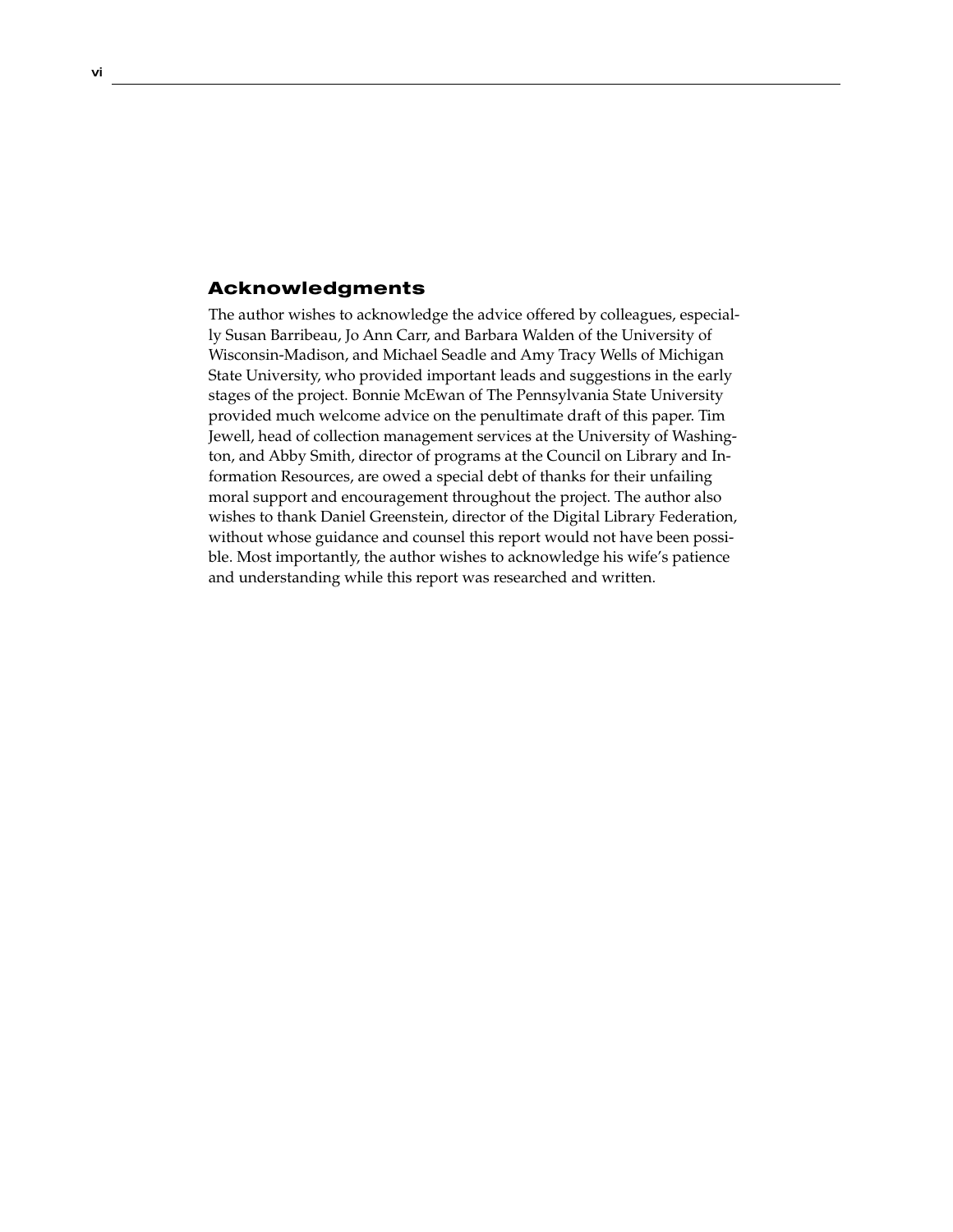## Acknowledgments

The author wishes to acknowledge the advice offered by colleagues, especially Susan Barribeau, Jo Ann Carr, and Barbara Walden of the University of Wisconsin-Madison, and Michael Seadle and Amy Tracy Wells of Michigan State University, who provided important leads and suggestions in the early stages of the project. Bonnie McEwan of The Pennsylvania State University provided much welcome advice on the penultimate draft of this paper. Tim Jewell, head of collection management services at the University of Washington, and Abby Smith, director of programs at the Council on Library and Information Resources, are owed a special debt of thanks for their unfailing moral support and encouragement throughout the project. The author also wishes to thank Daniel Greenstein, director of the Digital Library Federation, without whose guidance and counsel this report would not have been possible. Most importantly, the author wishes to acknowledge his wife's patience and understanding while this report was researched and written.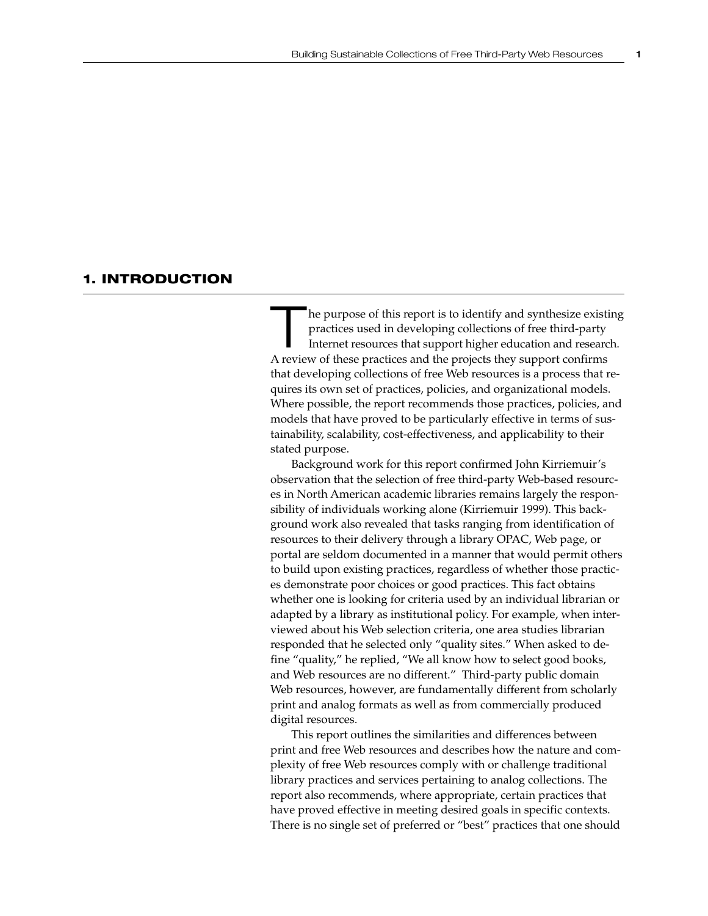# 1. INTRODUCTION

The purpose of this report is to identify and synthesize existing practices used in developing collections of free third-party Internet resources that support higher education and research. A review of these practices and the projects they support confirms that developing collections of free Web resources is a process that requires its own set of practices, policies, and organizational models. Where possible, the report recommends those practices, policies, and models that have proved to be particularly effective in terms of sustainability, scalability, cost-effectiveness, and applicability to their stated purpose.

Background work for this report confirmed John Kirriemuir's observation that the selection of free third-party Web-based resources in North American academic libraries remains largely the responsibility of individuals working alone (Kirriemuir 1999). This background work also revealed that tasks ranging from identification of resources to their delivery through a library OPAC, Web page, or portal are seldom documented in a manner that would permit others to build upon existing practices, regardless of whether those practices demonstrate poor choices or good practices. This fact obtains whether one is looking for criteria used by an individual librarian or adapted by a library as institutional policy. For example, when interviewed about his Web selection criteria, one area studies librarian responded that he selected only "quality sites." When asked to define "quality," he replied, "We all know how to select good books, and Web resources are no different." Third-party public domain Web resources, however, are fundamentally different from scholarly print and analog formats as well as from commercially produced digital resources.

This report outlines the similarities and differences between print and free Web resources and describes how the nature and complexity of free Web resources comply with or challenge traditional library practices and services pertaining to analog collections. The report also recommends, where appropriate, certain practices that have proved effective in meeting desired goals in specific contexts. There is no single set of preferred or "best" practices that one should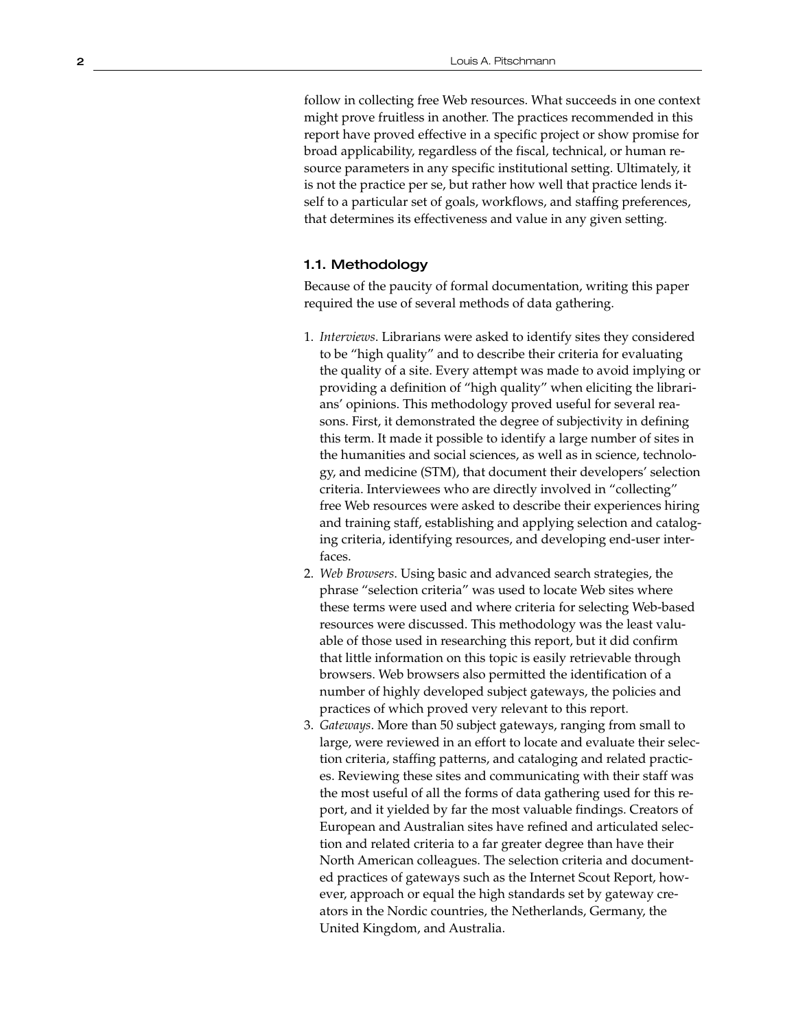follow in collecting free Web resources. What succeeds in one context might prove fruitless in another. The practices recommended in this report have proved effective in a specific project or show promise for broad applicability, regardless of the fiscal, technical, or human resource parameters in any specific institutional setting. Ultimately, it is not the practice per se, but rather how well that practice lends itself to a particular set of goals, workflows, and staffing preferences, that determines its effectiveness and value in any given setting.

### 1.1. Methodology

Because of the paucity of formal documentation, writing this paper required the use of several methods of data gathering.

1. *Interviews*. Librarians were asked to identify sites they considered to be "high quality" and to describe their criteria for evaluating the quality of a site. Every attempt was made to avoid implying or providing a definition of "high quality" when eliciting the librarians' opinions. This methodology proved useful for several reasons. First, it demonstrated the degree of subjectivity in defining this term. It made it possible to identify a large number of sites in the humanities and social sciences, as well as in science, technology, and medicine (STM), that document their developers' selection criteria. Interviewees who are directly involved in "collecting" free Web resources were asked to describe their experiences hiring and training staff, establishing and applying selection and cataloging criteria, identifying resources, and developing end-user interfaces.
2. *Web Browsers*. Using basic and advanced search strategies, the phrase "selection criteria" was used to locate Web sites where these terms were used and where criteria for selecting Web-based resources were discussed. This methodology was the least valuable of those used in researching this report, but it did confirm that little information on this topic is easily retrievable through browsers. Web browsers also permitted the identification of a number of highly developed subject gateways, the policies and practices of which proved very relevant to this report.
3. *Gateways*. More than 50 subject gateways, ranging from small to large, were reviewed in an effort to locate and evaluate their selection criteria, staffing patterns, and cataloging and related practices. Reviewing these sites and communicating with their staff was the most useful of all the forms of data gathering used for this report, and it yielded by far the most valuable findings. Creators of European and Australian sites have refined and articulated selection and related criteria to a far greater degree than have their North American colleagues. The selection criteria and documented practices of gateways such as the Internet Scout Report, however, approach or equal the high standards set by gateway creators in the Nordic countries, the Netherlands, Germany, the United Kingdom, and Australia.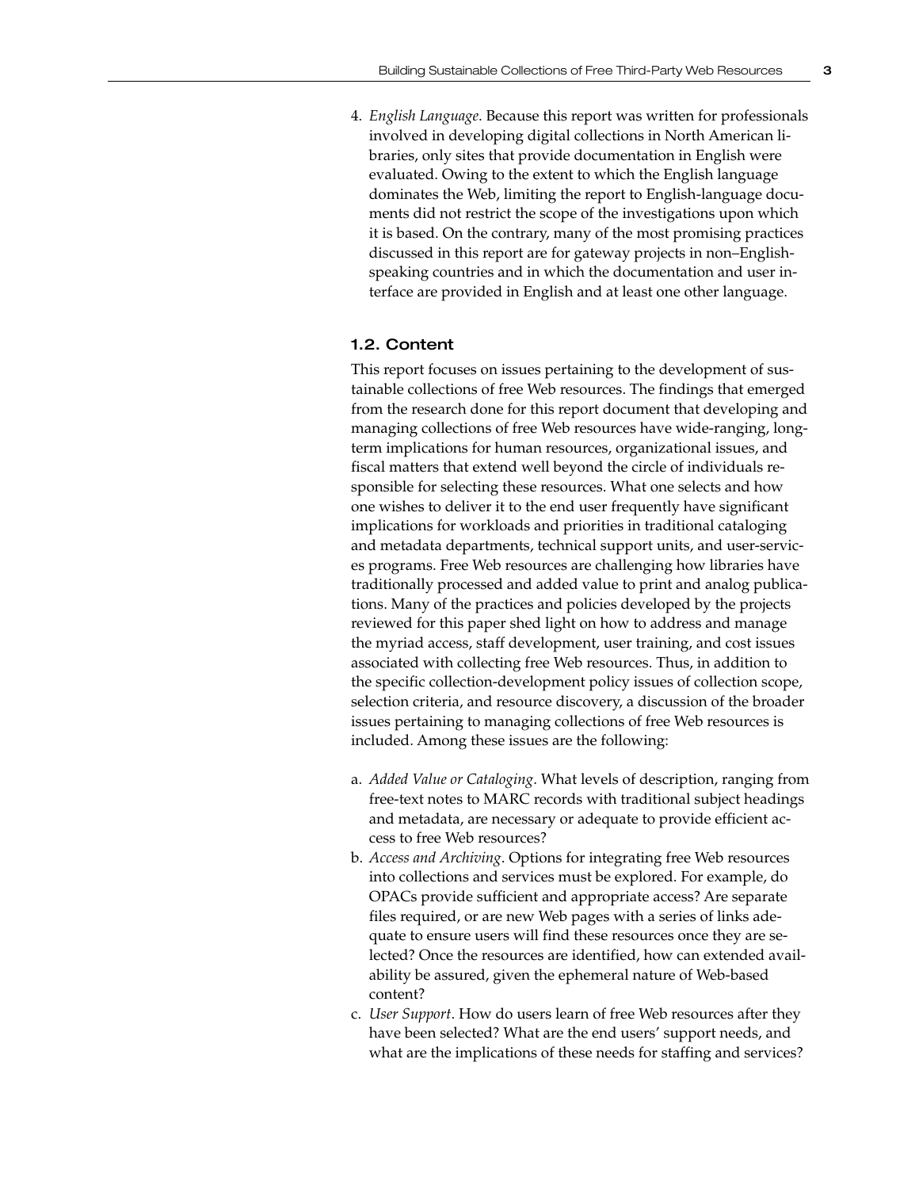4. *English Language*. Because this report was written for professionals involved in developing digital collections in North American libraries, only sites that provide documentation in English were evaluated. Owing to the extent to which the English language dominates the Web, limiting the report to English-language documents did not restrict the scope of the investigations upon which it is based. On the contrary, many of the most promising practices discussed in this report are for gateway projects in non–English-speaking countries and in which the documentation and user interface are provided in English and at least one other language.

### 1.2. Content

This report focuses on issues pertaining to the development of sustainable collections of free Web resources. The findings that emerged from the research done for this report document that developing and managing collections of free Web resources have wide-ranging, long-term implications for human resources, organizational issues, and fiscal matters that extend well beyond the circle of individuals responsible for selecting these resources. What one selects and how one wishes to deliver it to the end user frequently have significant implications for workloads and priorities in traditional cataloging and metadata departments, technical support units, and user-services programs. Free Web resources are challenging how libraries have traditionally processed and added value to print and analog publications. Many of the practices and policies developed by the projects reviewed for this paper shed light on how to address and manage the myriad access, staff development, user training, and cost issues associated with collecting free Web resources. Thus, in addition to the specific collection-development policy issues of collection scope, selection criteria, and resource discovery, a discussion of the broader issues pertaining to managing collections of free Web resources is included. Among these issues are the following:

a. *Added Value or Cataloging*. What levels of description, ranging from free-text notes to MARC records with traditional subject headings and metadata, are necessary or adequate to provide efficient access to free Web resources?
b. *Access and Archiving*. Options for integrating free Web resources into collections and services must be explored. For example, do OPACs provide sufficient and appropriate access? Are separate files required, or are new Web pages with a series of links adequate to ensure users will find these resources once they are selected? Once the resources are identified, how can extended availability be assured, given the ephemeral nature of Web-based content?
c. *User Support*. How do users learn of free Web resources after they have been selected? What are the end users' support needs, and what are the implications of these needs for staffing and services?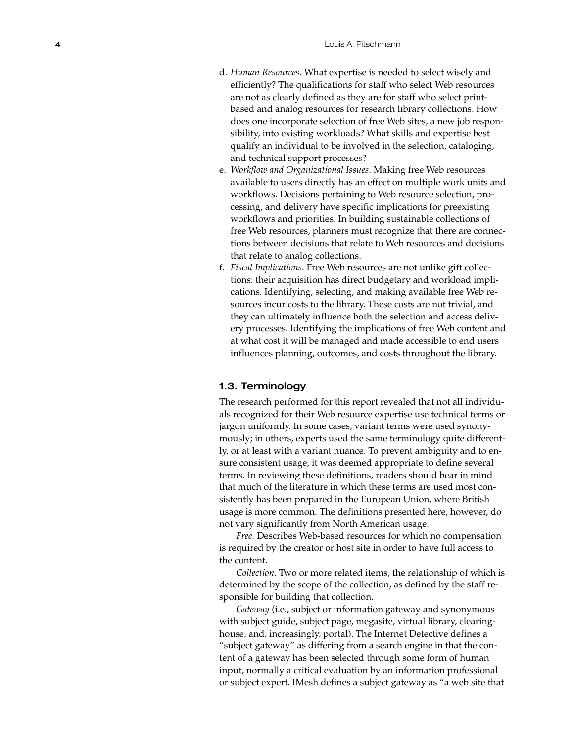d. *Human Resources*. What expertise is needed to select wisely and efficiently? The qualifications for staff who select Web resources are not as clearly defined as they are for staff who select print-based and analog resources for research library collections. How does one incorporate selection of free Web sites, a new job responsibility, into existing workloads? What skills and expertise best qualify an individual to be involved in the selection, cataloging, and technical support processes?

e. *Workflow and Organizational Issues*. Making free Web resources available to users directly has an effect on multiple work units and workflows. Decisions pertaining to Web resource selection, processing, and delivery have specific implications for preexisting workflows and priorities. In building sustainable collections of free Web resources, planners must recognize that there are connections between decisions that relate to Web resources and decisions that relate to analog collections.

f. *Fiscal Implications*. Free Web resources are not unlike gift collections: their acquisition has direct budgetary and workload implications. Identifying, selecting, and making available free Web resources incur costs to the library. These costs are not trivial, and they can ultimately influence both the selection and access delivery processes. Identifying the implications of free Web content and at what cost it will be managed and made accessible to end users influences planning, outcomes, and costs throughout the library.

## 1.3. Terminology

The research performed for this report revealed that not all individuals recognized for their Web resource expertise use technical terms or jargon uniformly. In some cases, variant terms were used synonymously; in others, experts used the same terminology quite differently, or at least with a variant nuance. To prevent ambiguity and to ensure consistent usage, it was deemed appropriate to define several terms. In reviewing these definitions, readers should bear in mind that much of the literature in which these terms are used most consistently has been prepared in the European Union, where British usage is more common. The definitions presented here, however, do not vary significantly from North American usage.

*Free.* Describes Web-based resources for which no compensation is required by the creator or host site in order to have full access to the content.

*Collection*. Two or more related items, the relationship of which is determined by the scope of the collection, as defined by the staff responsible for building that collection.

*Gateway* (i.e., subject or information gateway and synonymous with subject guide, subject page, megasite, virtual library, clearinghouse, and, increasingly, portal). The Internet Detective defines a "subject gateway" as differing from a search engine in that the content of a gateway has been selected through some form of human input, normally a critical evaluation by an information professional or subject expert. IMesh defines a subject gateway as "a web site that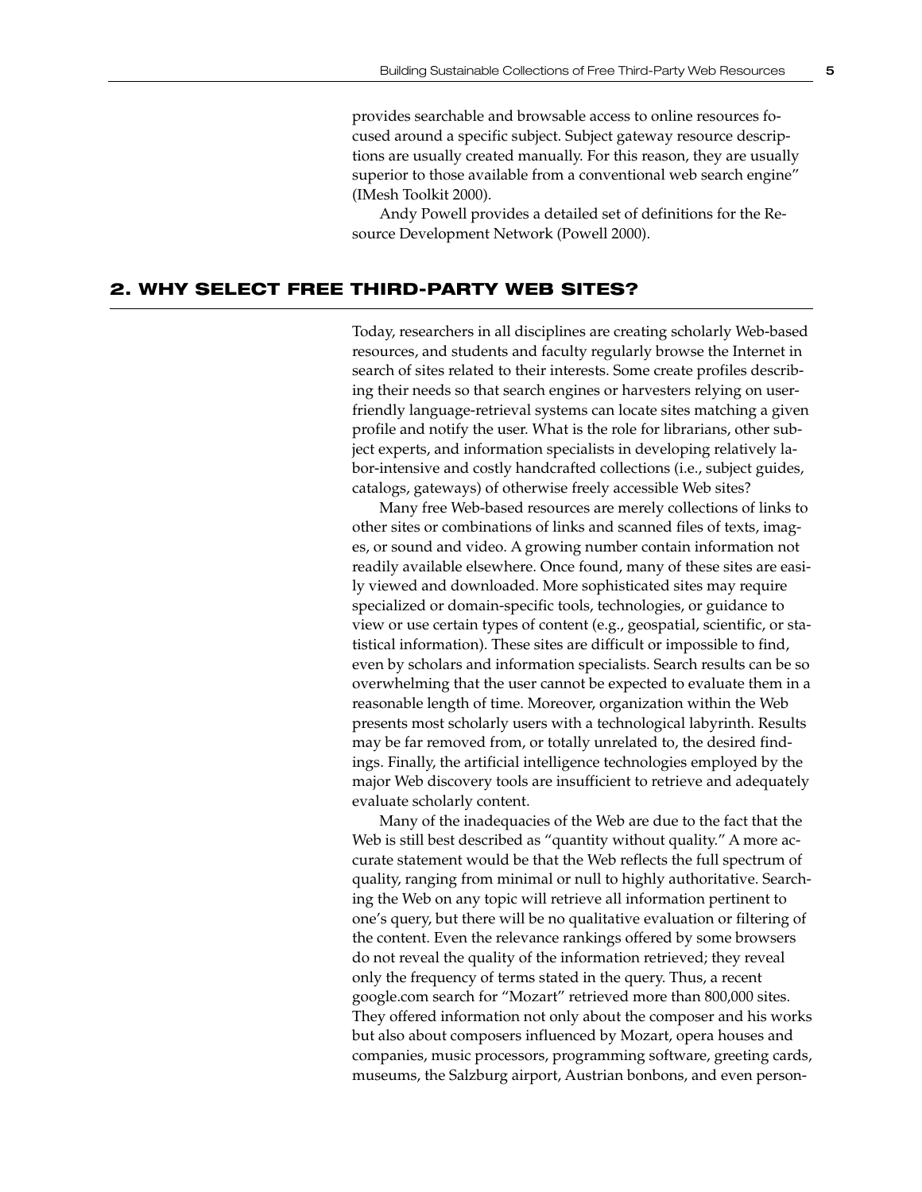provides searchable and browsable access to online resources focused around a specific subject. Subject gateway resource descriptions are usually created manually. For this reason, they are usually superior to those available from a conventional web search engine" (IMesh Toolkit 2000).

Andy Powell provides a detailed set of definitions for the Resource Development Network (Powell 2000).

## 2. WHY SELECT FREE THIRD-PARTY WEB SITES?

Today, researchers in all disciplines are creating scholarly Web-based resources, and students and faculty regularly browse the Internet in search of sites related to their interests. Some create profiles describing their needs so that search engines or harvesters relying on user-friendly language-retrieval systems can locate sites matching a given profile and notify the user. What is the role for librarians, other subject experts, and information specialists in developing relatively labor-intensive and costly handcrafted collections (i.e., subject guides, catalogs, gateways) of otherwise freely accessible Web sites?

Many free Web-based resources are merely collections of links to other sites or combinations of links and scanned files of texts, images, or sound and video. A growing number contain information not readily available elsewhere. Once found, many of these sites are easily viewed and downloaded. More sophisticated sites may require specialized or domain-specific tools, technologies, or guidance to view or use certain types of content (e.g., geospatial, scientific, or statistical information). These sites are difficult or impossible to find, even by scholars and information specialists. Search results can be so overwhelming that the user cannot be expected to evaluate them in a reasonable length of time. Moreover, organization within the Web presents most scholarly users with a technological labyrinth. Results may be far removed from, or totally unrelated to, the desired findings. Finally, the artificial intelligence technologies employed by the major Web discovery tools are insufficient to retrieve and adequately evaluate scholarly content.

Many of the inadequacies of the Web are due to the fact that the Web is still best described as "quantity without quality." A more accurate statement would be that the Web reflects the full spectrum of quality, ranging from minimal or null to highly authoritative. Searching the Web on any topic will retrieve all information pertinent to one's query, but there will be no qualitative evaluation or filtering of the content. Even the relevance rankings offered by some browsers do not reveal the quality of the information retrieved; they reveal only the frequency of terms stated in the query. Thus, a recent google.com search for "Mozart" retrieved more than 800,000 sites. They offered information not only about the composer and his works but also about composers influenced by Mozart, opera houses and companies, music processors, programming software, greeting cards, museums, the Salzburg airport, Austrian bonbons, and even person-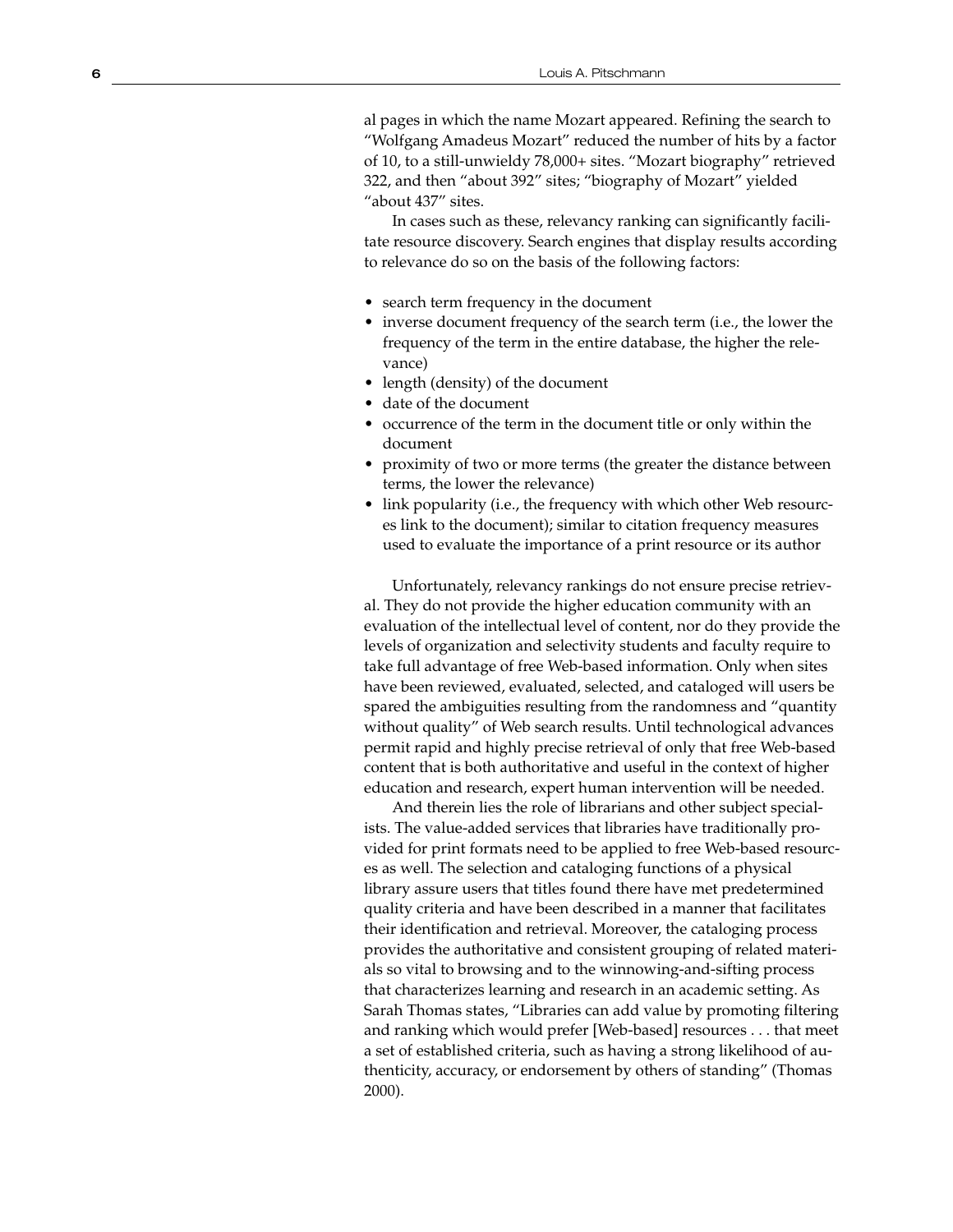al pages in which the name Mozart appeared. Refining the search to "Wolfgang Amadeus Mozart" reduced the number of hits by a factor of 10, to a still-unwieldy 78,000+ sites. "Mozart biography" retrieved 322, and then "about 392" sites; "biography of Mozart" yielded "about 437" sites.

In cases such as these, relevancy ranking can significantly facilitate resource discovery. Search engines that display results according to relevance do so on the basis of the following factors:

- search term frequency in the document
- inverse document frequency of the search term (i.e., the lower the frequency of the term in the entire database, the higher the relevance)
- length (density) of the document
- date of the document
- occurrence of the term in the document title or only within the document
- proximity of two or more terms (the greater the distance between terms, the lower the relevance)
- link popularity (i.e., the frequency with which other Web resources link to the document); similar to citation frequency measures used to evaluate the importance of a print resource or its author

Unfortunately, relevancy rankings do not ensure precise retrieval. They do not provide the higher education community with an evaluation of the intellectual level of content, nor do they provide the levels of organization and selectivity students and faculty require to take full advantage of free Web-based information. Only when sites have been reviewed, evaluated, selected, and cataloged will users be spared the ambiguities resulting from the randomness and "quantity without quality" of Web search results. Until technological advances permit rapid and highly precise retrieval of only that free Web-based content that is both authoritative and useful in the context of higher education and research, expert human intervention will be needed.

And therein lies the role of librarians and other subject specialists. The value-added services that libraries have traditionally provided for print formats need to be applied to free Web-based resources as well. The selection and cataloging functions of a physical library assure users that titles found there have met predetermined quality criteria and have been described in a manner that facilitates their identification and retrieval. Moreover, the cataloging process provides the authoritative and consistent grouping of related materials so vital to browsing and to the winnowing-and-sifting process that characterizes learning and research in an academic setting. As Sarah Thomas states, "Libraries can add value by promoting filtering and ranking which would prefer [Web-based] resources . . . that meet a set of established criteria, such as having a strong likelihood of authenticity, accuracy, or endorsement by others of standing" (Thomas 2000).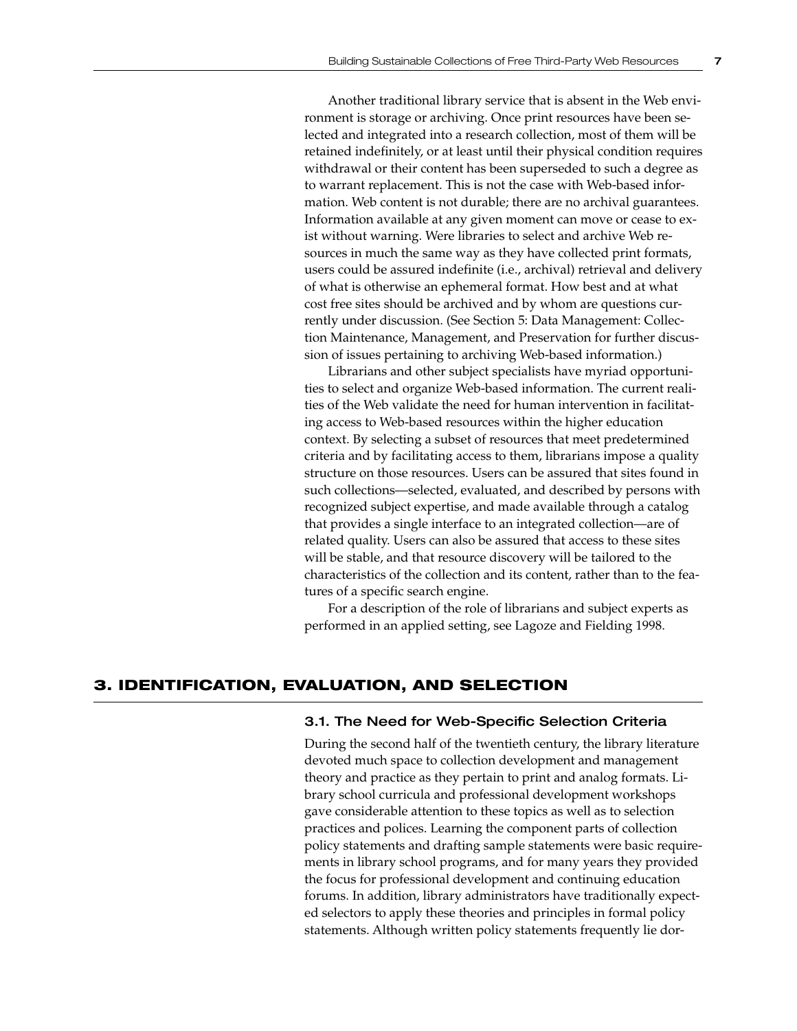Another traditional library service that is absent in the Web environment is storage or archiving. Once print resources have been selected and integrated into a research collection, most of them will be retained indefinitely, or at least until their physical condition requires withdrawal or their content has been superseded to such a degree as to warrant replacement. This is not the case with Web-based information. Web content is not durable; there are no archival guarantees. Information available at any given moment can move or cease to exist without warning. Were libraries to select and archive Web resources in much the same way as they have collected print formats, users could be assured indefinite (i.e., archival) retrieval and delivery of what is otherwise an ephemeral format. How best and at what cost free sites should be archived and by whom are questions currently under discussion. (See Section 5: Data Management: Collection Maintenance, Management, and Preservation for further discussion of issues pertaining to archiving Web-based information.)

Librarians and other subject specialists have myriad opportunities to select and organize Web-based information. The current realities of the Web validate the need for human intervention in facilitating access to Web-based resources within the higher education context. By selecting a subset of resources that meet predetermined criteria and by facilitating access to them, librarians impose a quality structure on those resources. Users can be assured that sites found in such collections—selected, evaluated, and described by persons with recognized subject expertise, and made available through a catalog that provides a single interface to an integrated collection—are of related quality. Users can also be assured that access to these sites will be stable, and that resource discovery will be tailored to the characteristics of the collection and its content, rather than to the features of a specific search engine.

For a description of the role of librarians and subject experts as performed in an applied setting, see Lagoze and Fielding 1998.

## 3. IDENTIFICATION, EVALUATION, AND SELECTION

### 3.1. The Need for Web-Specific Selection Criteria

During the second half of the twentieth century, the library literature devoted much space to collection development and management theory and practice as they pertain to print and analog formats. Library school curricula and professional development workshops gave considerable attention to these topics as well as to selection practices and polices. Learning the component parts of collection policy statements and drafting sample statements were basic requirements in library school programs, and for many years they provided the focus for professional development and continuing education forums. In addition, library administrators have traditionally expected selectors to apply these theories and principles in formal policy statements. Although written policy statements frequently lie dor-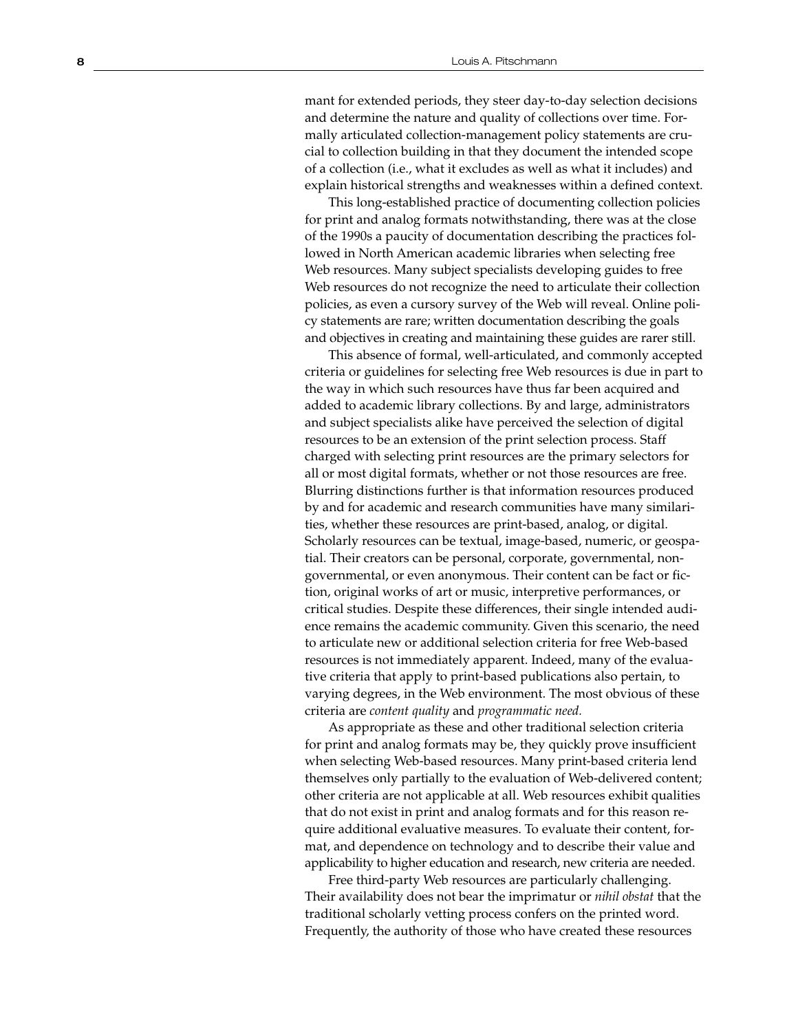mant for extended periods, they steer day-to-day selection decisions and determine the nature and quality of collections over time. Formally articulated collection-management policy statements are crucial to collection building in that they document the intended scope of a collection (i.e., what it excludes as well as what it includes) and explain historical strengths and weaknesses within a defined context.

This long-established practice of documenting collection policies for print and analog formats notwithstanding, there was at the close of the 1990s a paucity of documentation describing the practices followed in North American academic libraries when selecting free Web resources. Many subject specialists developing guides to free Web resources do not recognize the need to articulate their collection policies, as even a cursory survey of the Web will reveal. Online policy statements are rare; written documentation describing the goals and objectives in creating and maintaining these guides are rarer still.

This absence of formal, well-articulated, and commonly accepted criteria or guidelines for selecting free Web resources is due in part to the way in which such resources have thus far been acquired and added to academic library collections. By and large, administrators and subject specialists alike have perceived the selection of digital resources to be an extension of the print selection process. Staff charged with selecting print resources are the primary selectors for all or most digital formats, whether or not those resources are free. Blurring distinctions further is that information resources produced by and for academic and research communities have many similarities, whether these resources are print-based, analog, or digital. Scholarly resources can be textual, image-based, numeric, or geospatial. Their creators can be personal, corporate, governmental, nongovernmental, or even anonymous. Their content can be fact or fiction, original works of art or music, interpretive performances, or critical studies. Despite these differences, their single intended audience remains the academic community. Given this scenario, the need to articulate new or additional selection criteria for free Web-based resources is not immediately apparent. Indeed, many of the evaluative criteria that apply to print-based publications also pertain, to varying degrees, in the Web environment. The most obvious of these criteria are *content quality* and *programmatic need.*

As appropriate as these and other traditional selection criteria for print and analog formats may be, they quickly prove insufficient when selecting Web-based resources. Many print-based criteria lend themselves only partially to the evaluation of Web-delivered content; other criteria are not applicable at all. Web resources exhibit qualities that do not exist in print and analog formats and for this reason require additional evaluative measures. To evaluate their content, format, and dependence on technology and to describe their value and applicability to higher education and research, new criteria are needed.

Free third-party Web resources are particularly challenging. Their availability does not bear the imprimatur or *nihil obstat* that the traditional scholarly vetting process confers on the printed word. Frequently, the authority of those who have created these resources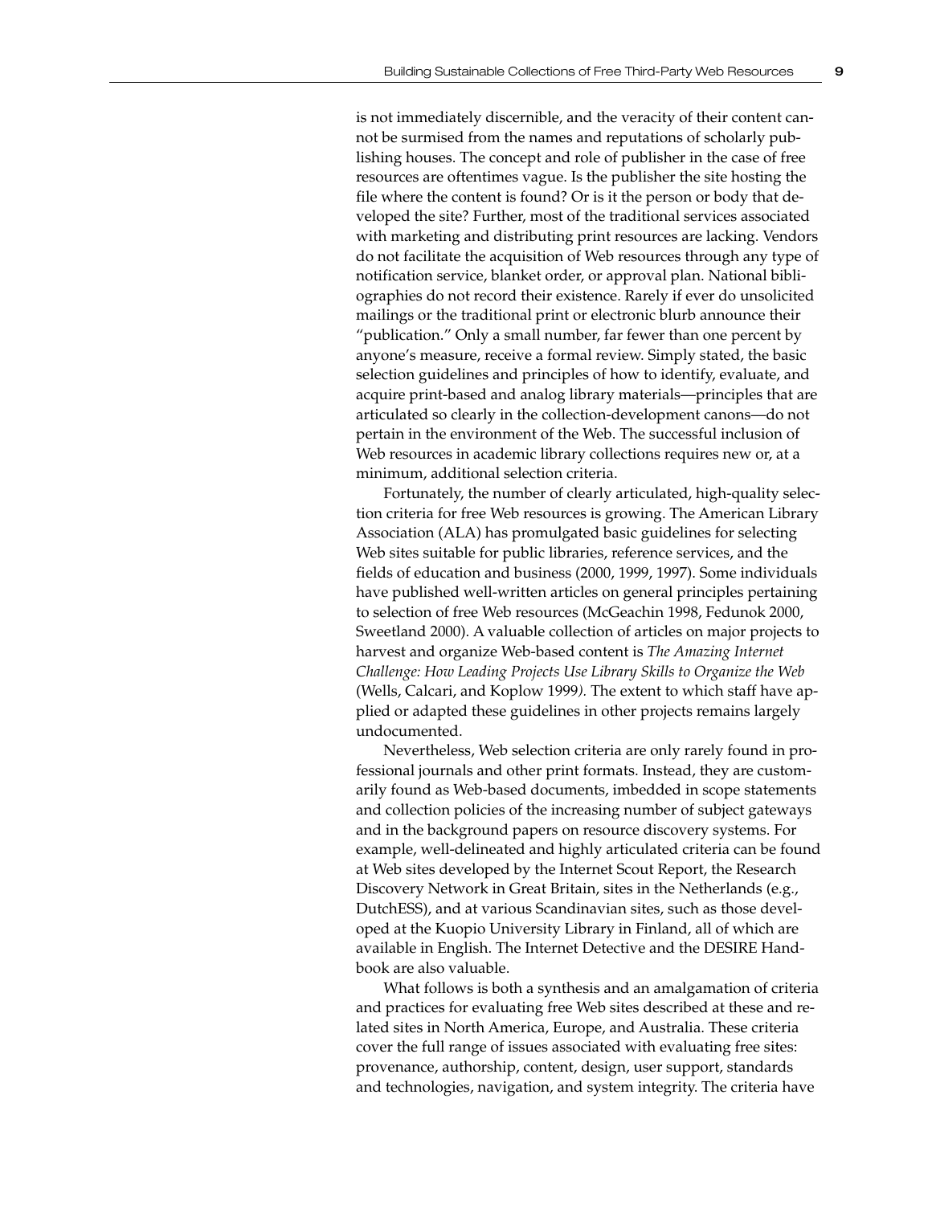is not immediately discernible, and the veracity of their content cannot be surmised from the names and reputations of scholarly publishing houses. The concept and role of publisher in the case of free resources are oftentimes vague. Is the publisher the site hosting the file where the content is found? Or is it the person or body that developed the site? Further, most of the traditional services associated with marketing and distributing print resources are lacking. Vendors do not facilitate the acquisition of Web resources through any type of notification service, blanket order, or approval plan. National bibliographies do not record their existence. Rarely if ever do unsolicited mailings or the traditional print or electronic blurb announce their "publication." Only a small number, far fewer than one percent by anyone's measure, receive a formal review. Simply stated, the basic selection guidelines and principles of how to identify, evaluate, and acquire print-based and analog library materials—principles that are articulated so clearly in the collection-development canons—do not pertain in the environment of the Web. The successful inclusion of Web resources in academic library collections requires new or, at a minimum, additional selection criteria.

Fortunately, the number of clearly articulated, high-quality selection criteria for free Web resources is growing. The American Library Association (ALA) has promulgated basic guidelines for selecting Web sites suitable for public libraries, reference services, and the fields of education and business (2000, 1999, 1997). Some individuals have published well-written articles on general principles pertaining to selection of free Web resources (McGeachin 1998, Fedunok 2000, Sweetland 2000). A valuable collection of articles on major projects to harvest and organize Web-based content is *The Amazing Internet Challenge: How Leading Projects Use Library Skills to Organize the Web* (Wells, Calcari, and Koplow 1999). The extent to which staff have applied or adapted these guidelines in other projects remains largely undocumented.

Nevertheless, Web selection criteria are only rarely found in professional journals and other print formats. Instead, they are customarily found as Web-based documents, imbedded in scope statements and collection policies of the increasing number of subject gateways and in the background papers on resource discovery systems. For example, well-delineated and highly articulated criteria can be found at Web sites developed by the Internet Scout Report, the Research Discovery Network in Great Britain, sites in the Netherlands (e.g., DutchESS), and at various Scandinavian sites, such as those developed at the Kuopio University Library in Finland, all of which are available in English. The Internet Detective and the DESIRE Handbook are also valuable.

What follows is both a synthesis and an amalgamation of criteria and practices for evaluating free Web sites described at these and related sites in North America, Europe, and Australia. These criteria cover the full range of issues associated with evaluating free sites: provenance, authorship, content, design, user support, standards and technologies, navigation, and system integrity. The criteria have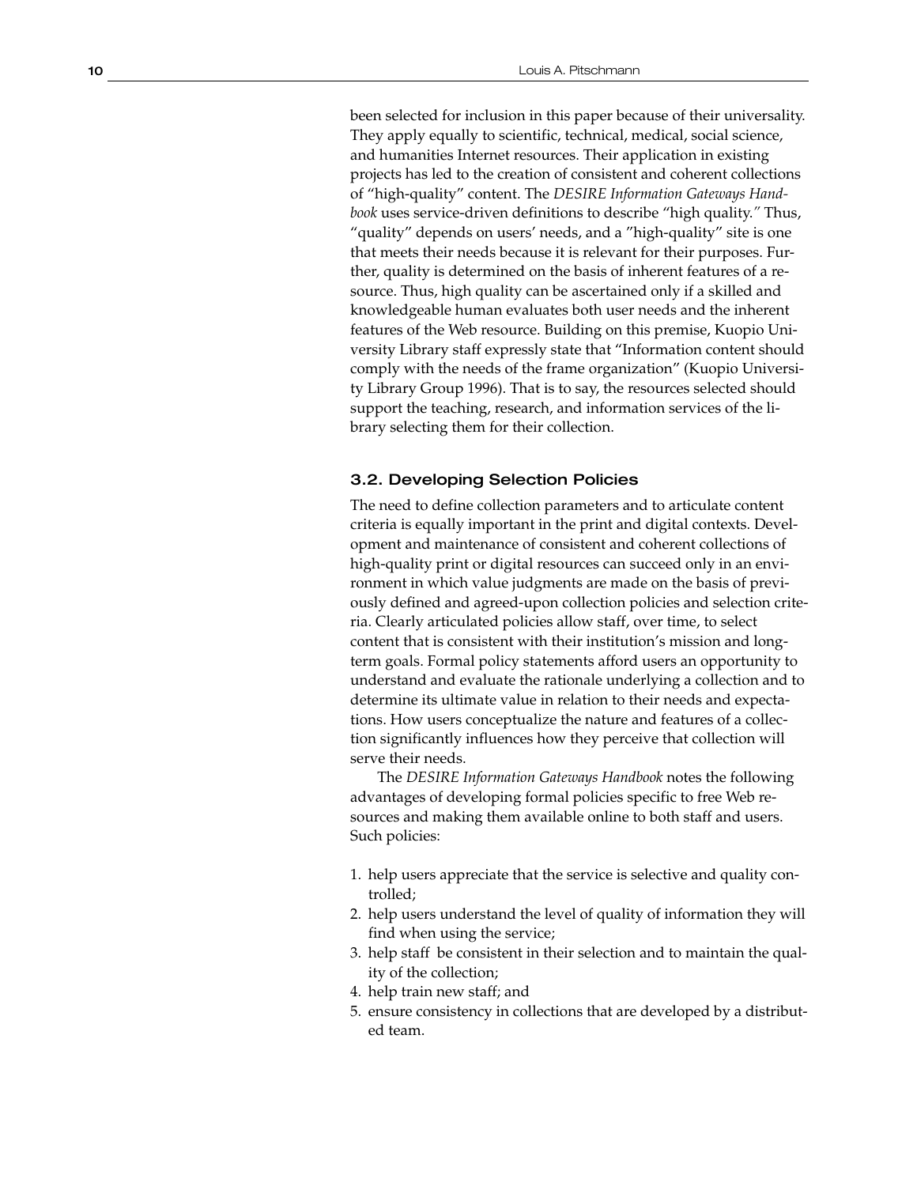been selected for inclusion in this paper because of their universality. They apply equally to scientific, technical, medical, social science, and humanities Internet resources. Their application in existing projects has led to the creation of consistent and coherent collections of "high-quality" content. The *DESIRE Information Gateways Handbook* uses service-driven definitions to describe "high quality." Thus, "quality" depends on users' needs, and a "high-quality" site is one that meets their needs because it is relevant for their purposes. Further, quality is determined on the basis of inherent features of a resource. Thus, high quality can be ascertained only if a skilled and knowledgeable human evaluates both user needs and the inherent features of the Web resource. Building on this premise, Kuopio University Library staff expressly state that "Information content should comply with the needs of the frame organization" (Kuopio University Library Group 1996). That is to say, the resources selected should support the teaching, research, and information services of the library selecting them for their collection.

### 3.2. Developing Selection Policies

The need to define collection parameters and to articulate content criteria is equally important in the print and digital contexts. Development and maintenance of consistent and coherent collections of high-quality print or digital resources can succeed only in an environment in which value judgments are made on the basis of previously defined and agreed-upon collection policies and selection criteria. Clearly articulated policies allow staff, over time, to select content that is consistent with their institution's mission and long-term goals. Formal policy statements afford users an opportunity to understand and evaluate the rationale underlying a collection and to determine its ultimate value in relation to their needs and expectations. How users conceptualize the nature and features of a collection significantly influences how they perceive that collection will serve their needs.

The *DESIRE Information Gateways Handbook* notes the following advantages of developing formal policies specific to free Web resources and making them available online to both staff and users. Such policies:

1. help users appreciate that the service is selective and quality controlled;
2. help users understand the level of quality of information they will find when using the service;
3. help staff be consistent in their selection and to maintain the quality of the collection;
4. help train new staff; and
5. ensure consistency in collections that are developed by a distributed team.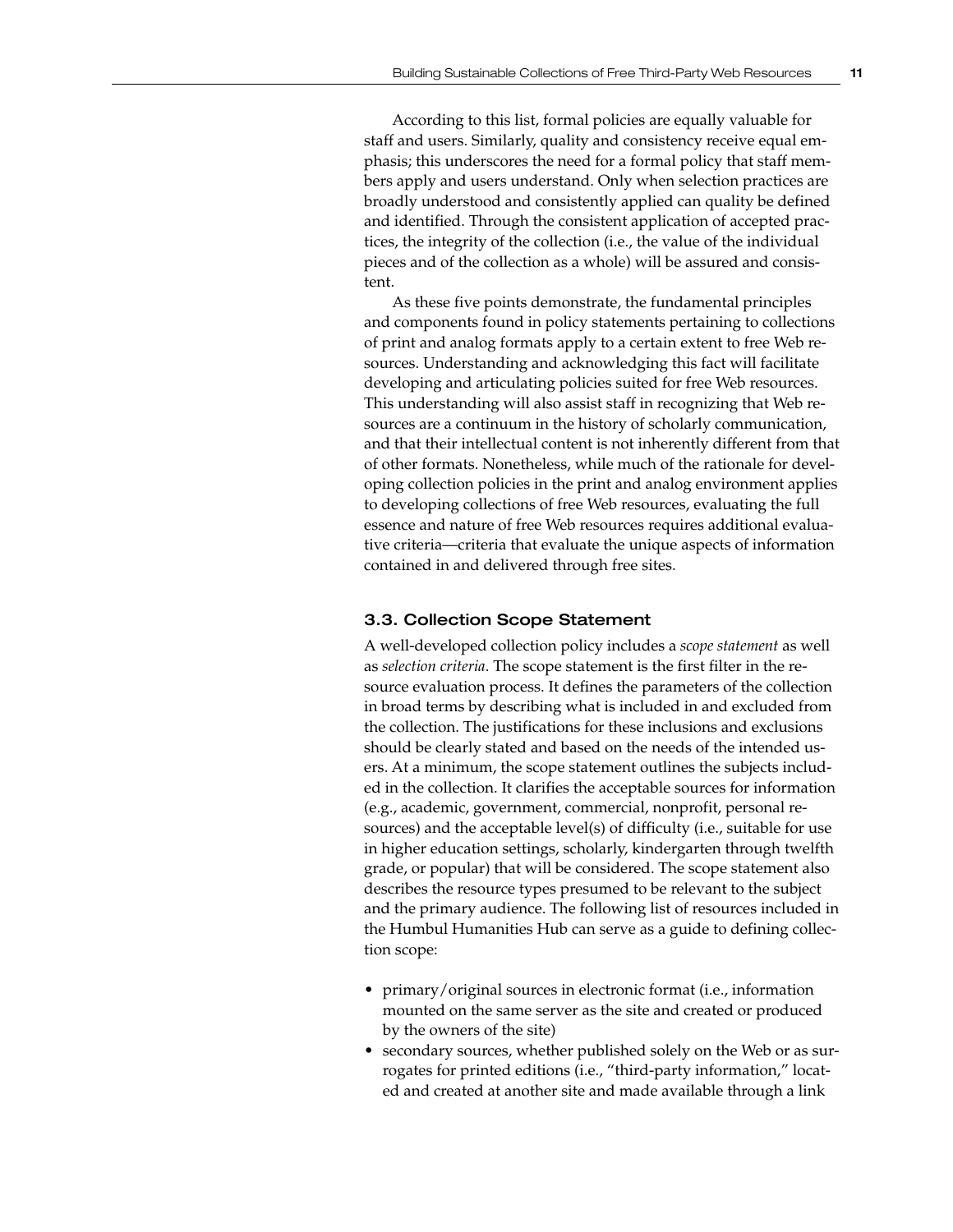According to this list, formal policies are equally valuable for staff and users. Similarly, quality and consistency receive equal emphasis; this underscores the need for a formal policy that staff members apply and users understand. Only when selection practices are broadly understood and consistently applied can quality be defined and identified. Through the consistent application of accepted practices, the integrity of the collection (i.e., the value of the individual pieces and of the collection as a whole) will be assured and consistent.

As these five points demonstrate, the fundamental principles and components found in policy statements pertaining to collections of print and analog formats apply to a certain extent to free Web resources. Understanding and acknowledging this fact will facilitate developing and articulating policies suited for free Web resources. This understanding will also assist staff in recognizing that Web resources are a continuum in the history of scholarly communication, and that their intellectual content is not inherently different from that of other formats. Nonetheless, while much of the rationale for developing collection policies in the print and analog environment applies to developing collections of free Web resources, evaluating the full essence and nature of free Web resources requires additional evaluative criteria—criteria that evaluate the unique aspects of information contained in and delivered through free sites.

### 3.3. Collection Scope Statement

A well-developed collection policy includes a *scope statement* as well as *selection criteria*. The scope statement is the first filter in the resource evaluation process. It defines the parameters of the collection in broad terms by describing what is included in and excluded from the collection. The justifications for these inclusions and exclusions should be clearly stated and based on the needs of the intended users. At a minimum, the scope statement outlines the subjects included in the collection. It clarifies the acceptable sources for information (e.g., academic, government, commercial, nonprofit, personal resources) and the acceptable level(s) of difficulty (i.e., suitable for use in higher education settings, scholarly, kindergarten through twelfth grade, or popular) that will be considered. The scope statement also describes the resource types presumed to be relevant to the subject and the primary audience. The following list of resources included in the Humbul Humanities Hub can serve as a guide to defining collection scope:

- primary/original sources in electronic format (i.e., information mounted on the same server as the site and created or produced by the owners of the site)
- secondary sources, whether published solely on the Web or as surrogates for printed editions (i.e., "third-party information," located and created at another site and made available through a link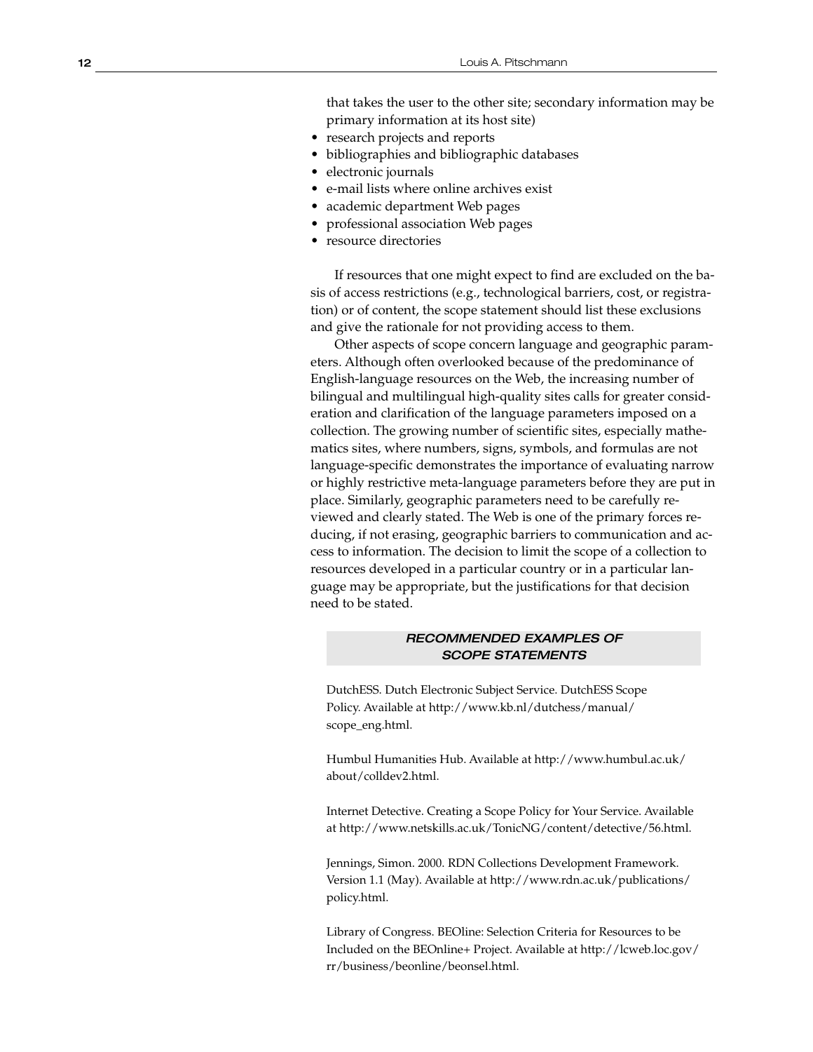that takes the user to the other site; secondary information may be primary information at its host site)

- research projects and reports
- bibliographies and bibliographic databases
- electronic journals
- e-mail lists where online archives exist
- academic department Web pages
- professional association Web pages
- resource directories

If resources that one might expect to find are excluded on the basis of access restrictions (e.g., technological barriers, cost, or registration) or of content, the scope statement should list these exclusions and give the rationale for not providing access to them.

Other aspects of scope concern language and geographic parameters. Although often overlooked because of the predominance of English-language resources on the Web, the increasing number of bilingual and multilingual high-quality sites calls for greater consideration and clarification of the language parameters imposed on a collection. The growing number of scientific sites, especially mathematics sites, where numbers, signs, symbols, and formulas are not language-specific demonstrates the importance of evaluating narrow or highly restrictive meta-language parameters before they are put in place. Similarly, geographic parameters need to be carefully reviewed and clearly stated. The Web is one of the primary forces reducing, if not erasing, geographic barriers to communication and access to information. The decision to limit the scope of a collection to resources developed in a particular country or in a particular language may be appropriate, but the justifications for that decision need to be stated.

### *RECOMMENDED EXAMPLES OF SCOPE STATEMENTS*

DutchESS. Dutch Electronic Subject Service. DutchESS Scope Policy. Available at http://www.kb.nl/dutchess/manual/scope_eng.html.

Humbul Humanities Hub. Available at http://www.humbul.ac.uk/about/colldev2.html.

Internet Detective. Creating a Scope Policy for Your Service. Available at http://www.netskills.ac.uk/TonicNG/content/detective/56.html.

Jennings, Simon. 2000. RDN Collections Development Framework. Version 1.1 (May). Available at http://www.rdn.ac.uk/publications/policy.html.

Library of Congress. BEOline: Selection Criteria for Resources to be Included on the BEOnline+ Project. Available at http://lcweb.loc.gov/rr/business/beonline/beonsel.html.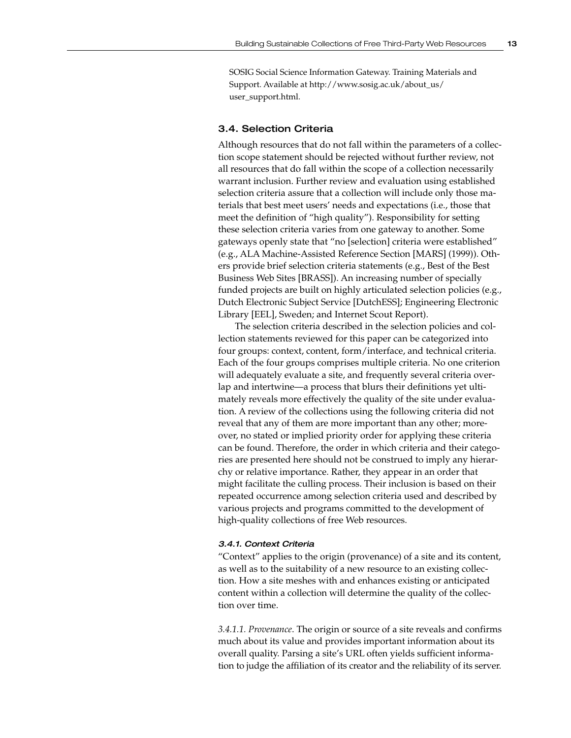SOSIG Social Science Information Gateway. Training Materials and Support. Available at http://www.sosig.ac.uk/about_us/user_support.html.

### 3.4. Selection Criteria

Although resources that do not fall within the parameters of a collection scope statement should be rejected without further review, not all resources that do fall within the scope of a collection necessarily warrant inclusion. Further review and evaluation using established selection criteria assure that a collection will include only those materials that best meet users' needs and expectations (i.e., those that meet the definition of "high quality"). Responsibility for setting these selection criteria varies from one gateway to another. Some gateways openly state that "no [selection] criteria were established" (e.g., ALA Machine-Assisted Reference Section [MARS] (1999)). Others provide brief selection criteria statements (e.g., Best of the Best Business Web Sites [BRASS]). An increasing number of specially funded projects are built on highly articulated selection policies (e.g., Dutch Electronic Subject Service [DutchESS]; Engineering Electronic Library [EEL], Sweden; and Internet Scout Report).

The selection criteria described in the selection policies and collection statements reviewed for this paper can be categorized into four groups: context, content, form/interface, and technical criteria. Each of the four groups comprises multiple criteria. No one criterion will adequately evaluate a site, and frequently several criteria overlap and intertwine—a process that blurs their definitions yet ultimately reveals more effectively the quality of the site under evaluation. A review of the collections using the following criteria did not reveal that any of them are more important than any other; moreover, no stated or implied priority order for applying these criteria can be found. Therefore, the order in which criteria and their categories are presented here should not be construed to imply any hierarchy or relative importance. Rather, they appear in an order that might facilitate the culling process. Their inclusion is based on their repeated occurrence among selection criteria used and described by various projects and programs committed to the development of high-quality collections of free Web resources.

#### *3.4.1. Context Criteria*

"Context" applies to the origin (provenance) of a site and its content, as well as to the suitability of a new resource to an existing collection. How a site meshes with and enhances existing or anticipated content within a collection will determine the quality of the collection over time.

*3.4.1.1. Provenance*. The origin or source of a site reveals and confirms much about its value and provides important information about its overall quality. Parsing a site's URL often yields sufficient information to judge the affiliation of its creator and the reliability of its server.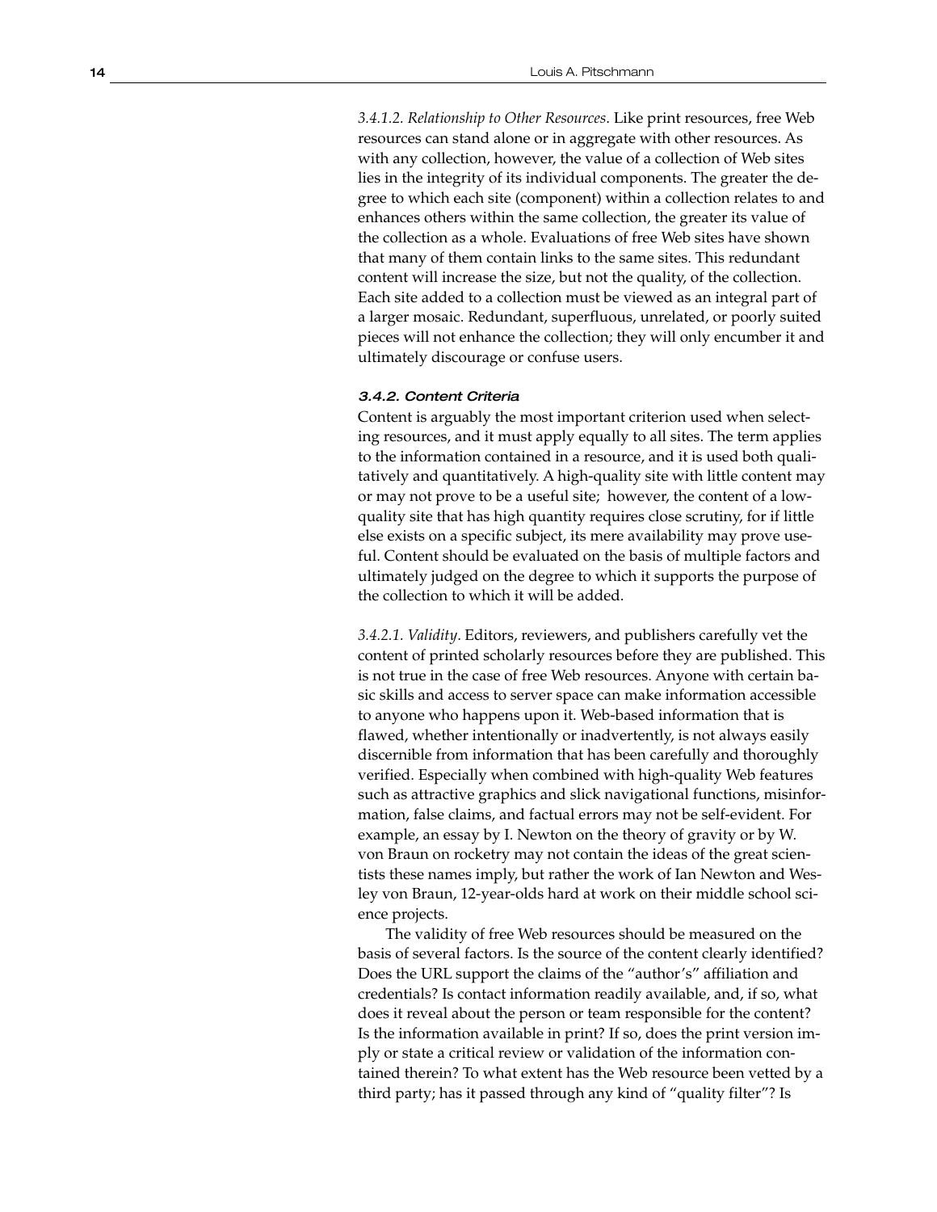*3.4.1.2. Relationship to Other Resources*. Like print resources, free Web resources can stand alone or in aggregate with other resources. As with any collection, however, the value of a collection of Web sites lies in the integrity of its individual components. The greater the degree to which each site (component) within a collection relates to and enhances others within the same collection, the greater its value of the collection as a whole. Evaluations of free Web sites have shown that many of them contain links to the same sites. This redundant content will increase the size, but not the quality, of the collection. Each site added to a collection must be viewed as an integral part of a larger mosaic. Redundant, superfluous, unrelated, or poorly suited pieces will not enhance the collection; they will only encumber it and ultimately discourage or confuse users.

#### *3.4.2. Content Criteria*

Content is arguably the most important criterion used when selecting resources, and it must apply equally to all sites. The term applies to the information contained in a resource, and it is used both qualitatively and quantitatively. A high-quality site with little content may or may not prove to be a useful site; however, the content of a low-quality site that has high quantity requires close scrutiny, for if little else exists on a specific subject, its mere availability may prove useful. Content should be evaluated on the basis of multiple factors and ultimately judged on the degree to which it supports the purpose of the collection to which it will be added.

*3.4.2.1. Validity*. Editors, reviewers, and publishers carefully vet the content of printed scholarly resources before they are published. This is not true in the case of free Web resources. Anyone with certain basic skills and access to server space can make information accessible to anyone who happens upon it. Web-based information that is flawed, whether intentionally or inadvertently, is not always easily discernible from information that has been carefully and thoroughly verified. Especially when combined with high-quality Web features such as attractive graphics and slick navigational functions, misinformation, false claims, and factual errors may not be self-evident. For example, an essay by I. Newton on the theory of gravity or by W. von Braun on rocketry may not contain the ideas of the great scientists these names imply, but rather the work of Ian Newton and Wesley von Braun, 12-year-olds hard at work on their middle school science projects.

The validity of free Web resources should be measured on the basis of several factors. Is the source of the content clearly identified? Does the URL support the claims of the "author's" affiliation and credentials? Is contact information readily available, and, if so, what does it reveal about the person or team responsible for the content? Is the information available in print? If so, does the print version imply or state a critical review or validation of the information contained therein? To what extent has the Web resource been vetted by a third party; has it passed through any kind of "quality filter"? Is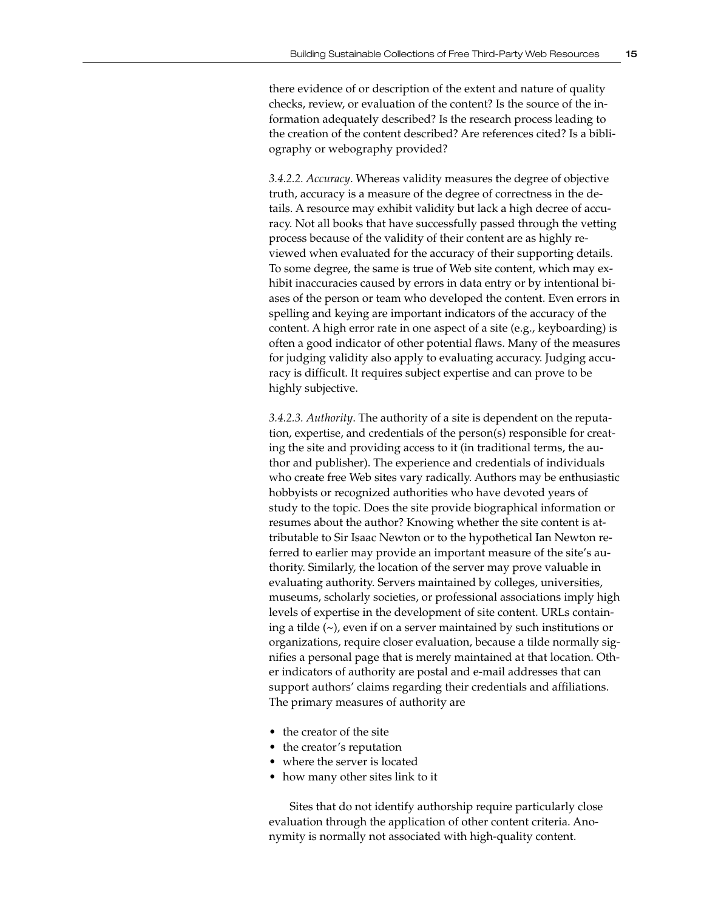there evidence of or description of the extent and nature of quality checks, review, or evaluation of the content? Is the source of the information adequately described? Is the research process leading to the creation of the content described? Are references cited? Is a bibliography or webography provided?

*3.4.2.2. Accuracy*. Whereas validity measures the degree of objective truth, accuracy is a measure of the degree of correctness in the details. A resource may exhibit validity but lack a high decree of accuracy. Not all books that have successfully passed through the vetting process because of the validity of their content are as highly reviewed when evaluated for the accuracy of their supporting details. To some degree, the same is true of Web site content, which may exhibit inaccuracies caused by errors in data entry or by intentional biases of the person or team who developed the content. Even errors in spelling and keying are important indicators of the accuracy of the content. A high error rate in one aspect of a site (e.g., keyboarding) is often a good indicator of other potential flaws. Many of the measures for judging validity also apply to evaluating accuracy. Judging accuracy is difficult. It requires subject expertise and can prove to be highly subjective.

*3.4.2.3. Authority*. The authority of a site is dependent on the reputation, expertise, and credentials of the person(s) responsible for creating the site and providing access to it (in traditional terms, the author and publisher). The experience and credentials of individuals who create free Web sites vary radically. Authors may be enthusiastic hobbyists or recognized authorities who have devoted years of study to the topic. Does the site provide biographical information or resumes about the author? Knowing whether the site content is attributable to Sir Isaac Newton or to the hypothetical Ian Newton referred to earlier may provide an important measure of the site's authority. Similarly, the location of the server may prove valuable in evaluating authority. Servers maintained by colleges, universities, museums, scholarly societies, or professional associations imply high levels of expertise in the development of site content. URLs containing a tilde (~), even if on a server maintained by such institutions or organizations, require closer evaluation, because a tilde normally signifies a personal page that is merely maintained at that location. Other indicators of authority are postal and e-mail addresses that can support authors' claims regarding their credentials and affiliations. The primary measures of authority are

- the creator of the site
- the creator's reputation
- where the server is located
- how many other sites link to it

Sites that do not identify authorship require particularly close evaluation through the application of other content criteria. Anonymity is normally not associated with high-quality content.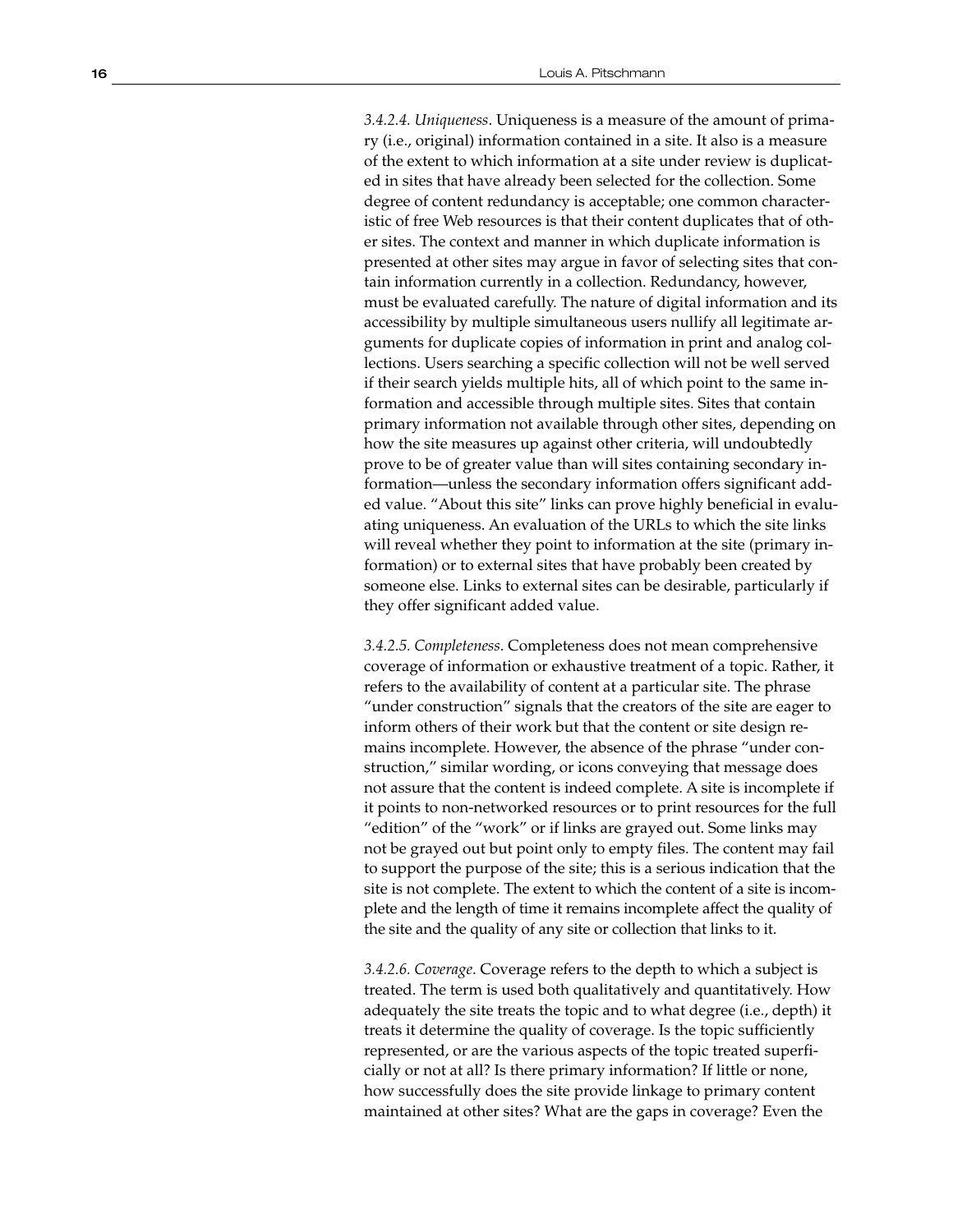*3.4.2.4. Uniqueness*. Uniqueness is a measure of the amount of primary (i.e., original) information contained in a site. It also is a measure of the extent to which information at a site under review is duplicated in sites that have already been selected for the collection. Some degree of content redundancy is acceptable; one common characteristic of free Web resources is that their content duplicates that of other sites. The context and manner in which duplicate information is presented at other sites may argue in favor of selecting sites that contain information currently in a collection. Redundancy, however, must be evaluated carefully. The nature of digital information and its accessibility by multiple simultaneous users nullify all legitimate arguments for duplicate copies of information in print and analog collections. Users searching a specific collection will not be well served if their search yields multiple hits, all of which point to the same information and accessible through multiple sites. Sites that contain primary information not available through other sites, depending on how the site measures up against other criteria, will undoubtedly prove to be of greater value than will sites containing secondary information—unless the secondary information offers significant added value. "About this site" links can prove highly beneficial in evaluating uniqueness. An evaluation of the URLs to which the site links will reveal whether they point to information at the site (primary information) or to external sites that have probably been created by someone else. Links to external sites can be desirable, particularly if they offer significant added value.

*3.4.2.5. Completeness*. Completeness does not mean comprehensive coverage of information or exhaustive treatment of a topic. Rather, it refers to the availability of content at a particular site. The phrase "under construction" signals that the creators of the site are eager to inform others of their work but that the content or site design remains incomplete. However, the absence of the phrase "under construction," similar wording, or icons conveying that message does not assure that the content is indeed complete. A site is incomplete if it points to non-networked resources or to print resources for the full "edition" of the "work" or if links are grayed out. Some links may not be grayed out but point only to empty files. The content may fail to support the purpose of the site; this is a serious indication that the site is not complete. The extent to which the content of a site is incomplete and the length of time it remains incomplete affect the quality of the site and the quality of any site or collection that links to it.

*3.4.2.6. Coverage*. Coverage refers to the depth to which a subject is treated. The term is used both qualitatively and quantitatively. How adequately the site treats the topic and to what degree (i.e., depth) it treats it determine the quality of coverage. Is the topic sufficiently represented, or are the various aspects of the topic treated superficially or not at all? Is there primary information? If little or none, how successfully does the site provide linkage to primary content maintained at other sites? What are the gaps in coverage? Even the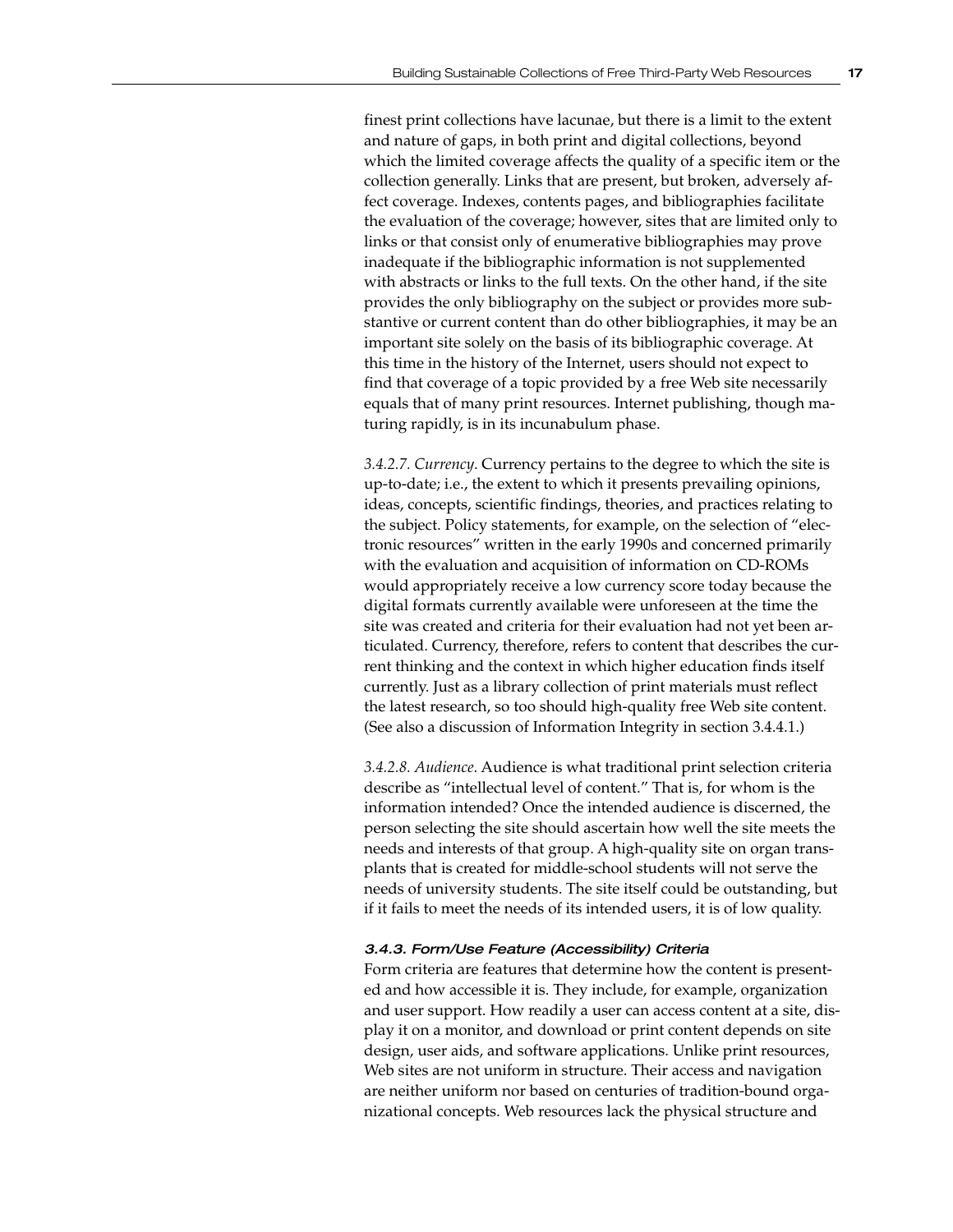finest print collections have lacunae, but there is a limit to the extent and nature of gaps, in both print and digital collections, beyond which the limited coverage affects the quality of a specific item or the collection generally. Links that are present, but broken, adversely affect coverage. Indexes, contents pages, and bibliographies facilitate the evaluation of the coverage; however, sites that are limited only to links or that consist only of enumerative bibliographies may prove inadequate if the bibliographic information is not supplemented with abstracts or links to the full texts. On the other hand, if the site provides the only bibliography on the subject or provides more substantive or current content than do other bibliographies, it may be an important site solely on the basis of its bibliographic coverage. At this time in the history of the Internet, users should not expect to find that coverage of a topic provided by a free Web site necessarily equals that of many print resources. Internet publishing, though maturing rapidly, is in its incunabulum phase.

*3.4.2.7. Currency*. Currency pertains to the degree to which the site is up-to-date; i.e., the extent to which it presents prevailing opinions, ideas, concepts, scientific findings, theories, and practices relating to the subject. Policy statements, for example, on the selection of "electronic resources" written in the early 1990s and concerned primarily with the evaluation and acquisition of information on CD-ROMs would appropriately receive a low currency score today because the digital formats currently available were unforeseen at the time the site was created and criteria for their evaluation had not yet been articulated. Currency, therefore, refers to content that describes the current thinking and the context in which higher education finds itself currently. Just as a library collection of print materials must reflect the latest research, so too should high-quality free Web site content. (See also a discussion of Information Integrity in section 3.4.4.1.)

*3.4.2.8. Audience*. Audience is what traditional print selection criteria describe as "intellectual level of content." That is, for whom is the information intended? Once the intended audience is discerned, the person selecting the site should ascertain how well the site meets the needs and interests of that group. A high-quality site on organ transplants that is created for middle-school students will not serve the needs of university students. The site itself could be outstanding, but if it fails to meet the needs of its intended users, it is of low quality.

### *3.4.3. Form/Use Feature (Accessibility) Criteria*

Form criteria are features that determine how the content is presented and how accessible it is. They include, for example, organization and user support. How readily a user can access content at a site, display it on a monitor, and download or print content depends on site design, user aids, and software applications. Unlike print resources, Web sites are not uniform in structure. Their access and navigation are neither uniform nor based on centuries of tradition-bound organizational concepts. Web resources lack the physical structure and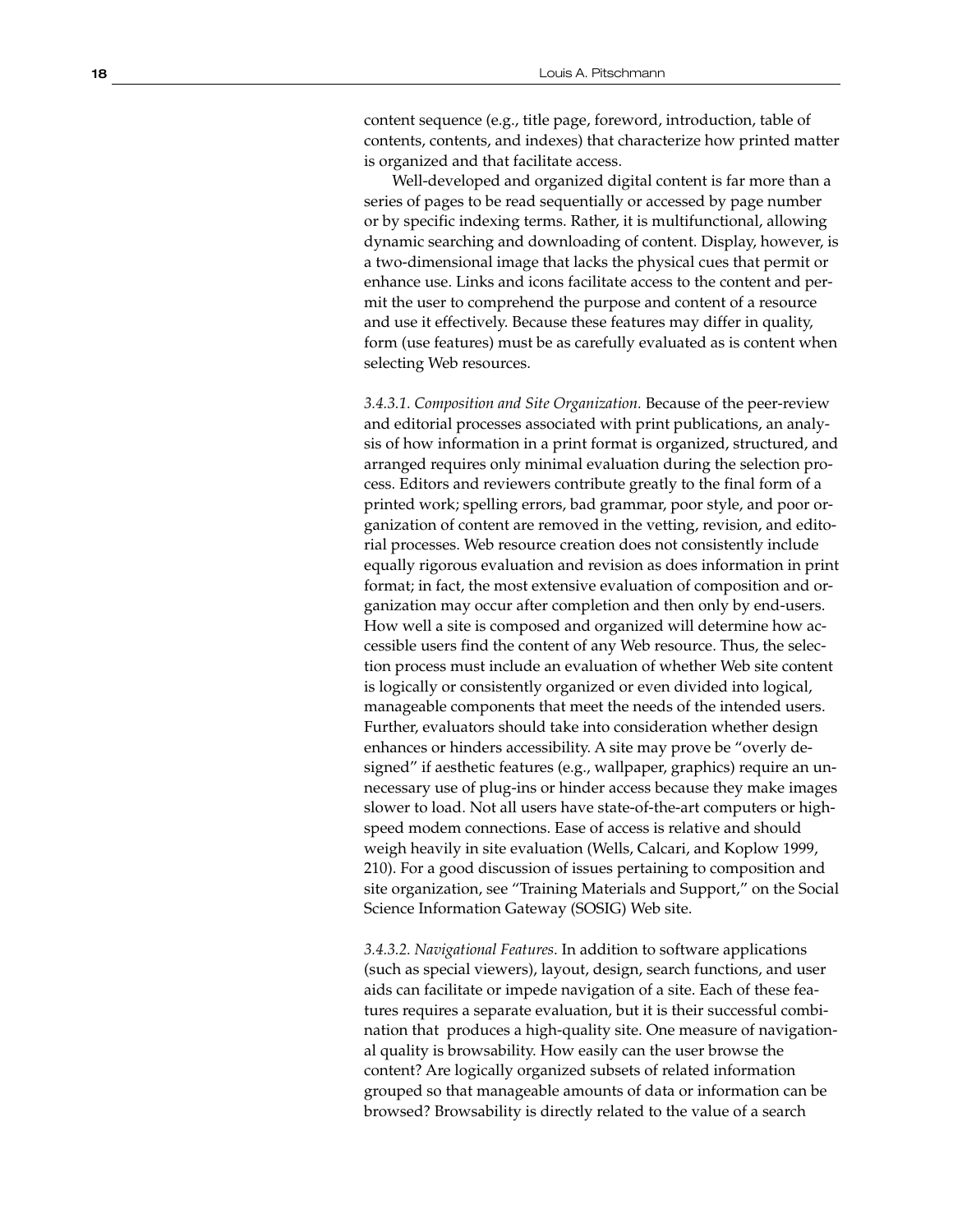content sequence (e.g., title page, foreword, introduction, table of contents, contents, and indexes) that characterize how printed matter is organized and that facilitate access.

Well-developed and organized digital content is far more than a series of pages to be read sequentially or accessed by page number or by specific indexing terms. Rather, it is multifunctional, allowing dynamic searching and downloading of content. Display, however, is a two-dimensional image that lacks the physical cues that permit or enhance use. Links and icons facilitate access to the content and permit the user to comprehend the purpose and content of a resource and use it effectively. Because these features may differ in quality, form (use features) must be as carefully evaluated as is content when selecting Web resources.

*3.4.3.1. Composition and Site Organization.* Because of the peer-review and editorial processes associated with print publications, an analysis of how information in a print format is organized, structured, and arranged requires only minimal evaluation during the selection process. Editors and reviewers contribute greatly to the final form of a printed work; spelling errors, bad grammar, poor style, and poor organization of content are removed in the vetting, revision, and editorial processes. Web resource creation does not consistently include equally rigorous evaluation and revision as does information in print format; in fact, the most extensive evaluation of composition and organization may occur after completion and then only by end-users. How well a site is composed and organized will determine how accessible users find the content of any Web resource. Thus, the selection process must include an evaluation of whether Web site content is logically or consistently organized or even divided into logical, manageable components that meet the needs of the intended users. Further, evaluators should take into consideration whether design enhances or hinders accessibility. A site may prove be "overly designed" if aesthetic features (e.g., wallpaper, graphics) require an unnecessary use of plug-ins or hinder access because they make images slower to load. Not all users have state-of-the-art computers or high-speed modem connections. Ease of access is relative and should weigh heavily in site evaluation (Wells, Calcari, and Koplow 1999, 210). For a good discussion of issues pertaining to composition and site organization, see "Training Materials and Support," on the Social Science Information Gateway (SOSIG) Web site.

*3.4.3.2. Navigational Features*. In addition to software applications (such as special viewers), layout, design, search functions, and user aids can facilitate or impede navigation of a site. Each of these features requires a separate evaluation, but it is their successful combination that produces a high-quality site. One measure of navigational quality is browsability. How easily can the user browse the content? Are logically organized subsets of related information grouped so that manageable amounts of data or information can be browsed? Browsability is directly related to the value of a search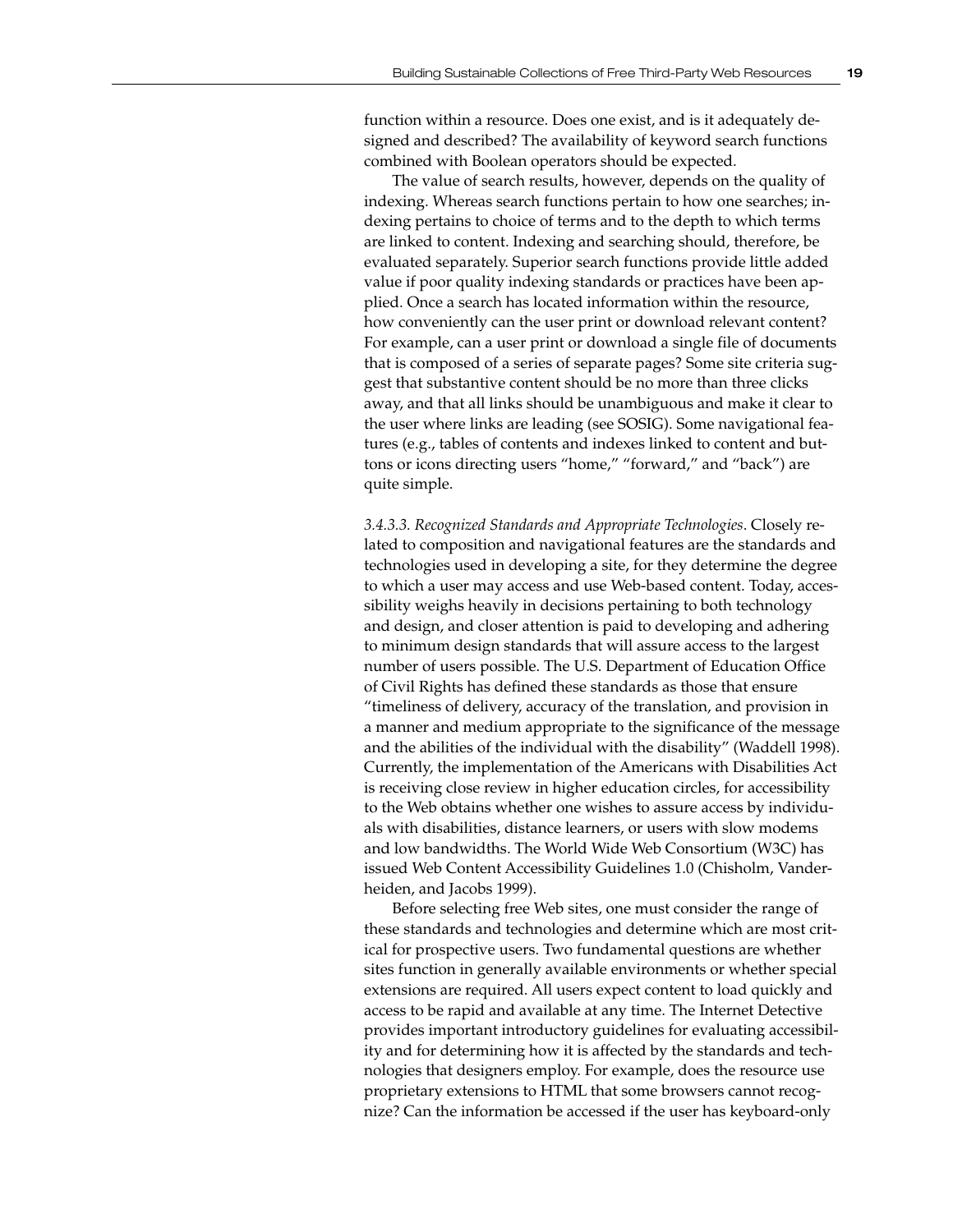function within a resource. Does one exist, and is it adequately designed and described? The availability of keyword search functions combined with Boolean operators should be expected.

The value of search results, however, depends on the quality of indexing. Whereas search functions pertain to how one searches; indexing pertains to choice of terms and to the depth to which terms are linked to content. Indexing and searching should, therefore, be evaluated separately. Superior search functions provide little added value if poor quality indexing standards or practices have been applied. Once a search has located information within the resource, how conveniently can the user print or download relevant content? For example, can a user print or download a single file of documents that is composed of a series of separate pages? Some site criteria suggest that substantive content should be no more than three clicks away, and that all links should be unambiguous and make it clear to the user where links are leading (see SOSIG). Some navigational features (e.g., tables of contents and indexes linked to content and buttons or icons directing users "home," "forward," and "back") are quite simple.

*3.4.3.3. Recognized Standards and Appropriate Technologies*. Closely related to composition and navigational features are the standards and technologies used in developing a site, for they determine the degree to which a user may access and use Web-based content. Today, accessibility weighs heavily in decisions pertaining to both technology and design, and closer attention is paid to developing and adhering to minimum design standards that will assure access to the largest number of users possible. The U.S. Department of Education Office of Civil Rights has defined these standards as those that ensure "timeliness of delivery, accuracy of the translation, and provision in a manner and medium appropriate to the significance of the message and the abilities of the individual with the disability" (Waddell 1998). Currently, the implementation of the Americans with Disabilities Act is receiving close review in higher education circles, for accessibility to the Web obtains whether one wishes to assure access by individuals with disabilities, distance learners, or users with slow modems and low bandwidths. The World Wide Web Consortium (W3C) has issued Web Content Accessibility Guidelines 1.0 (Chisholm, Vanderheiden, and Jacobs 1999).

Before selecting free Web sites, one must consider the range of these standards and technologies and determine which are most critical for prospective users. Two fundamental questions are whether sites function in generally available environments or whether special extensions are required. All users expect content to load quickly and access to be rapid and available at any time. The Internet Detective provides important introductory guidelines for evaluating accessibility and for determining how it is affected by the standards and technologies that designers employ. For example, does the resource use proprietary extensions to HTML that some browsers cannot recognize? Can the information be accessed if the user has keyboard-only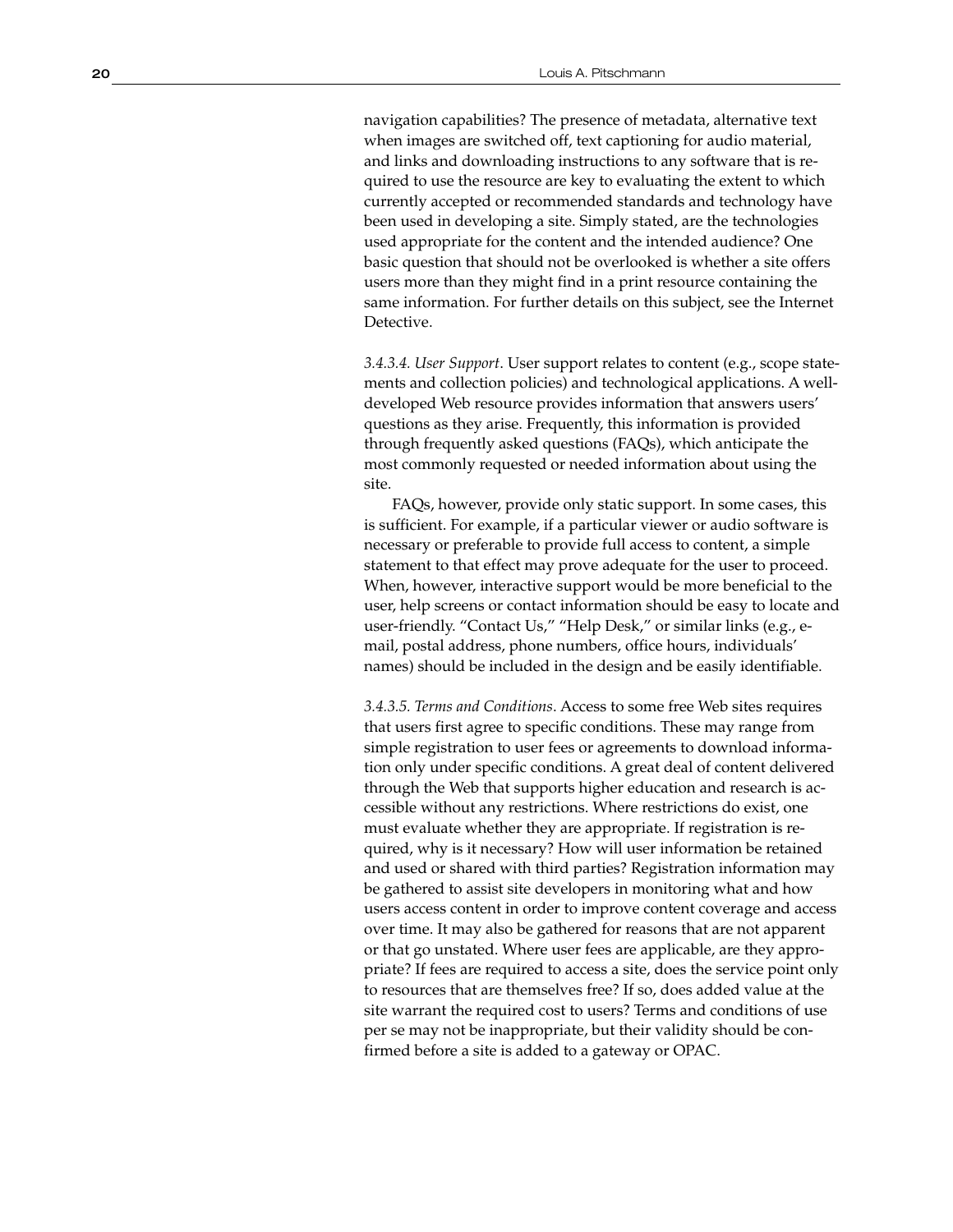navigation capabilities? The presence of metadata, alternative text when images are switched off, text captioning for audio material, and links and downloading instructions to any software that is required to use the resource are key to evaluating the extent to which currently accepted or recommended standards and technology have been used in developing a site. Simply stated, are the technologies used appropriate for the content and the intended audience? One basic question that should not be overlooked is whether a site offers users more than they might find in a print resource containing the same information. For further details on this subject, see the Internet Detective.

*3.4.3.4. User Support*. User support relates to content (e.g., scope statements and collection policies) and technological applications. A well-developed Web resource provides information that answers users' questions as they arise. Frequently, this information is provided through frequently asked questions (FAQs), which anticipate the most commonly requested or needed information about using the site.

FAQs, however, provide only static support. In some cases, this is sufficient. For example, if a particular viewer or audio software is necessary or preferable to provide full access to content, a simple statement to that effect may prove adequate for the user to proceed. When, however, interactive support would be more beneficial to the user, help screens or contact information should be easy to locate and user-friendly. "Contact Us," "Help Desk," or similar links (e.g., e-mail, postal address, phone numbers, office hours, individuals' names) should be included in the design and be easily identifiable.

*3.4.3.5. Terms and Conditions*. Access to some free Web sites requires that users first agree to specific conditions. These may range from simple registration to user fees or agreements to download information only under specific conditions. A great deal of content delivered through the Web that supports higher education and research is accessible without any restrictions. Where restrictions do exist, one must evaluate whether they are appropriate. If registration is required, why is it necessary? How will user information be retained and used or shared with third parties? Registration information may be gathered to assist site developers in monitoring what and how users access content in order to improve content coverage and access over time. It may also be gathered for reasons that are not apparent or that go unstated. Where user fees are applicable, are they appropriate? If fees are required to access a site, does the service point only to resources that are themselves free? If so, does added value at the site warrant the required cost to users? Terms and conditions of use per se may not be inappropriate, but their validity should be confirmed before a site is added to a gateway or OPAC.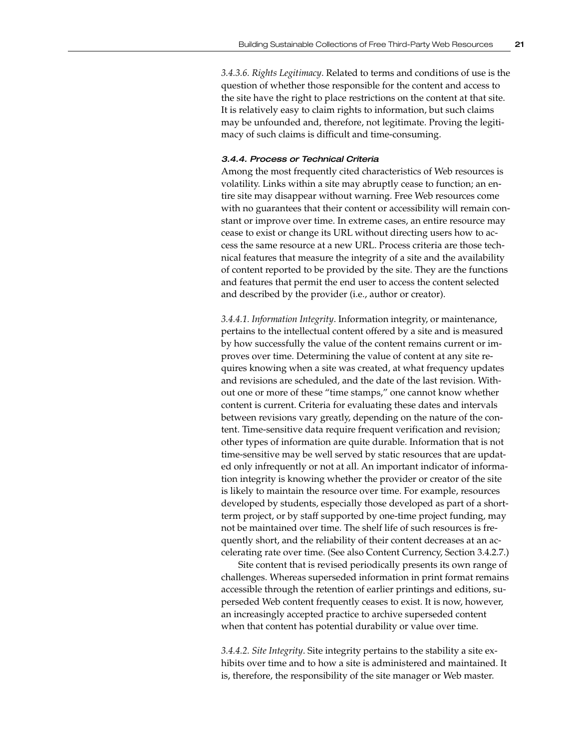*3.4.3.6. Rights Legitimacy*. Related to terms and conditions of use is the question of whether those responsible for the content and access to the site have the right to place restrictions on the content at that site. It is relatively easy to claim rights to information, but such claims may be unfounded and, therefore, not legitimate. Proving the legitimacy of such claims is difficult and time-consuming.

#### *3.4.4. Process or Technical Criteria*

Among the most frequently cited characteristics of Web resources is volatility. Links within a site may abruptly cease to function; an entire site may disappear without warning. Free Web resources come with no guarantees that their content or accessibility will remain constant or improve over time. In extreme cases, an entire resource may cease to exist or change its URL without directing users how to access the same resource at a new URL. Process criteria are those technical features that measure the integrity of a site and the availability of content reported to be provided by the site. They are the functions and features that permit the end user to access the content selected and described by the provider (i.e., author or creator).

*3.4.4.1. Information Integrity*. Information integrity, or maintenance, pertains to the intellectual content offered by a site and is measured by how successfully the value of the content remains current or improves over time. Determining the value of content at any site requires knowing when a site was created, at what frequency updates and revisions are scheduled, and the date of the last revision. Without one or more of these "time stamps," one cannot know whether content is current. Criteria for evaluating these dates and intervals between revisions vary greatly, depending on the nature of the content. Time-sensitive data require frequent verification and revision; other types of information are quite durable. Information that is not time-sensitive may be well served by static resources that are updated only infrequently or not at all. An important indicator of information integrity is knowing whether the provider or creator of the site is likely to maintain the resource over time. For example, resources developed by students, especially those developed as part of a short-term project, or by staff supported by one-time project funding, may not be maintained over time. The shelf life of such resources is frequently short, and the reliability of their content decreases at an accelerating rate over time. (See also Content Currency, Section 3.4.2.7.)

Site content that is revised periodically presents its own range of challenges. Whereas superseded information in print format remains accessible through the retention of earlier printings and editions, superseded Web content frequently ceases to exist. It is now, however, an increasingly accepted practice to archive superseded content when that content has potential durability or value over time.

*3.4.4.2. Site Integrity*. Site integrity pertains to the stability a site exhibits over time and to how a site is administered and maintained. It is, therefore, the responsibility of the site manager or Web master.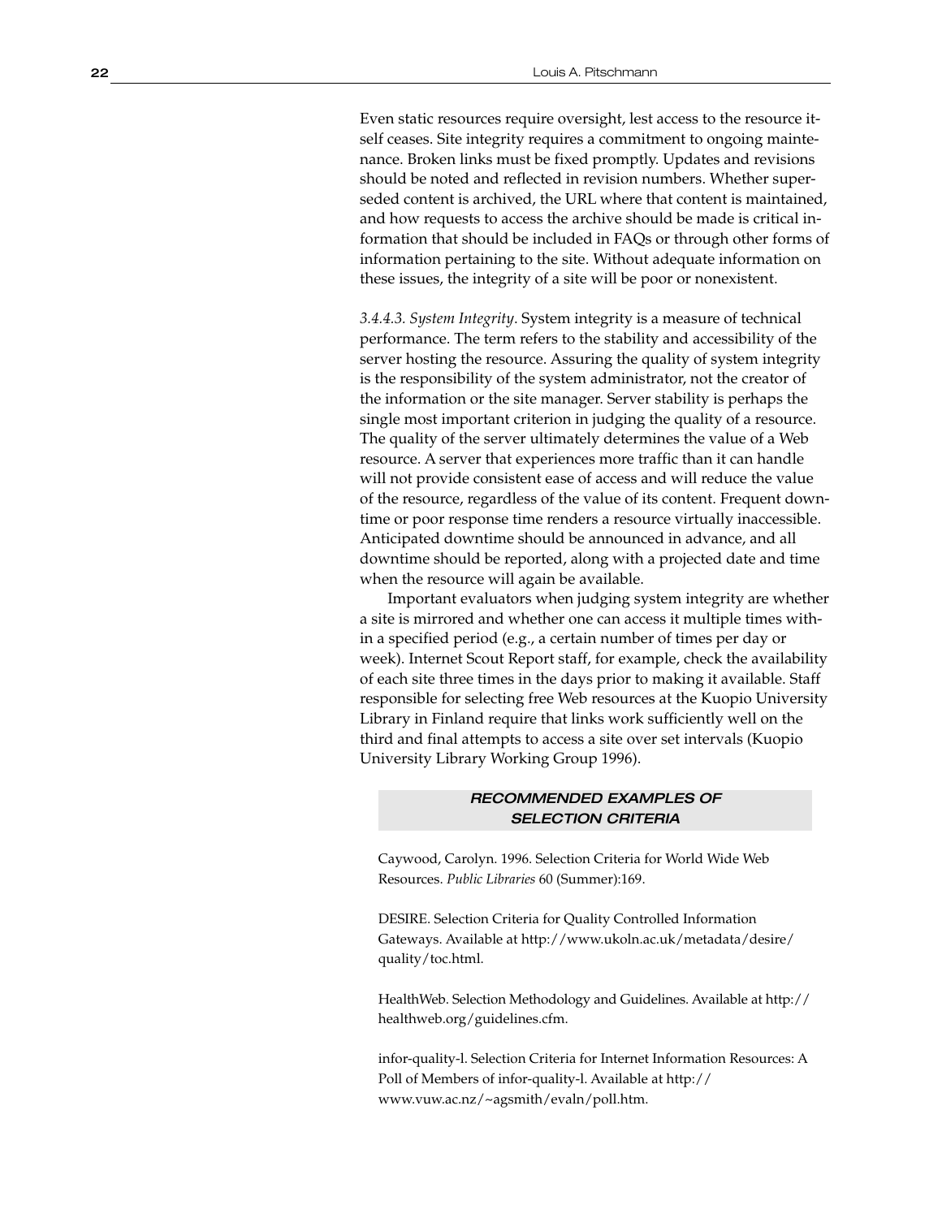Even static resources require oversight, lest access to the resource itself ceases. Site integrity requires a commitment to ongoing maintenance. Broken links must be fixed promptly. Updates and revisions should be noted and reflected in revision numbers. Whether superseded content is archived, the URL where that content is maintained, and how requests to access the archive should be made is critical information that should be included in FAQs or through other forms of information pertaining to the site. Without adequate information on these issues, the integrity of a site will be poor or nonexistent.

*3.4.4.3. System Integrity*. System integrity is a measure of technical performance. The term refers to the stability and accessibility of the server hosting the resource. Assuring the quality of system integrity is the responsibility of the system administrator, not the creator of the information or the site manager. Server stability is perhaps the single most important criterion in judging the quality of a resource. The quality of the server ultimately determines the value of a Web resource. A server that experiences more traffic than it can handle will not provide consistent ease of access and will reduce the value of the resource, regardless of the value of its content. Frequent downtime or poor response time renders a resource virtually inaccessible. Anticipated downtime should be announced in advance, and all downtime should be reported, along with a projected date and time when the resource will again be available.

Important evaluators when judging system integrity are whether a site is mirrored and whether one can access it multiple times within a specified period (e.g., a certain number of times per day or week). Internet Scout Report staff, for example, check the availability of each site three times in the days prior to making it available. Staff responsible for selecting free Web resources at the Kuopio University Library in Finland require that links work sufficiently well on the third and final attempts to access a site over set intervals (Kuopio University Library Working Group 1996).

### RECOMMENDED EXAMPLES OF SELECTION CRITERIA

Caywood, Carolyn. 1996. Selection Criteria for World Wide Web Resources. *Public Libraries* 60 (Summer):169.

DESIRE. Selection Criteria for Quality Controlled Information Gateways. Available at http://www.ukoln.ac.uk/metadata/desire/quality/toc.html.

HealthWeb. Selection Methodology and Guidelines. Available at http://healthweb.org/guidelines.cfm.

infor-quality-l. Selection Criteria for Internet Information Resources: A Poll of Members of infor-quality-l. Available at http://www.vuw.ac.nz/~agsmith/evaln/poll.htm.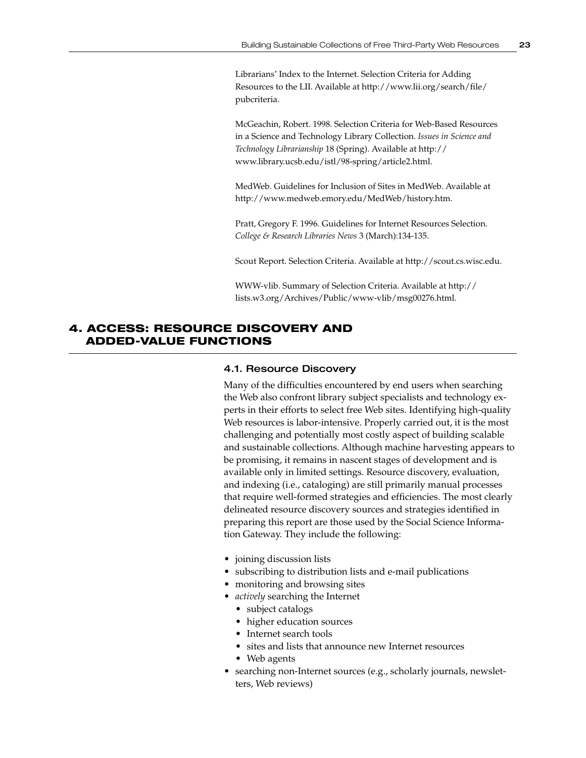Librarians' Index to the Internet. Selection Criteria for Adding Resources to the LII. Available at http://www.lii.org/search/file/pubcriteria.

McGeachin, Robert. 1998. Selection Criteria for Web-Based Resources in a Science and Technology Library Collection. *Issues in Science and Technology Librarianship* 18 (Spring). Available at http://www.library.ucsb.edu/istl/98-spring/article2.html.

MedWeb. Guidelines for Inclusion of Sites in MedWeb. Available at http://www.medweb.emory.edu/MedWeb/history.htm.

Pratt, Gregory F. 1996. Guidelines for Internet Resources Selection. *College & Research Libraries News* 3 (March):134-135.

Scout Report. Selection Criteria. Available at http://scout.cs.wisc.edu.

WWW-vlib. Summary of Selection Criteria. Available at http://lists.w3.org/Archives/Public/www-vlib/msg00276.html.

## 4. ACCESS: RESOURCE DISCOVERY AND ADDED-VALUE FUNCTIONS

### 4.1. Resource Discovery

Many of the difficulties encountered by end users when searching the Web also confront library subject specialists and technology experts in their efforts to select free Web sites. Identifying high-quality Web resources is labor-intensive. Properly carried out, it is the most challenging and potentially most costly aspect of building scalable and sustainable collections. Although machine harvesting appears to be promising, it remains in nascent stages of development and is available only in limited settings. Resource discovery, evaluation, and indexing (i.e., cataloging) are still primarily manual processes that require well-formed strategies and efficiencies. The most clearly delineated resource discovery sources and strategies identified in preparing this report are those used by the Social Science Information Gateway. They include the following:

- joining discussion lists
- subscribing to distribution lists and e-mail publications
- monitoring and browsing sites
- *actively* searching the Internet
  - subject catalogs
  - higher education sources
  - Internet search tools
  - sites and lists that announce new Internet resources
  - Web agents
- searching non-Internet sources (e.g., scholarly journals, newsletters, Web reviews)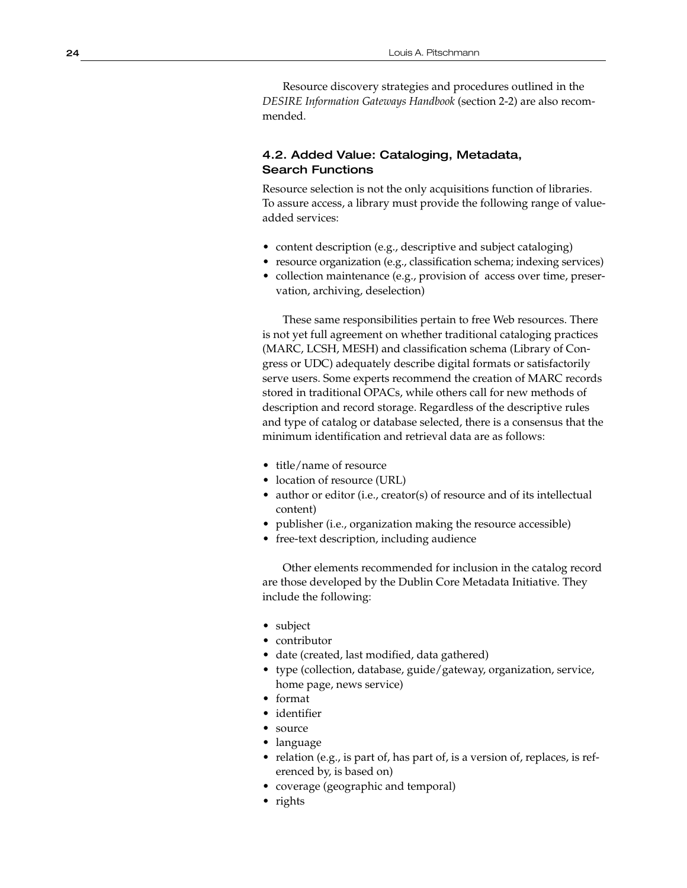Resource discovery strategies and procedures outlined in the *DESIRE Information Gateways Handbook* (section 2-2) are also recommended.

### 4.2. Added Value: Cataloging, Metadata, Search Functions

Resource selection is not the only acquisitions function of libraries. To assure access, a library must provide the following range of value-added services:

- content description (e.g., descriptive and subject cataloging)
- resource organization (e.g., classification schema; indexing services)
- collection maintenance (e.g., provision of access over time, preservation, archiving, deselection)

These same responsibilities pertain to free Web resources. There is not yet full agreement on whether traditional cataloging practices (MARC, LCSH, MESH) and classification schema (Library of Congress or UDC) adequately describe digital formats or satisfactorily serve users. Some experts recommend the creation of MARC records stored in traditional OPACs, while others call for new methods of description and record storage. Regardless of the descriptive rules and type of catalog or database selected, there is a consensus that the minimum identification and retrieval data are as follows:

- title/name of resource
- location of resource (URL)
- author or editor (i.e., creator(s) of resource and of its intellectual content)
- publisher (i.e., organization making the resource accessible)
- free-text description, including audience

Other elements recommended for inclusion in the catalog record are those developed by the Dublin Core Metadata Initiative. They include the following:

- subject
- contributor
- date (created, last modified, data gathered)
- type (collection, database, guide/gateway, organization, service, home page, news service)
- format
- identifier
- source
- language
- relation (e.g., is part of, has part of, is a version of, replaces, is referenced by, is based on)
- coverage (geographic and temporal)
- rights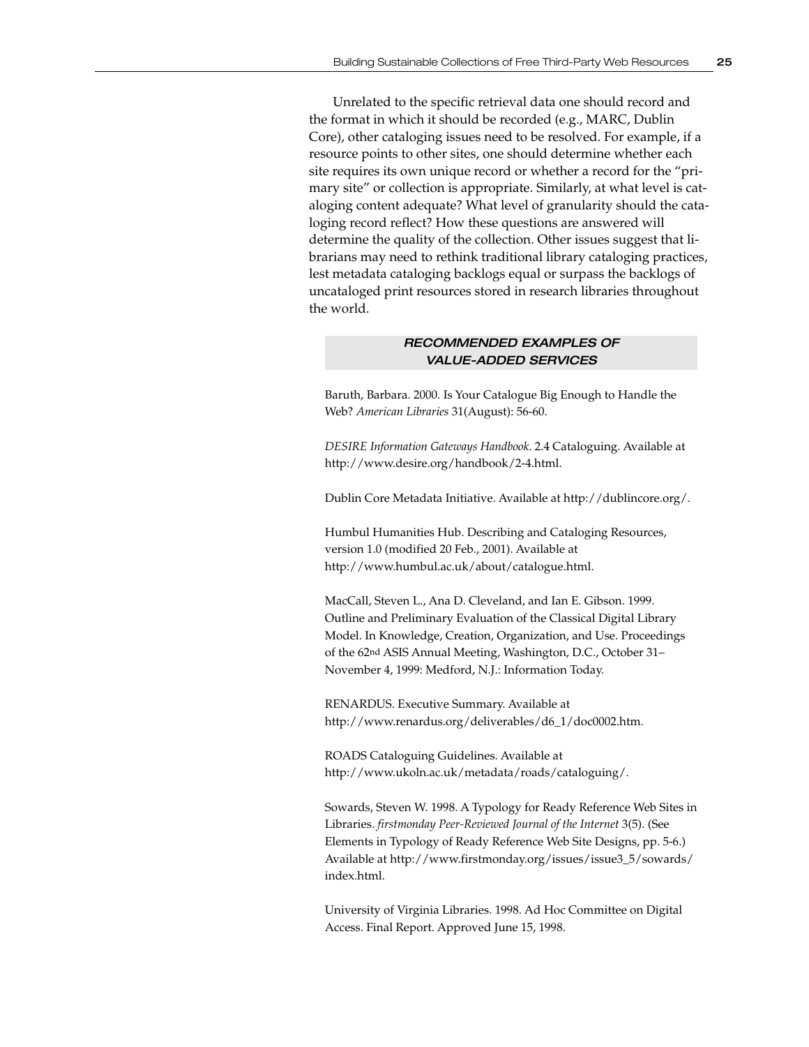Unrelated to the specific retrieval data one should record and the format in which it should be recorded (e.g., MARC, Dublin Core), other cataloging issues need to be resolved. For example, if a resource points to other sites, one should determine whether each site requires its own unique record or whether a record for the "primary site" or collection is appropriate. Similarly, at what level is cataloging content adequate? What level of granularity should the cataloging record reflect? How these questions are answered will determine the quality of the collection. Other issues suggest that librarians may need to rethink traditional library cataloging practices, lest metadata cataloging backlogs equal or surpass the backlogs of uncataloged print resources stored in research libraries throughout the world.

### *RECOMMENDED EXAMPLES OF VALUE-ADDED SERVICES*

Baruth, Barbara. 2000. Is Your Catalogue Big Enough to Handle the Web? *American Libraries* 31(August): 56-60.

*DESIRE Information Gateways Handbook*. 2.4 Cataloguing. Available at http://www.desire.org/handbook/2-4.html.

Dublin Core Metadata Initiative. Available at http://dublincore.org/.

Humbul Humanities Hub. Describing and Cataloging Resources, version 1.0 (modified 20 Feb., 2001). Available at http://www.humbul.ac.uk/about/catalogue.html.

MacCall, Steven L., Ana D. Cleveland, and Ian E. Gibson. 1999. Outline and Preliminary Evaluation of the Classical Digital Library Model. In Knowledge, Creation, Organization, and Use. Proceedings of the 62nd ASIS Annual Meeting, Washington, D.C., October 31–November 4, 1999: Medford, N.J.: Information Today.

RENARDUS. Executive Summary. Available at http://www.renardus.org/deliverables/d6_1/doc0002.htm.

ROADS Cataloguing Guidelines. Available at http://www.ukoln.ac.uk/metadata/roads/cataloguing/.

Sowards, Steven W. 1998. A Typology for Ready Reference Web Sites in Libraries. *firstmonday Peer-Reviewed Journal of the Internet* 3(5). (See Elements in Typology of Ready Reference Web Site Designs, pp. 5-6.) Available at http://www.firstmonday.org/issues/issue3_5/sowards/index.html.

University of Virginia Libraries. 1998. Ad Hoc Committee on Digital Access. Final Report. Approved June 15, 1998.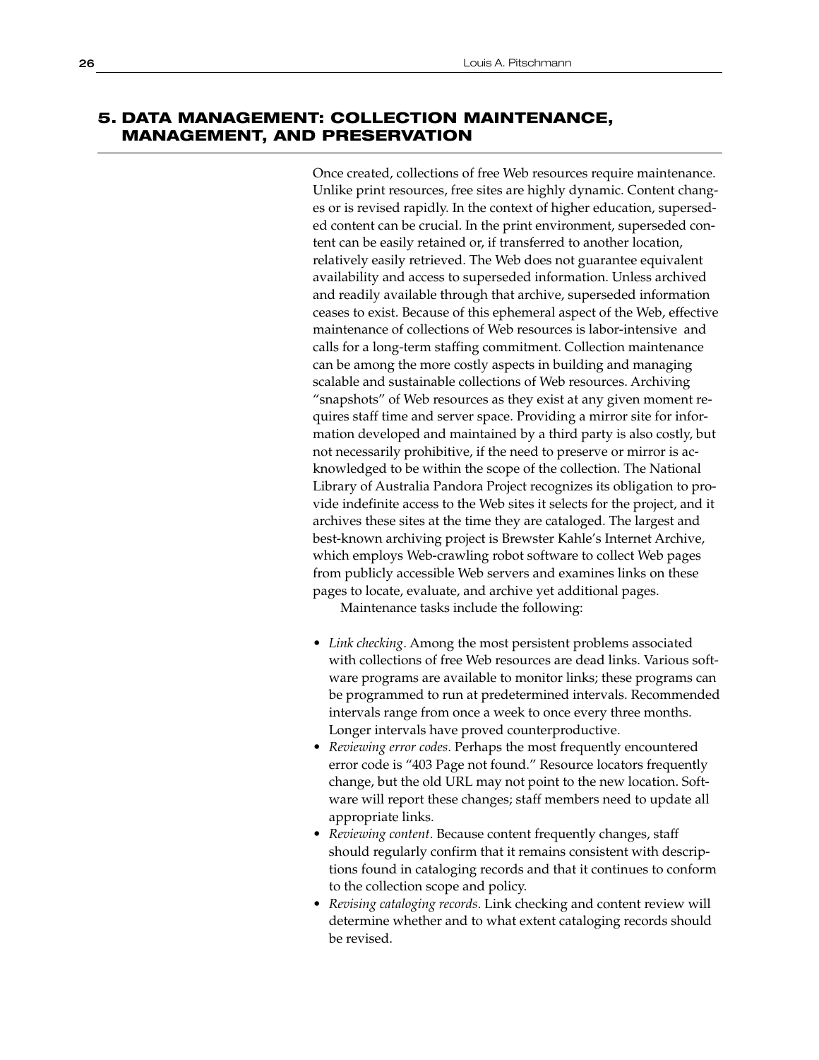## 5. DATA MANAGEMENT: COLLECTION MAINTENANCE, MANAGEMENT, AND PRESERVATION

Once created, collections of free Web resources require maintenance. Unlike print resources, free sites are highly dynamic. Content changes or is revised rapidly. In the context of higher education, superseded content can be crucial. In the print environment, superseded content can be easily retained or, if transferred to another location, relatively easily retrieved. The Web does not guarantee equivalent availability and access to superseded information. Unless archived and readily available through that archive, superseded information ceases to exist. Because of this ephemeral aspect of the Web, effective maintenance of collections of Web resources is labor-intensive and calls for a long-term staffing commitment. Collection maintenance can be among the more costly aspects in building and managing scalable and sustainable collections of Web resources. Archiving "snapshots" of Web resources as they exist at any given moment requires staff time and server space. Providing a mirror site for information developed and maintained by a third party is also costly, but not necessarily prohibitive, if the need to preserve or mirror is acknowledged to be within the scope of the collection. The National Library of Australia Pandora Project recognizes its obligation to provide indefinite access to the Web sites it selects for the project, and it archives these sites at the time they are cataloged. The largest and best-known archiving project is Brewster Kahle's Internet Archive, which employs Web-crawling robot software to collect Web pages from publicly accessible Web servers and examines links on these pages to locate, evaluate, and archive yet additional pages.

Maintenance tasks include the following:

- *Link checking*. Among the most persistent problems associated with collections of free Web resources are dead links. Various software programs are available to monitor links; these programs can be programmed to run at predetermined intervals. Recommended intervals range from once a week to once every three months. Longer intervals have proved counterproductive.
- *Reviewing error codes*. Perhaps the most frequently encountered error code is "403 Page not found." Resource locators frequently change, but the old URL may not point to the new location. Software will report these changes; staff members need to update all appropriate links.
- *Reviewing content*. Because content frequently changes, staff should regularly confirm that it remains consistent with descriptions found in cataloging records and that it continues to conform to the collection scope and policy.
- *Revising cataloging records*. Link checking and content review will determine whether and to what extent cataloging records should be revised.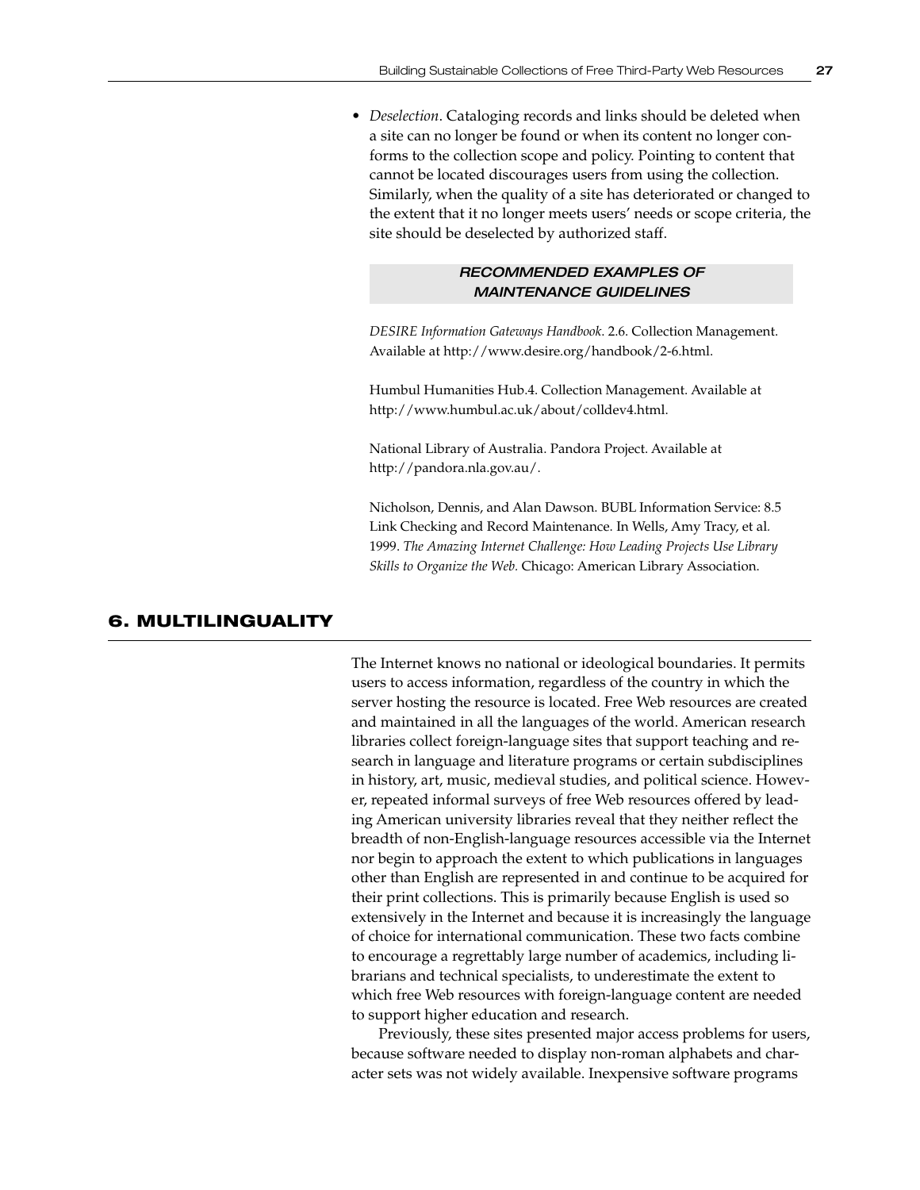- *Deselection*. Cataloging records and links should be deleted when a site can no longer be found or when its content no longer conforms to the collection scope and policy. Pointing to content that cannot be located discourages users from using the collection. Similarly, when the quality of a site has deteriorated or changed to the extent that it no longer meets users' needs or scope criteria, the site should be deselected by authorized staff.

**RECOMMENDED EXAMPLES OF MAINTENANCE GUIDELINES**

*DESIRE Information Gateways Handbook*. 2.6. Collection Management. Available at http://www.desire.org/handbook/2-6.html.

Humbul Humanities Hub.4. Collection Management. Available at http://www.humbul.ac.uk/about/colldev4.html.

National Library of Australia. Pandora Project. Available at http://pandora.nla.gov.au/.

Nicholson, Dennis, and Alan Dawson. BUBL Information Service: 8.5 Link Checking and Record Maintenance. In Wells, Amy Tracy, et al. 1999. *The Amazing Internet Challenge: How Leading Projects Use Library Skills to Organize the Web.* Chicago: American Library Association.

## 6. MULTILINGUALITY

The Internet knows no national or ideological boundaries. It permits users to access information, regardless of the country in which the server hosting the resource is located. Free Web resources are created and maintained in all the languages of the world. American research libraries collect foreign-language sites that support teaching and research in language and literature programs or certain subdisciplines in history, art, music, medieval studies, and political science. However, repeated informal surveys of free Web resources offered by leading American university libraries reveal that they neither reflect the breadth of non-English-language resources accessible via the Internet nor begin to approach the extent to which publications in languages other than English are represented in and continue to be acquired for their print collections. This is primarily because English is used so extensively in the Internet and because it is increasingly the language of choice for international communication. These two facts combine to encourage a regrettably large number of academics, including librarians and technical specialists, to underestimate the extent to which free Web resources with foreign-language content are needed to support higher education and research.

Previously, these sites presented major access problems for users, because software needed to display non-roman alphabets and character sets was not widely available. Inexpensive software programs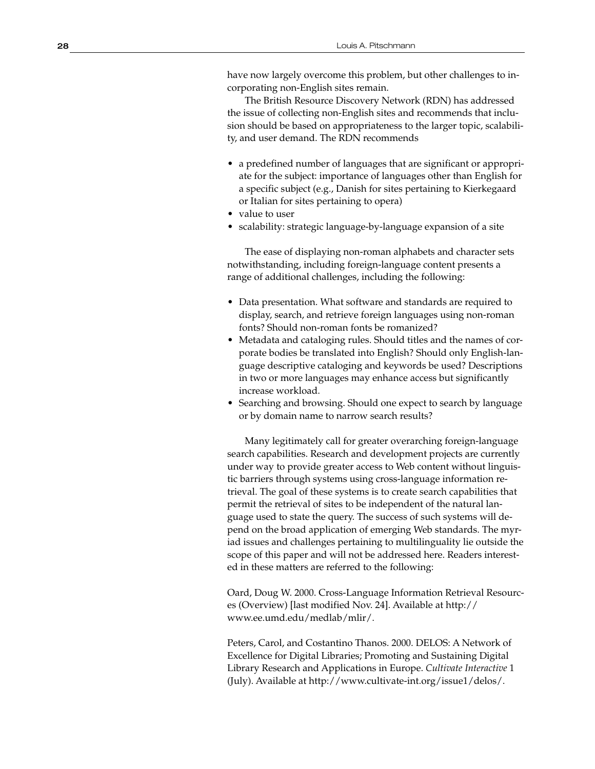have now largely overcome this problem, but other challenges to incorporating non-English sites remain.

The British Resource Discovery Network (RDN) has addressed the issue of collecting non-English sites and recommends that inclusion should be based on appropriateness to the larger topic, scalability, and user demand. The RDN recommends

- a predefined number of languages that are significant or appropriate for the subject: importance of languages other than English for a specific subject (e.g., Danish for sites pertaining to Kierkegaard or Italian for sites pertaining to opera)
- value to user
- scalability: strategic language-by-language expansion of a site

The ease of displaying non-roman alphabets and character sets notwithstanding, including foreign-language content presents a range of additional challenges, including the following:

- Data presentation. What software and standards are required to display, search, and retrieve foreign languages using non-roman fonts? Should non-roman fonts be romanized?
- Metadata and cataloging rules. Should titles and the names of corporate bodies be translated into English? Should only English-language descriptive cataloging and keywords be used? Descriptions in two or more languages may enhance access but significantly increase workload.
- Searching and browsing. Should one expect to search by language or by domain name to narrow search results?

Many legitimately call for greater overarching foreign-language search capabilities. Research and development projects are currently under way to provide greater access to Web content without linguistic barriers through systems using cross-language information retrieval. The goal of these systems is to create search capabilities that permit the retrieval of sites to be independent of the natural language used to state the query. The success of such systems will depend on the broad application of emerging Web standards. The myriad issues and challenges pertaining to multilinguality lie outside the scope of this paper and will not be addressed here. Readers interested in these matters are referred to the following:

Oard, Doug W. 2000. Cross-Language Information Retrieval Resources (Overview) [last modified Nov. 24]. Available at http://www.ee.umd.edu/medlab/mlir/.

Peters, Carol, and Costantino Thanos. 2000. DELOS: A Network of Excellence for Digital Libraries; Promoting and Sustaining Digital Library Research and Applications in Europe. *Cultivate Interactive* 1 (July). Available at http://www.cultivate-int.org/issue1/delos/.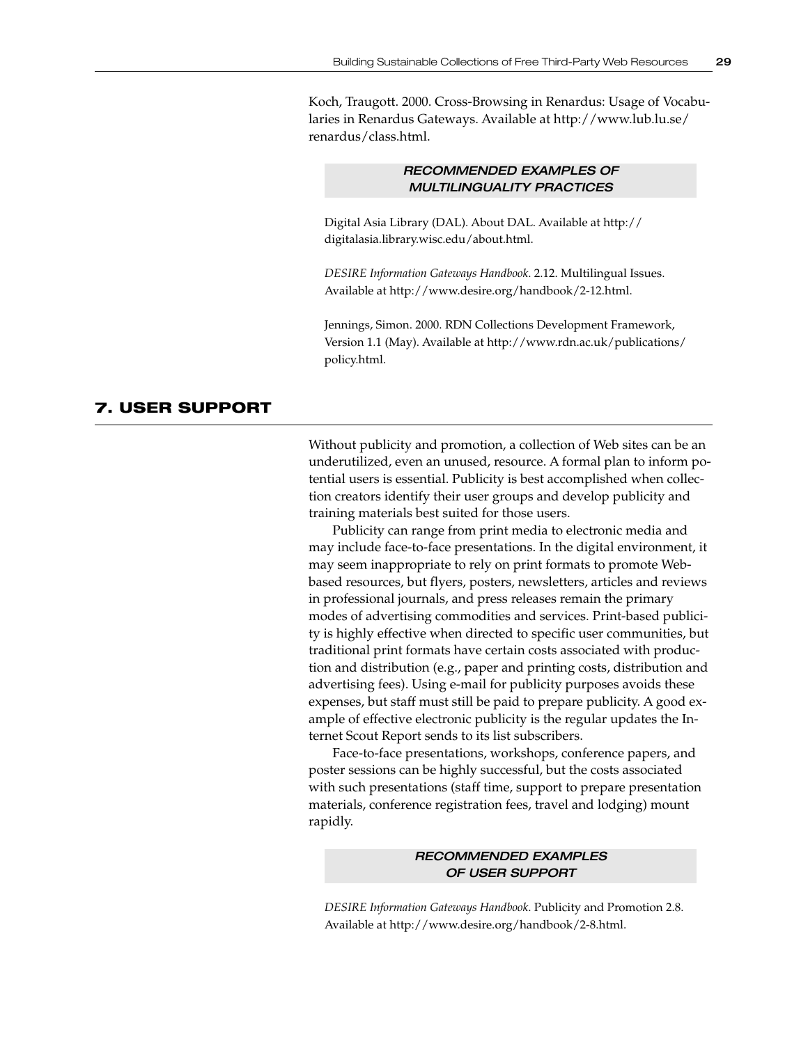Koch, Traugott. 2000. Cross-Browsing in Renardus: Usage of Vocabularies in Renardus Gateways. Available at http://www.lub.lu.se/renardus/class.html.

### *RECOMMENDED EXAMPLES OF MULTILINGUALITY PRACTICES*

Digital Asia Library (DAL). About DAL. Available at http://digitalasia.library.wisc.edu/about.html.

*DESIRE Information Gateways Handbook*. 2.12. Multilingual Issues. Available at http://www.desire.org/handbook/2-12.html.

Jennings, Simon. 2000. RDN Collections Development Framework, Version 1.1 (May). Available at http://www.rdn.ac.uk/publications/policy.html.

## 7. USER SUPPORT

Without publicity and promotion, a collection of Web sites can be an underutilized, even an unused, resource. A formal plan to inform potential users is essential. Publicity is best accomplished when collection creators identify their user groups and develop publicity and training materials best suited for those users.

Publicity can range from print media to electronic media and may include face-to-face presentations. In the digital environment, it may seem inappropriate to rely on print formats to promote Web-based resources, but flyers, posters, newsletters, articles and reviews in professional journals, and press releases remain the primary modes of advertising commodities and services. Print-based publicity is highly effective when directed to specific user communities, but traditional print formats have certain costs associated with production and distribution (e.g., paper and printing costs, distribution and advertising fees). Using e-mail for publicity purposes avoids these expenses, but staff must still be paid to prepare publicity. A good example of effective electronic publicity is the regular updates the Internet Scout Report sends to its list subscribers.

Face-to-face presentations, workshops, conference papers, and poster sessions can be highly successful, but the costs associated with such presentations (staff time, support to prepare presentation materials, conference registration fees, travel and lodging) mount rapidly.

### *RECOMMENDED EXAMPLES OF USER SUPPORT*

*DESIRE Information Gateways Handbook*. Publicity and Promotion 2.8. Available at http://www.desire.org/handbook/2-8.html.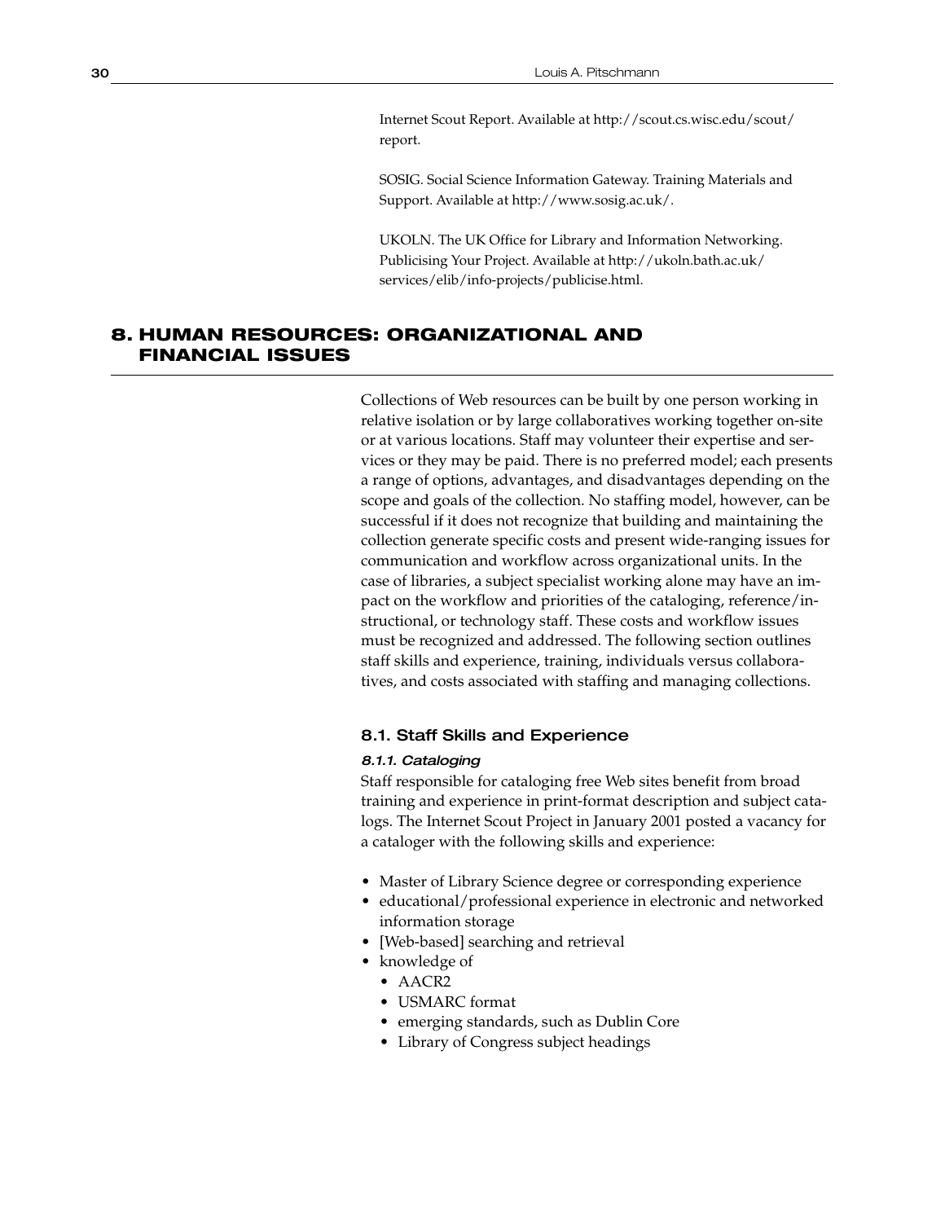Internet Scout Report. Available at http://scout.cs.wisc.edu/scout/report.

SOSIG. Social Science Information Gateway. Training Materials and Support. Available at http://www.sosig.ac.uk/.

UKOLN. The UK Office for Library and Information Networking. Publicising Your Project. Available at http://ukoln.bath.ac.uk/services/elib/info-projects/publicise.html.

## 8. HUMAN RESOURCES: ORGANIZATIONAL AND FINANCIAL ISSUES

Collections of Web resources can be built by one person working in relative isolation or by large collaboratives working together on-site or at various locations. Staff may volunteer their expertise and services or they may be paid. There is no preferred model; each presents a range of options, advantages, and disadvantages depending on the scope and goals of the collection. No staffing model, however, can be successful if it does not recognize that building and maintaining the collection generate specific costs and present wide-ranging issues for communication and workflow across organizational units. In the case of libraries, a subject specialist working alone may have an impact on the workflow and priorities of the cataloging, reference/instructional, or technology staff. These costs and workflow issues must be recognized and addressed. The following section outlines staff skills and experience, training, individuals versus collaboratives, and costs associated with staffing and managing collections.

### 8.1. Staff Skills and Experience

#### *8.1.1. Cataloging*

Staff responsible for cataloging free Web sites benefit from broad training and experience in print-format description and subject catalogs. The Internet Scout Project in January 2001 posted a vacancy for a cataloger with the following skills and experience:

- Master of Library Science degree or corresponding experience
- educational/professional experience in electronic and networked information storage
- [Web-based] searching and retrieval
- knowledge of
  - AACR2
  - USMARC format
  - emerging standards, such as Dublin Core
  - Library of Congress subject headings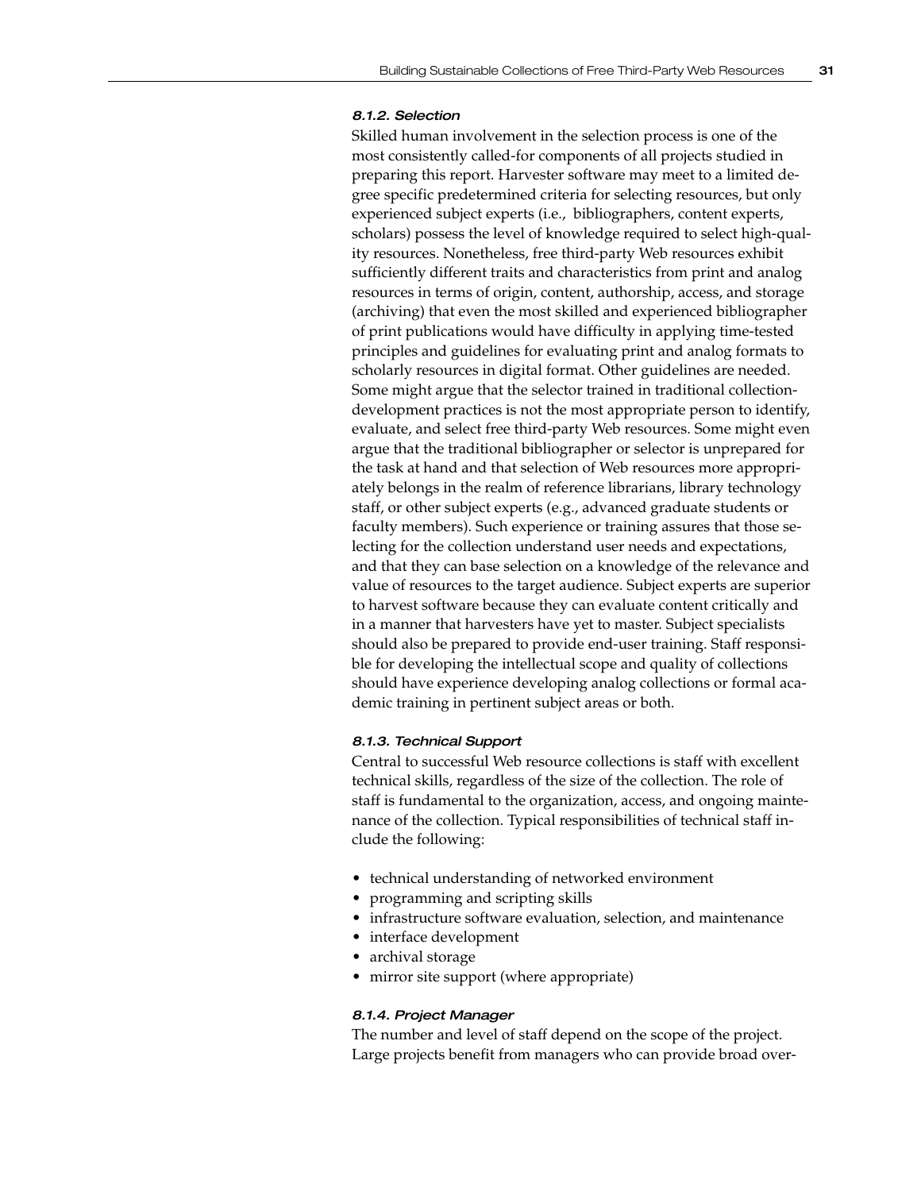#### *8.1.2. Selection*

Skilled human involvement in the selection process is one of the most consistently called-for components of all projects studied in preparing this report. Harvester software may meet to a limited degree specific predetermined criteria for selecting resources, but only experienced subject experts (i.e., bibliographers, content experts, scholars) possess the level of knowledge required to select high-quality resources. Nonetheless, free third-party Web resources exhibit sufficiently different traits and characteristics from print and analog resources in terms of origin, content, authorship, access, and storage (archiving) that even the most skilled and experienced bibliographer of print publications would have difficulty in applying time-tested principles and guidelines for evaluating print and analog formats to scholarly resources in digital format. Other guidelines are needed. Some might argue that the selector trained in traditional collection-development practices is not the most appropriate person to identify, evaluate, and select free third-party Web resources. Some might even argue that the traditional bibliographer or selector is unprepared for the task at hand and that selection of Web resources more appropriately belongs in the realm of reference librarians, library technology staff, or other subject experts (e.g., advanced graduate students or faculty members). Such experience or training assures that those selecting for the collection understand user needs and expectations, and that they can base selection on a knowledge of the relevance and value of resources to the target audience. Subject experts are superior to harvest software because they can evaluate content critically and in a manner that harvesters have yet to master. Subject specialists should also be prepared to provide end-user training. Staff responsible for developing the intellectual scope and quality of collections should have experience developing analog collections or formal academic training in pertinent subject areas or both.

#### *8.1.3. Technical Support*

Central to successful Web resource collections is staff with excellent technical skills, regardless of the size of the collection. The role of staff is fundamental to the organization, access, and ongoing maintenance of the collection. Typical responsibilities of technical staff include the following:

- technical understanding of networked environment
- programming and scripting skills
- infrastructure software evaluation, selection, and maintenance
- interface development
- archival storage
- mirror site support (where appropriate)

#### *8.1.4. Project Manager*

The number and level of staff depend on the scope of the project. Large projects benefit from managers who can provide broad over-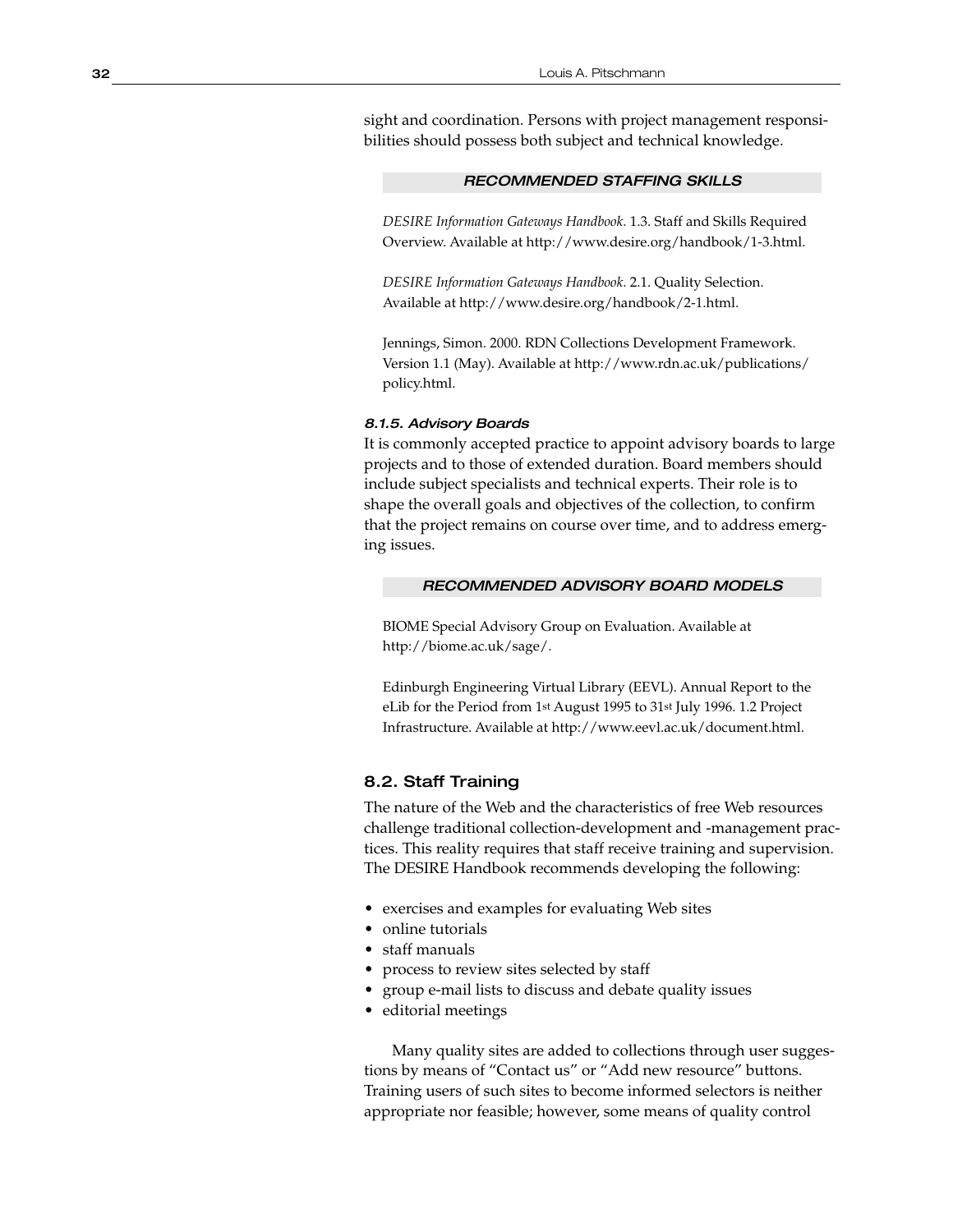sight and coordination. Persons with project management responsibilities should possess both subject and technical knowledge.

**RECOMMENDED STAFFING SKILLS**

*DESIRE Information Gateways Handbook*. 1.3. Staff and Skills Required Overview. Available at http://www.desire.org/handbook/1-3.html.

*DESIRE Information Gateways Handbook*. 2.1. Quality Selection. Available at http://www.desire.org/handbook/2-1.html.

Jennings, Simon. 2000. RDN Collections Development Framework. Version 1.1 (May). Available at http://www.rdn.ac.uk/publications/policy.html.

#### *8.1.5. Advisory Boards*

It is commonly accepted practice to appoint advisory boards to large projects and to those of extended duration. Board members should include subject specialists and technical experts. Their role is to shape the overall goals and objectives of the collection, to confirm that the project remains on course over time, and to address emerging issues.

**RECOMMENDED ADVISORY BOARD MODELS**

BIOME Special Advisory Group on Evaluation. Available at http://biome.ac.uk/sage/.

Edinburgh Engineering Virtual Library (EEVL). Annual Report to the eLib for the Period from 1st August 1995 to 31st July 1996. 1.2 Project Infrastructure. Available at http://www.eevl.ac.uk/document.html.

### 8.2. Staff Training

The nature of the Web and the characteristics of free Web resources challenge traditional collection-development and -management practices. This reality requires that staff receive training and supervision. The DESIRE Handbook recommends developing the following:

- exercises and examples for evaluating Web sites
- online tutorials
- staff manuals
- process to review sites selected by staff
- group e-mail lists to discuss and debate quality issues
- editorial meetings

Many quality sites are added to collections through user suggestions by means of "Contact us" or "Add new resource" buttons. Training users of such sites to become informed selectors is neither appropriate nor feasible; however, some means of quality control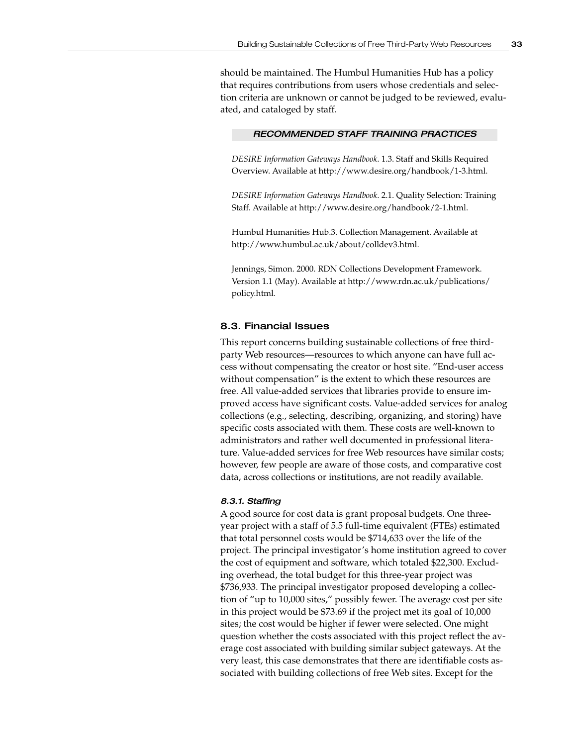should be maintained. The Humbul Humanities Hub has a policy that requires contributions from users whose credentials and selection criteria are unknown or cannot be judged to be reviewed, evaluated, and cataloged by staff.

#### *RECOMMENDED STAFF TRAINING PRACTICES*

*DESIRE Information Gateways Handbook*. 1.3. Staff and Skills Required Overview. Available at http://www.desire.org/handbook/1-3.html.

*DESIRE Information Gateways Handbook*. 2.1. Quality Selection: Training Staff. Available at http://www.desire.org/handbook/2-1.html.

Humbul Humanities Hub.3. Collection Management. Available at http://www.humbul.ac.uk/about/colldev3.html.

Jennings, Simon. 2000. RDN Collections Development Framework. Version 1.1 (May). Available at http://www.rdn.ac.uk/publications/policy.html.

## 8.3. Financial Issues

This report concerns building sustainable collections of free third-party Web resources—resources to which anyone can have full access without compensating the creator or host site. "End-user access without compensation" is the extent to which these resources are free. All value-added services that libraries provide to ensure improved access have significant costs. Value-added services for analog collections (e.g., selecting, describing, organizing, and storing) have specific costs associated with them. These costs are well-known to administrators and rather well documented in professional literature. Value-added services for free Web resources have similar costs; however, few people are aware of those costs, and comparative cost data, across collections or institutions, are not readily available.

### *8.3.1. Staffing*

A good source for cost data is grant proposal budgets. One three-year project with a staff of 5.5 full-time equivalent (FTEs) estimated that total personnel costs would be $714,633 over the life of the project. The principal investigator's home institution agreed to cover the cost of equipment and software, which totaled $22,300. Excluding overhead, the total budget for this three-year project was $736,933. The principal investigator proposed developing a collection of "up to 10,000 sites," possibly fewer. The average cost per site in this project would be $73.69 if the project met its goal of 10,000 sites; the cost would be higher if fewer were selected. One might question whether the costs associated with this project reflect the average cost associated with building similar subject gateways. At the very least, this case demonstrates that there are identifiable costs associated with building collections of free Web sites. Except for the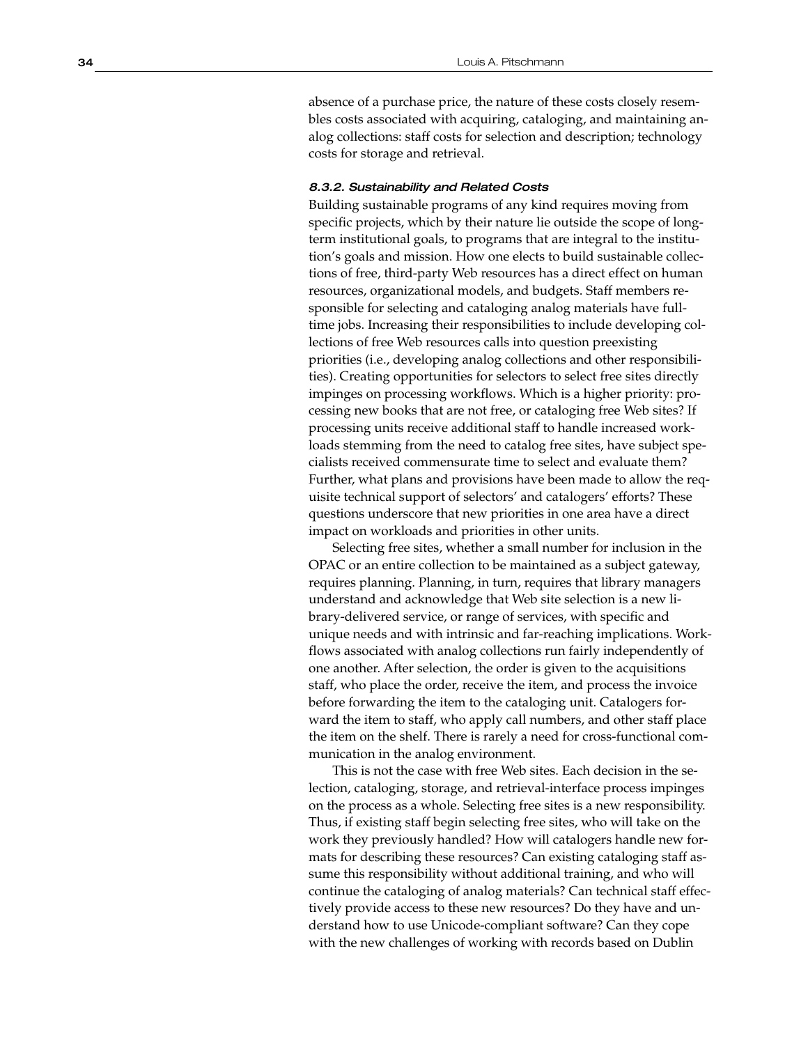absence of a purchase price, the nature of these costs closely resembles costs associated with acquiring, cataloging, and maintaining analog collections: staff costs for selection and description; technology costs for storage and retrieval.

#### *8.3.2. Sustainability and Related Costs*

Building sustainable programs of any kind requires moving from specific projects, which by their nature lie outside the scope of long-term institutional goals, to programs that are integral to the institution's goals and mission. How one elects to build sustainable collections of free, third-party Web resources has a direct effect on human resources, organizational models, and budgets. Staff members responsible for selecting and cataloging analog materials have full-time jobs. Increasing their responsibilities to include developing collections of free Web resources calls into question preexisting priorities (i.e., developing analog collections and other responsibilities). Creating opportunities for selectors to select free sites directly impinges on processing workflows. Which is a higher priority: processing new books that are not free, or cataloging free Web sites? If processing units receive additional staff to handle increased workloads stemming from the need to catalog free sites, have subject specialists received commensurate time to select and evaluate them? Further, what plans and provisions have been made to allow the requisite technical support of selectors' and catalogers' efforts? These questions underscore that new priorities in one area have a direct impact on workloads and priorities in other units.

Selecting free sites, whether a small number for inclusion in the OPAC or an entire collection to be maintained as a subject gateway, requires planning. Planning, in turn, requires that library managers understand and acknowledge that Web site selection is a new library-delivered service, or range of services, with specific and unique needs and with intrinsic and far-reaching implications. Workflows associated with analog collections run fairly independently of one another. After selection, the order is given to the acquisitions staff, who place the order, receive the item, and process the invoice before forwarding the item to the cataloging unit. Catalogers forward the item to staff, who apply call numbers, and other staff place the item on the shelf. There is rarely a need for cross-functional communication in the analog environment.

This is not the case with free Web sites. Each decision in the selection, cataloging, storage, and retrieval-interface process impinges on the process as a whole. Selecting free sites is a new responsibility. Thus, if existing staff begin selecting free sites, who will take on the work they previously handled? How will catalogers handle new formats for describing these resources? Can existing cataloging staff assume this responsibility without additional training, and who will continue the cataloging of analog materials? Can technical staff effectively provide access to these new resources? Do they have and understand how to use Unicode-compliant software? Can they cope with the new challenges of working with records based on Dublin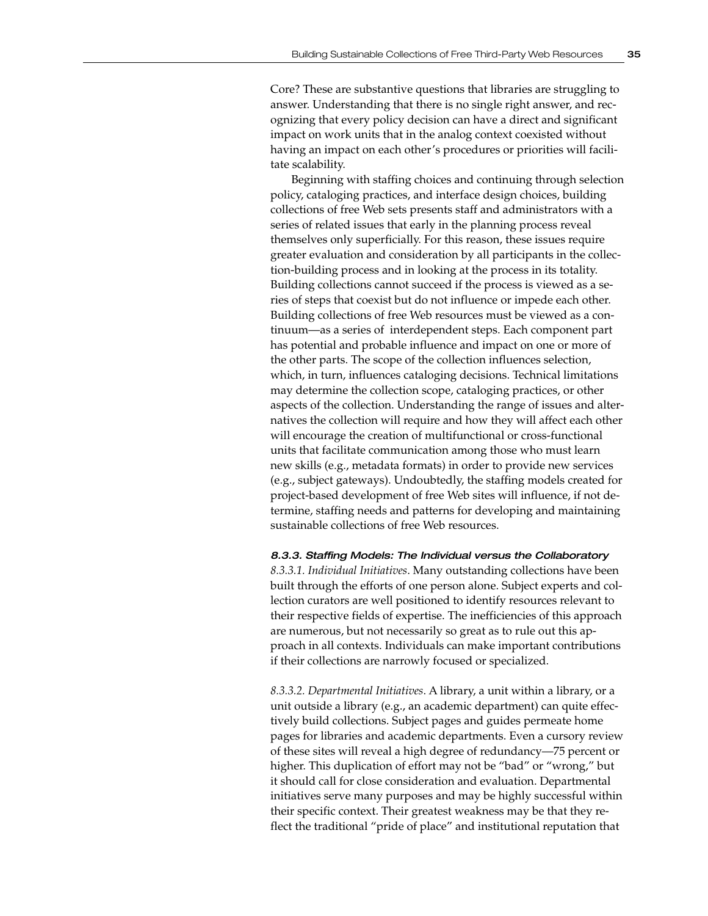Core? These are substantive questions that libraries are struggling to answer. Understanding that there is no single right answer, and recognizing that every policy decision can have a direct and significant impact on work units that in the analog context coexisted without having an impact on each other's procedures or priorities will facilitate scalability.

Beginning with staffing choices and continuing through selection policy, cataloging practices, and interface design choices, building collections of free Web sets presents staff and administrators with a series of related issues that early in the planning process reveal themselves only superficially. For this reason, these issues require greater evaluation and consideration by all participants in the collection-building process and in looking at the process in its totality. Building collections cannot succeed if the process is viewed as a series of steps that coexist but do not influence or impede each other. Building collections of free Web resources must be viewed as a continuum—as a series of interdependent steps. Each component part has potential and probable influence and impact on one or more of the other parts. The scope of the collection influences selection, which, in turn, influences cataloging decisions. Technical limitations may determine the collection scope, cataloging practices, or other aspects of the collection. Understanding the range of issues and alternatives the collection will require and how they will affect each other will encourage the creation of multifunctional or cross-functional units that facilitate communication among those who must learn new skills (e.g., metadata formats) in order to provide new services (e.g., subject gateways). Undoubtedly, the staffing models created for project-based development of free Web sites will influence, if not determine, staffing needs and patterns for developing and maintaining sustainable collections of free Web resources.

#### *8.3.3. Staffing Models: The Individual versus the Collaboratory*

*8.3.3.1. Individual Initiatives*. Many outstanding collections have been built through the efforts of one person alone. Subject experts and collection curators are well positioned to identify resources relevant to their respective fields of expertise. The inefficiencies of this approach are numerous, but not necessarily so great as to rule out this approach in all contexts. Individuals can make important contributions if their collections are narrowly focused or specialized.

*8.3.3.2. Departmental Initiatives*. A library, a unit within a library, or a unit outside a library (e.g., an academic department) can quite effectively build collections. Subject pages and guides permeate home pages for libraries and academic departments. Even a cursory review of these sites will reveal a high degree of redundancy—75 percent or higher. This duplication of effort may not be "bad" or "wrong," but it should call for close consideration and evaluation. Departmental initiatives serve many purposes and may be highly successful within their specific context. Their greatest weakness may be that they reflect the traditional "pride of place" and institutional reputation that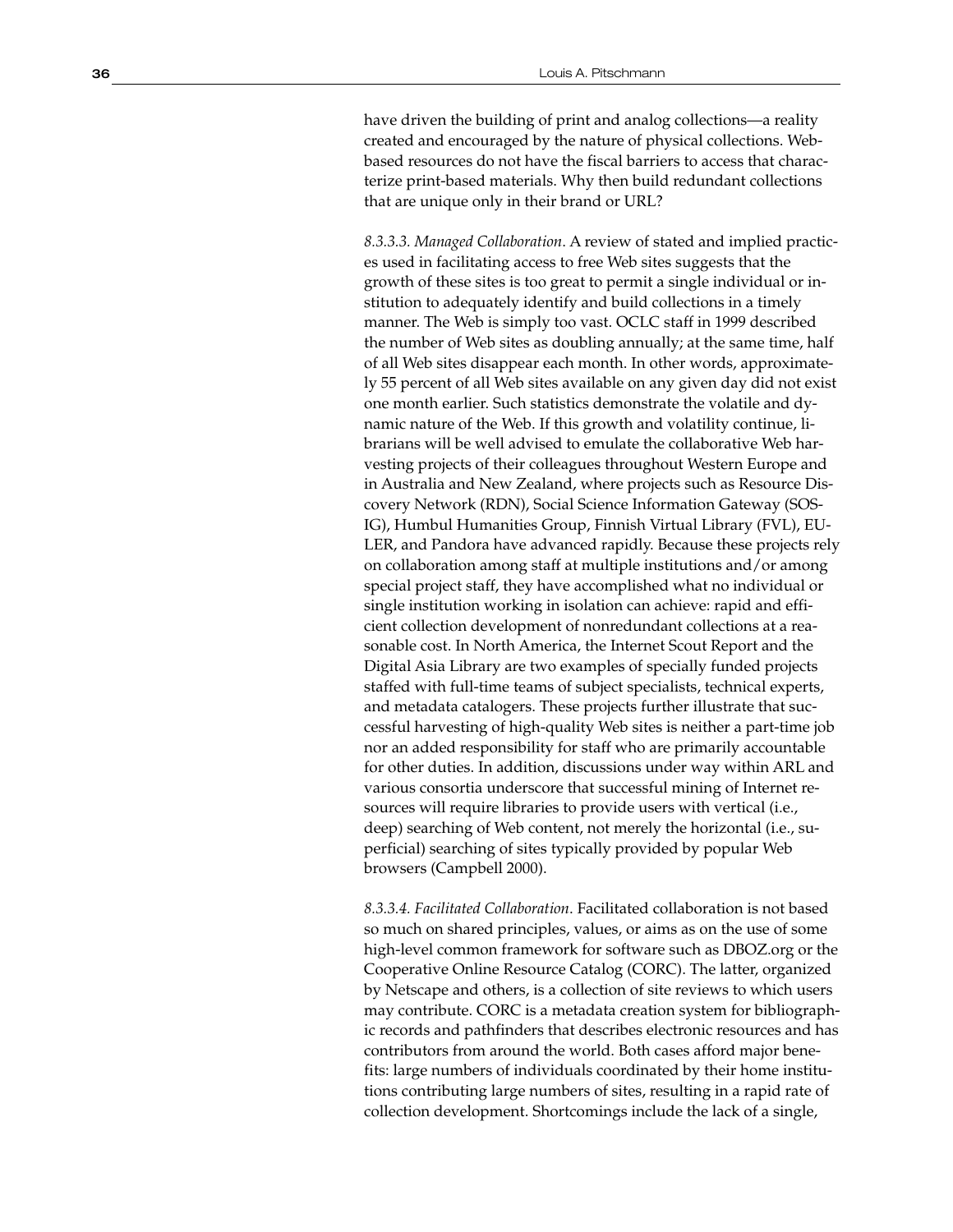have driven the building of print and analog collections—a reality created and encouraged by the nature of physical collections. Web-based resources do not have the fiscal barriers to access that characterize print-based materials. Why then build redundant collections that are unique only in their brand or URL?

*8.3.3.3. Managed Collaboration*. A review of stated and implied practices used in facilitating access to free Web sites suggests that the growth of these sites is too great to permit a single individual or institution to adequately identify and build collections in a timely manner. The Web is simply too vast. OCLC staff in 1999 described the number of Web sites as doubling annually; at the same time, half of all Web sites disappear each month. In other words, approximately 55 percent of all Web sites available on any given day did not exist one month earlier. Such statistics demonstrate the volatile and dynamic nature of the Web. If this growth and volatility continue, librarians will be well advised to emulate the collaborative Web harvesting projects of their colleagues throughout Western Europe and in Australia and New Zealand, where projects such as Resource Discovery Network (RDN), Social Science Information Gateway (SOSIG), Humbul Humanities Group, Finnish Virtual Library (FVL), EULER, and Pandora have advanced rapidly. Because these projects rely on collaboration among staff at multiple institutions and/or among special project staff, they have accomplished what no individual or single institution working in isolation can achieve: rapid and efficient collection development of nonredundant collections at a reasonable cost. In North America, the Internet Scout Report and the Digital Asia Library are two examples of specially funded projects staffed with full-time teams of subject specialists, technical experts, and metadata catalogers. These projects further illustrate that successful harvesting of high-quality Web sites is neither a part-time job nor an added responsibility for staff who are primarily accountable for other duties. In addition, discussions under way within ARL and various consortia underscore that successful mining of Internet resources will require libraries to provide users with vertical (i.e., deep) searching of Web content, not merely the horizontal (i.e., superficial) searching of sites typically provided by popular Web browsers (Campbell 2000).

*8.3.3.4. Facilitated Collaboration*. Facilitated collaboration is not based so much on shared principles, values, or aims as on the use of some high-level common framework for software such as DBOZ.org or the Cooperative Online Resource Catalog (CORC). The latter, organized by Netscape and others, is a collection of site reviews to which users may contribute. CORC is a metadata creation system for bibliographic records and pathfinders that describes electronic resources and has contributors from around the world. Both cases afford major benefits: large numbers of individuals coordinated by their home institutions contributing large numbers of sites, resulting in a rapid rate of collection development. Shortcomings include the lack of a single,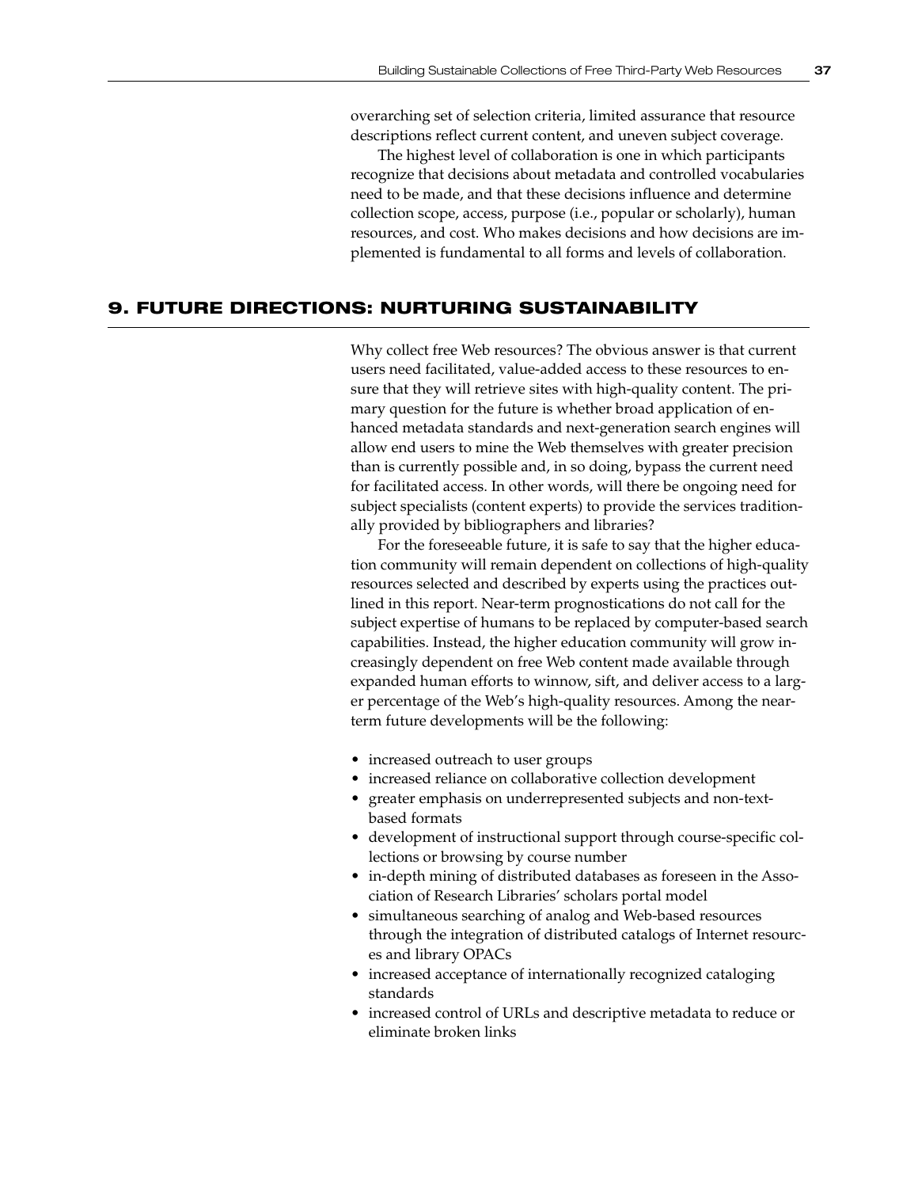overarching set of selection criteria, limited assurance that resource descriptions reflect current content, and uneven subject coverage.

The highest level of collaboration is one in which participants recognize that decisions about metadata and controlled vocabularies need to be made, and that these decisions influence and determine collection scope, access, purpose (i.e., popular or scholarly), human resources, and cost. Who makes decisions and how decisions are implemented is fundamental to all forms and levels of collaboration.

## 9. FUTURE DIRECTIONS: NURTURING SUSTAINABILITY

Why collect free Web resources? The obvious answer is that current users need facilitated, value-added access to these resources to ensure that they will retrieve sites with high-quality content. The primary question for the future is whether broad application of enhanced metadata standards and next-generation search engines will allow end users to mine the Web themselves with greater precision than is currently possible and, in so doing, bypass the current need for facilitated access. In other words, will there be ongoing need for subject specialists (content experts) to provide the services traditionally provided by bibliographers and libraries?

For the foreseeable future, it is safe to say that the higher education community will remain dependent on collections of high-quality resources selected and described by experts using the practices outlined in this report. Near-term prognostications do not call for the subject expertise of humans to be replaced by computer-based search capabilities. Instead, the higher education community will grow increasingly dependent on free Web content made available through expanded human efforts to winnow, sift, and deliver access to a larger percentage of the Web's high-quality resources. Among the near-term future developments will be the following:

- increased outreach to user groups
- increased reliance on collaborative collection development
- greater emphasis on underrepresented subjects and non-text-based formats
- development of instructional support through course-specific collections or browsing by course number
- in-depth mining of distributed databases as foreseen in the Association of Research Libraries' scholars portal model
- simultaneous searching of analog and Web-based resources through the integration of distributed catalogs of Internet resources and library OPACs
- increased acceptance of internationally recognized cataloging standards
- increased control of URLs and descriptive metadata to reduce or eliminate broken links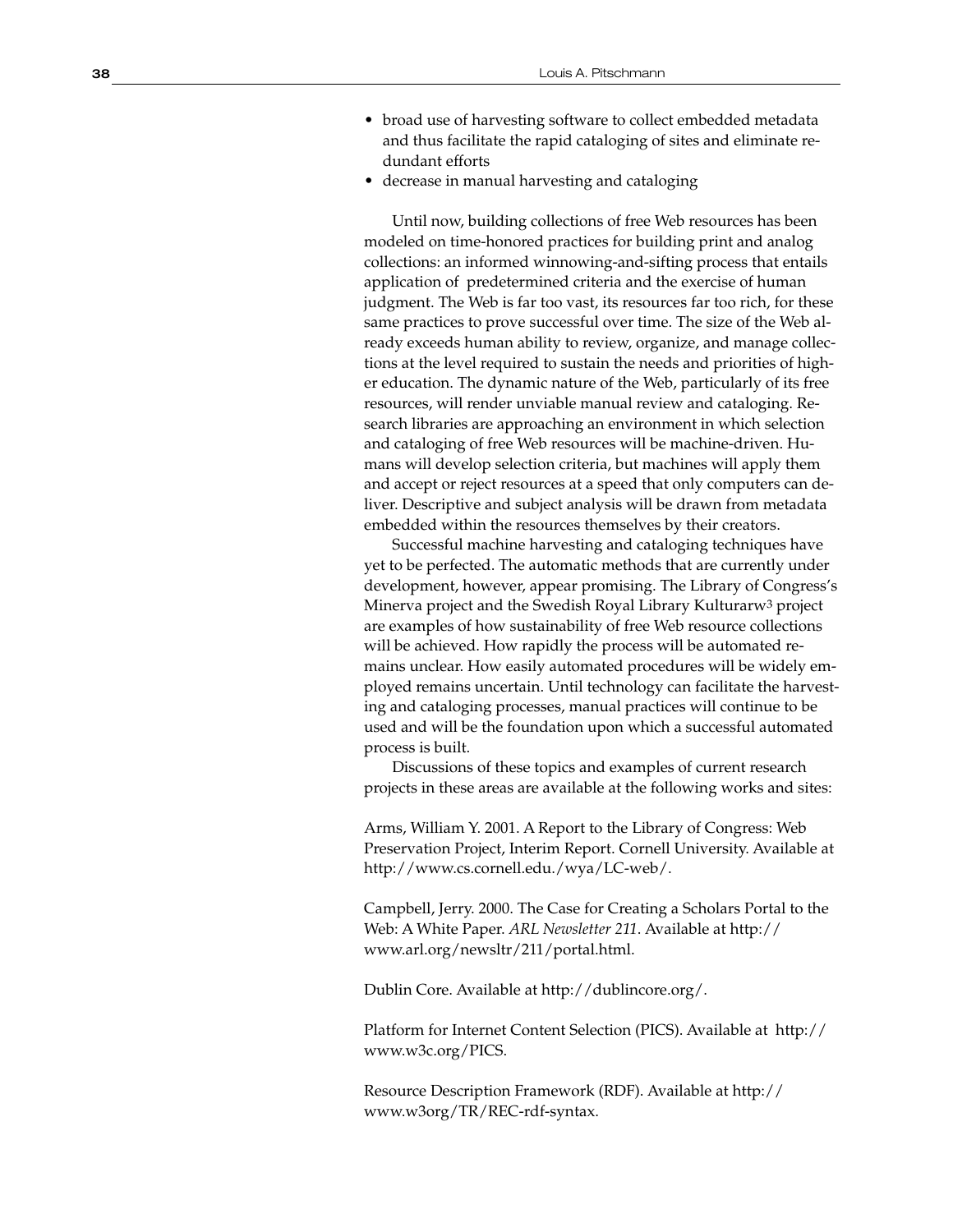- broad use of harvesting software to collect embedded metadata and thus facilitate the rapid cataloging of sites and eliminate redundant efforts
- decrease in manual harvesting and cataloging

Until now, building collections of free Web resources has been modeled on time-honored practices for building print and analog collections: an informed winnowing-and-sifting process that entails application of predetermined criteria and the exercise of human judgment. The Web is far too vast, its resources far too rich, for these same practices to prove successful over time. The size of the Web already exceeds human ability to review, organize, and manage collections at the level required to sustain the needs and priorities of higher education. The dynamic nature of the Web, particularly of its free resources, will render unviable manual review and cataloging. Research libraries are approaching an environment in which selection and cataloging of free Web resources will be machine-driven. Humans will develop selection criteria, but machines will apply them and accept or reject resources at a speed that only computers can deliver. Descriptive and subject analysis will be drawn from metadata embedded within the resources themselves by their creators.

Successful machine harvesting and cataloging techniques have yet to be perfected. The automatic methods that are currently under development, however, appear promising. The Library of Congress's Minerva project and the Swedish Royal Library Kulturarw3 project are examples of how sustainability of free Web resource collections will be achieved. How rapidly the process will be automated remains unclear. How easily automated procedures will be widely employed remains uncertain. Until technology can facilitate the harvesting and cataloging processes, manual practices will continue to be used and will be the foundation upon which a successful automated process is built.

Discussions of these topics and examples of current research projects in these areas are available at the following works and sites:

Arms, William Y. 2001. A Report to the Library of Congress: Web Preservation Project, Interim Report. Cornell University. Available at http://www.cs.cornell.edu./wya/LC-web/.

Campbell, Jerry. 2000. The Case for Creating a Scholars Portal to the Web: A White Paper. *ARL Newsletter 211*. Available at http://www.arl.org/newsltr/211/portal.html.

Dublin Core. Available at http://dublincore.org/.

Platform for Internet Content Selection (PICS). Available at http://www.w3c.org/PICS.

Resource Description Framework (RDF). Available at http://www.w3org/TR/REC-rdf-syntax.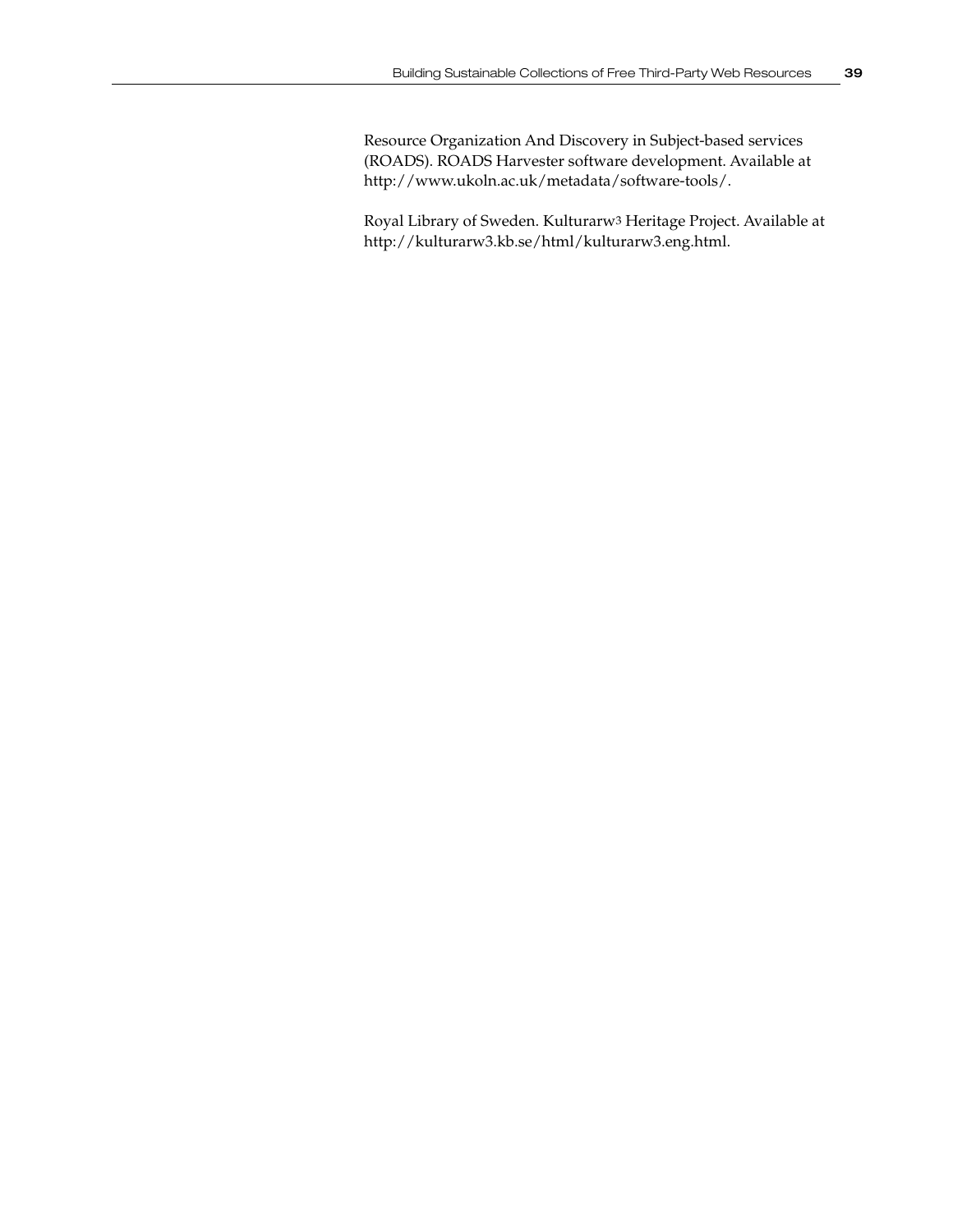Resource Organization And Discovery in Subject-based services (ROADS). ROADS Harvester software development. Available at http://www.ukoln.ac.uk/metadata/software-tools/.

Royal Library of Sweden. Kulturarw3 Heritage Project. Available at http://kulturarw3.kb.se/html/kulturarw3.eng.html.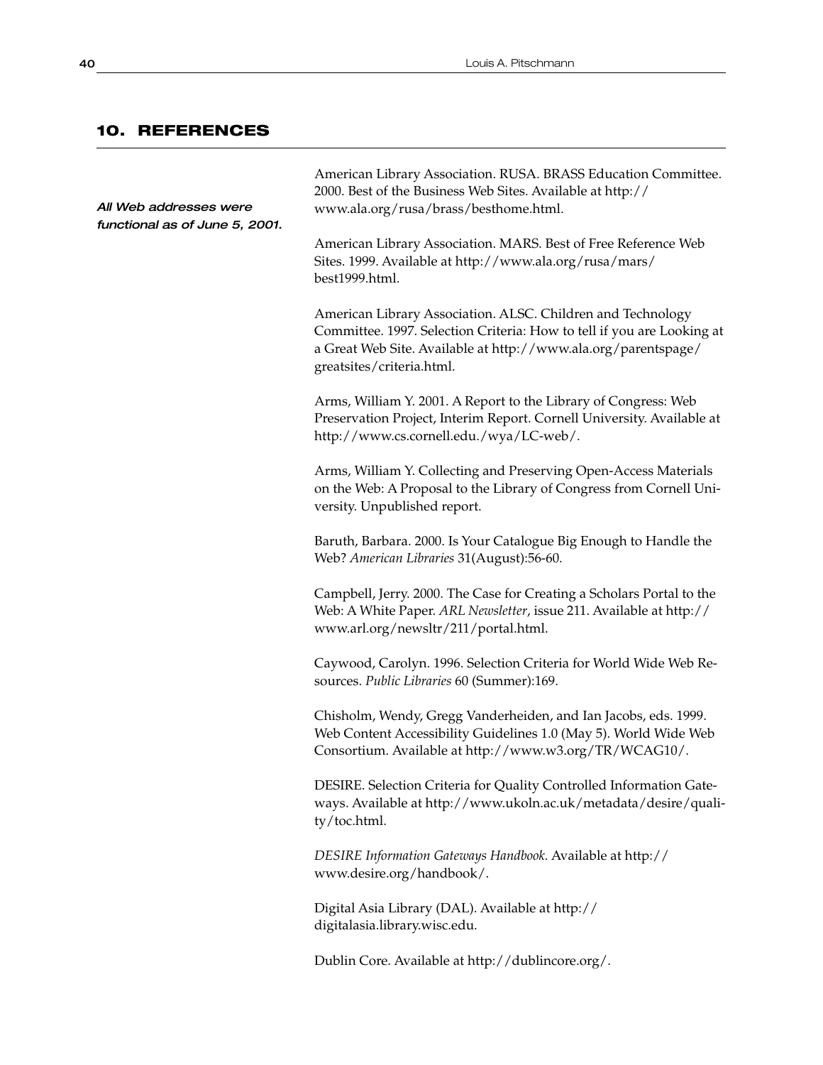## 10. REFERENCES

*All Web addresses were functional as of June 5, 2001.*

American Library Association. RUSA. BRASS Education Committee. 2000. Best of the Business Web Sites. Available at http://www.ala.org/rusa/brass/besthome.html.

American Library Association. MARS. Best of Free Reference Web Sites. 1999. Available at http://www.ala.org/rusa/mars/best1999.html.

American Library Association. ALSC. Children and Technology Committee. 1997. Selection Criteria: How to tell if you are Looking at a Great Web Site. Available at http://www.ala.org/parentspage/greatsites/criteria.html.

Arms, William Y. 2001. A Report to the Library of Congress: Web Preservation Project, Interim Report. Cornell University. Available at http://www.cs.cornell.edu./wya/LC-web/.

Arms, William Y. Collecting and Preserving Open-Access Materials on the Web: A Proposal to the Library of Congress from Cornell University. Unpublished report.

Baruth, Barbara. 2000. Is Your Catalogue Big Enough to Handle the Web? *American Libraries* 31(August):56-60.

Campbell, Jerry. 2000. The Case for Creating a Scholars Portal to the Web: A White Paper. *ARL Newsletter*, issue 211. Available at http://www.arl.org/newsltr/211/portal.html.

Caywood, Carolyn. 1996. Selection Criteria for World Wide Web Resources. *Public Libraries* 60 (Summer):169.

Chisholm, Wendy, Gregg Vanderheiden, and Ian Jacobs, eds. 1999. Web Content Accessibility Guidelines 1.0 (May 5). World Wide Web Consortium. Available at http://www.w3.org/TR/WCAG10/.

DESIRE. Selection Criteria for Quality Controlled Information Gateways. Available at http://www.ukoln.ac.uk/metadata/desire/quality/toc.html.

*DESIRE Information Gateways Handbook.* Available at http://www.desire.org/handbook/.

Digital Asia Library (DAL). Available at http://digitalasia.library.wisc.edu.

Dublin Core. Available at http://dublincore.org/.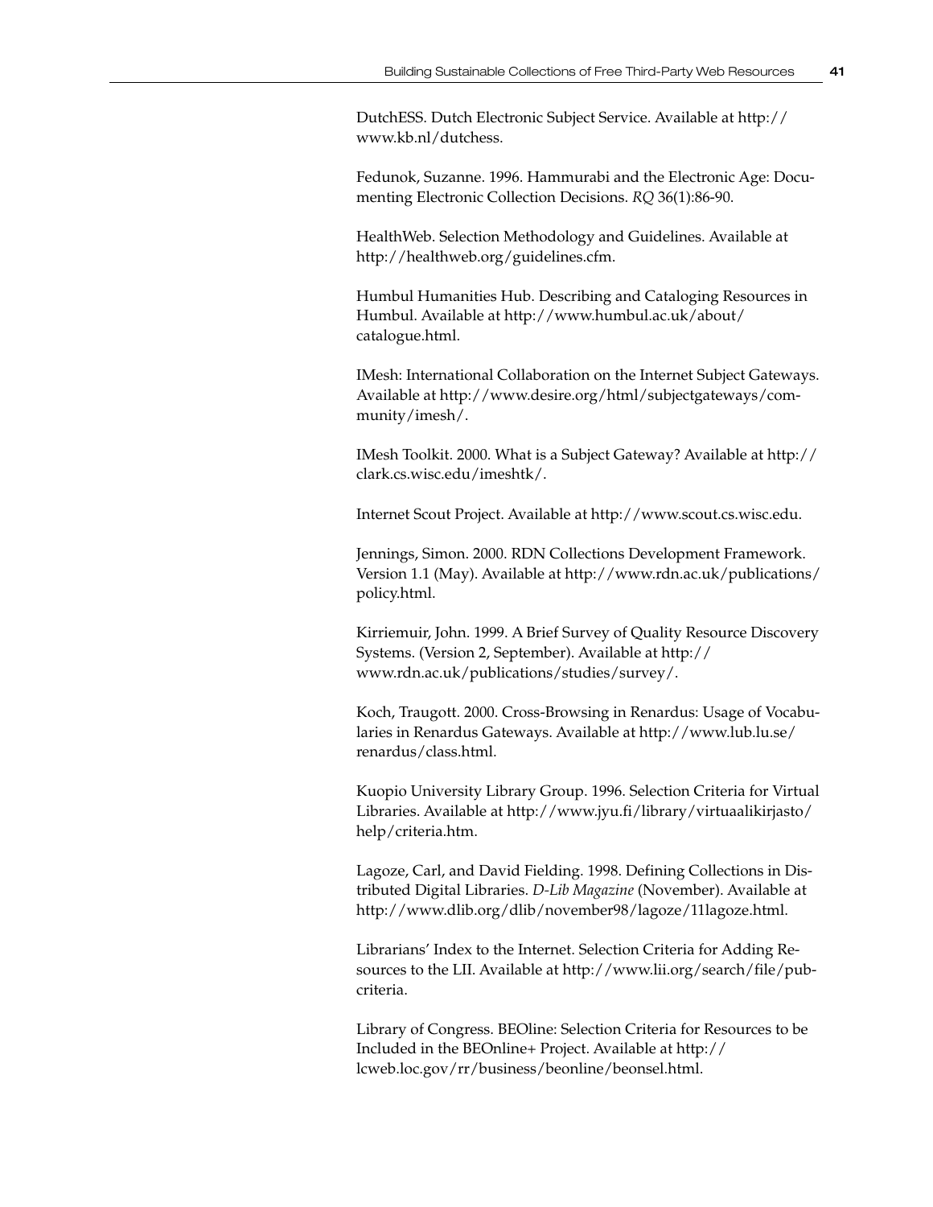DutchESS. Dutch Electronic Subject Service. Available at http://www.kb.nl/dutchess.

Fedunok, Suzanne. 1996. Hammurabi and the Electronic Age: Documenting Electronic Collection Decisions. *RQ* 36(1):86-90.

HealthWeb. Selection Methodology and Guidelines. Available at http://healthweb.org/guidelines.cfm.

Humbul Humanities Hub. Describing and Cataloging Resources in Humbul. Available at http://www.humbul.ac.uk/about/catalogue.html.

IMesh: International Collaboration on the Internet Subject Gateways. Available at http://www.desire.org/html/subjectgateways/community/imesh/.

IMesh Toolkit. 2000. What is a Subject Gateway? Available at http://clark.cs.wisc.edu/imeshtk/.

Internet Scout Project. Available at http://www.scout.cs.wisc.edu.

Jennings, Simon. 2000. RDN Collections Development Framework. Version 1.1 (May). Available at http://www.rdn.ac.uk/publications/policy.html.

Kirriemuir, John. 1999. A Brief Survey of Quality Resource Discovery Systems. (Version 2, September). Available at http://www.rdn.ac.uk/publications/studies/survey/.

Koch, Traugott. 2000. Cross-Browsing in Renardus: Usage of Vocabularies in Renardus Gateways. Available at http://www.lub.lu.se/renardus/class.html.

Kuopio University Library Group. 1996. Selection Criteria for Virtual Libraries. Available at http://www.jyu.fi/library/virtuaalikirjasto/help/criteria.htm.

Lagoze, Carl, and David Fielding. 1998. Defining Collections in Distributed Digital Libraries. *D-Lib Magazine* (November). Available at http://www.dlib.org/dlib/november98/lagoze/11lagoze.html.

Librarians' Index to the Internet. Selection Criteria for Adding Resources to the LII. Available at http://www.lii.org/search/file/pubcriteria.

Library of Congress. BEOline: Selection Criteria for Resources to be Included in the BEOnline+ Project. Available at http://lcweb.loc.gov/rr/business/beonline/beonsel.html.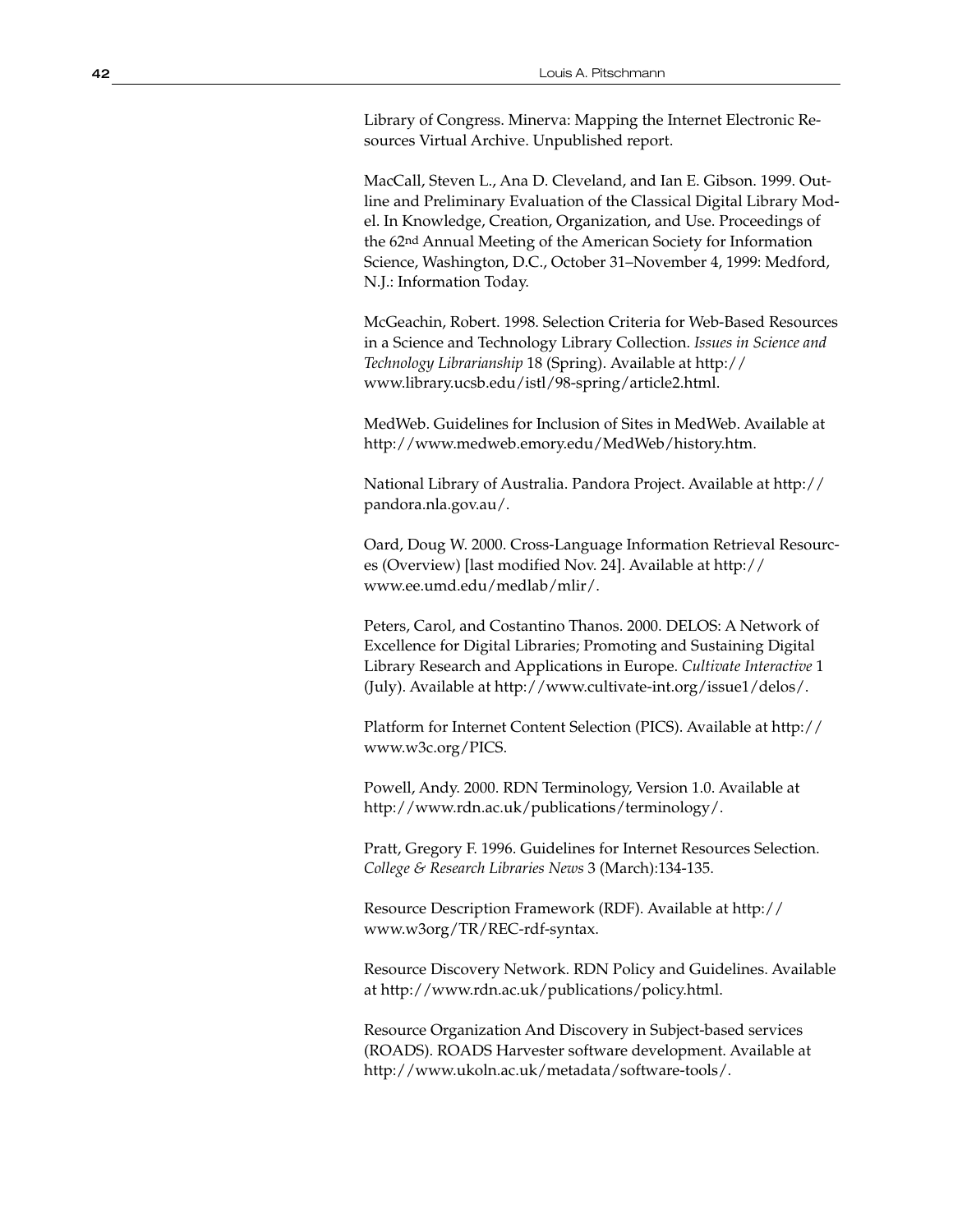Library of Congress. Minerva: Mapping the Internet Electronic Resources Virtual Archive. Unpublished report.

MacCall, Steven L., Ana D. Cleveland, and Ian E. Gibson. 1999. Outline and Preliminary Evaluation of the Classical Digital Library Model. In Knowledge, Creation, Organization, and Use. Proceedings of the 62nd Annual Meeting of the American Society for Information Science, Washington, D.C., October 31–November 4, 1999: Medford, N.J.: Information Today.

McGeachin, Robert. 1998. Selection Criteria for Web-Based Resources in a Science and Technology Library Collection. *Issues in Science and Technology Librarianship* 18 (Spring). Available at http://www.library.ucsb.edu/istl/98-spring/article2.html.

MedWeb. Guidelines for Inclusion of Sites in MedWeb. Available at http://www.medweb.emory.edu/MedWeb/history.htm.

National Library of Australia. Pandora Project. Available at http://pandora.nla.gov.au/.

Oard, Doug W. 2000. Cross-Language Information Retrieval Resources (Overview) [last modified Nov. 24]. Available at http://www.ee.umd.edu/medlab/mlir/.

Peters, Carol, and Costantino Thanos. 2000. DELOS: A Network of Excellence for Digital Libraries; Promoting and Sustaining Digital Library Research and Applications in Europe. *Cultivate Interactive* 1 (July). Available at http://www.cultivate-int.org/issue1/delos/.

Platform for Internet Content Selection (PICS). Available at http://www.w3c.org/PICS.

Powell, Andy. 2000. RDN Terminology, Version 1.0. Available at http://www.rdn.ac.uk/publications/terminology/.

Pratt, Gregory F. 1996. Guidelines for Internet Resources Selection. *College & Research Libraries News* 3 (March):134-135.

Resource Description Framework (RDF). Available at http://www.w3org/TR/REC-rdf-syntax.

Resource Discovery Network. RDN Policy and Guidelines. Available at http://www.rdn.ac.uk/publications/policy.html.

Resource Organization And Discovery in Subject-based services (ROADS). ROADS Harvester software development. Available at http://www.ukoln.ac.uk/metadata/software-tools/.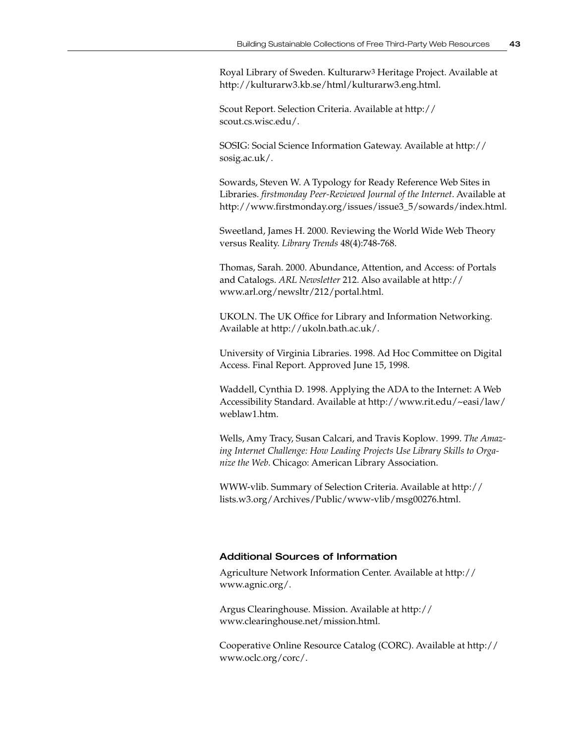Royal Library of Sweden. Kulturarw3 Heritage Project. Available at http://kulturarw3.kb.se/html/kulturarw3.eng.html.

Scout Report. Selection Criteria. Available at http://scout.cs.wisc.edu/.

SOSIG: Social Science Information Gateway. Available at http://sosig.ac.uk/.

Sowards, Steven W. A Typology for Ready Reference Web Sites in Libraries. *firstmonday Peer-Reviewed Journal of the Internet*. Available at http://www.firstmonday.org/issues/issue3_5/sowards/index.html.

Sweetland, James H. 2000. Reviewing the World Wide Web Theory versus Reality. *Library Trends* 48(4):748-768.

Thomas, Sarah. 2000. Abundance, Attention, and Access: of Portals and Catalogs. *ARL Newsletter* 212. Also available at http://www.arl.org/newsltr/212/portal.html.

UKOLN. The UK Office for Library and Information Networking. Available at http://ukoln.bath.ac.uk/.

University of Virginia Libraries. 1998. Ad Hoc Committee on Digital Access. Final Report. Approved June 15, 1998.

Waddell, Cynthia D. 1998. Applying the ADA to the Internet: A Web Accessibility Standard. Available at http://www.rit.edu/~easi/law/weblaw1.htm.

Wells, Amy Tracy, Susan Calcari, and Travis Koplow. 1999. *The Amazing Internet Challenge: How Leading Projects Use Library Skills to Organize the Web*. Chicago: American Library Association.

WWW-vlib. Summary of Selection Criteria. Available at http://lists.w3.org/Archives/Public/www-vlib/msg00276.html.

### Additional Sources of Information

Agriculture Network Information Center. Available at http://www.agnic.org/.

Argus Clearinghouse. Mission. Available at http://www.clearinghouse.net/mission.html.

Cooperative Online Resource Catalog (CORC). Available at http://www.oclc.org/corc/.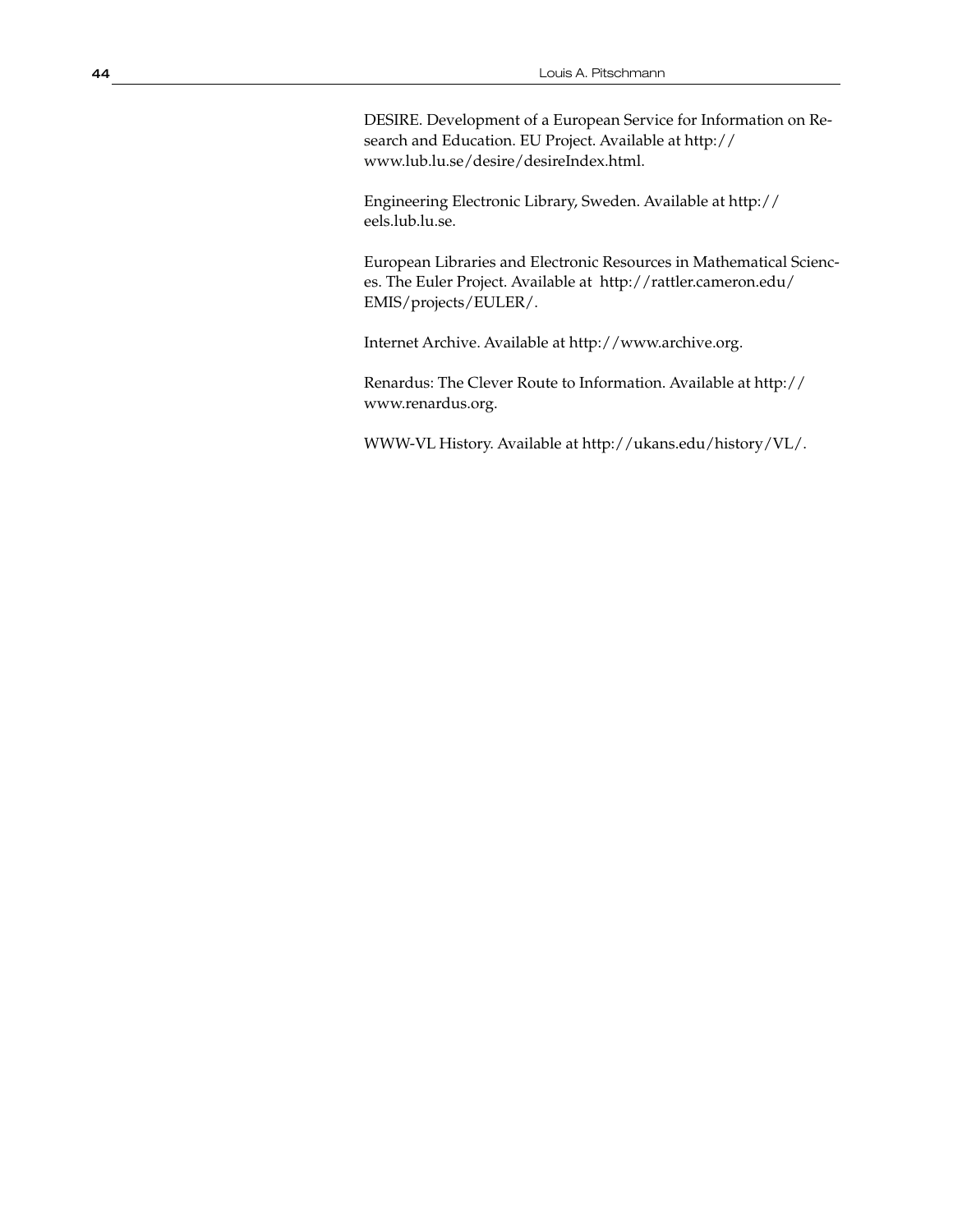DESIRE. Development of a European Service for Information on Research and Education. EU Project. Available at http://www.lub.lu.se/desire/desireIndex.html.

Engineering Electronic Library, Sweden. Available at http://eels.lub.lu.se.

European Libraries and Electronic Resources in Mathematical Sciences. The Euler Project. Available at http://rattler.cameron.edu/EMIS/projects/EULER/.

Internet Archive. Available at http://www.archive.org.

Renardus: The Clever Route to Information. Available at http://www.renardus.org.

WWW-VL History. Available at http://ukans.edu/history/VL/.